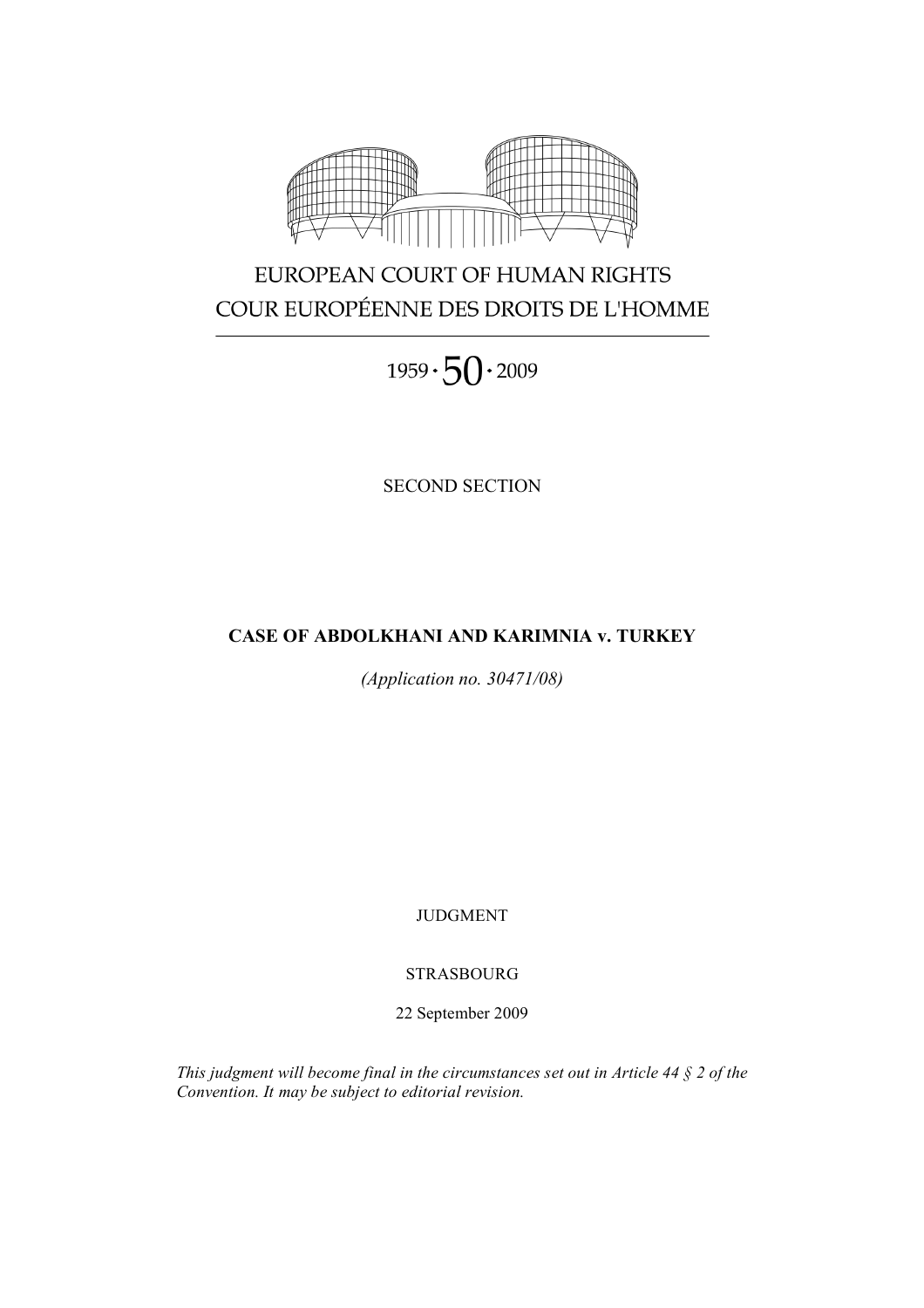EUROPEAN COURT OF HUMAN RIGHTS

COUR EUROPÉENNE DES DROITS DE L'HOMME

1959 · 50 · 2009

SECOND SECTION

**CASE OF ABDOLKHANI AND KARIMNIA v. TURKEY**

*(Application no. 30471/08)*

JUDGMENT

STRASBOURG

22 September 2009

*This judgment will become final in the circumstances set out in Article 44 § 2 of the Convention. It may be subject to editorial revision.*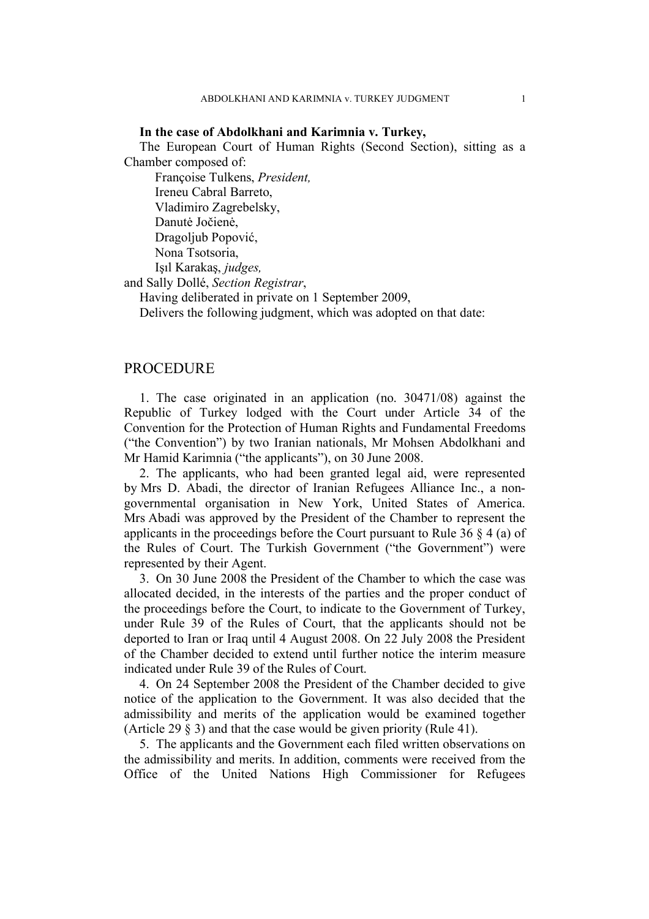**In the case of Abdolkhani and Karimnia v. Turkey,**

The European Court of Human Rights (Second Section), sitting as a Chamber composed of:

Françoise Tulkens, *President,*
Ireneu Cabral Barreto,
Vladimiro Zagrebelsky,
Danutė Jočienė,
Dragoljub Popović,
Nona Tsotsoria,
Işıl Karakaş, *judges,*
and Sally Dollé, *Section Registrar*,

Having deliberated in private on 1 September 2009,

Delivers the following judgment, which was adopted on that date:

# PROCEDURE

1. The case originated in an application (no. 30471/08) against the Republic of Turkey lodged with the Court under Article 34 of the Convention for the Protection of Human Rights and Fundamental Freedoms ("the Convention") by two Iranian nationals, Mr Mohsen Abdolkhani and Mr Hamid Karimnia ("the applicants"), on 30 June 2008.

2. The applicants, who had been granted legal aid, were represented by Mrs D. Abadi, the director of Iranian Refugees Alliance Inc., a non-governmental organisation in New York, United States of America. Mrs Abadi was approved by the President of the Chamber to represent the applicants in the proceedings before the Court pursuant to Rule 36 § 4 (a) of the Rules of Court. The Turkish Government ("the Government") were represented by their Agent.

3. On 30 June 2008 the President of the Chamber to which the case was allocated decided, in the interests of the parties and the proper conduct of the proceedings before the Court, to indicate to the Government of Turkey, under Rule 39 of the Rules of Court, that the applicants should not be deported to Iran or Iraq until 4 August 2008. On 22 July 2008 the President of the Chamber decided to extend until further notice the interim measure indicated under Rule 39 of the Rules of Court.

4. On 24 September 2008 the President of the Chamber decided to give notice of the application to the Government. It was also decided that the admissibility and merits of the application would be examined together (Article 29 § 3) and that the case would be given priority (Rule 41).

5. The applicants and the Government each filed written observations on the admissibility and merits. In addition, comments were received from the Office of the United Nations High Commissioner for Refugees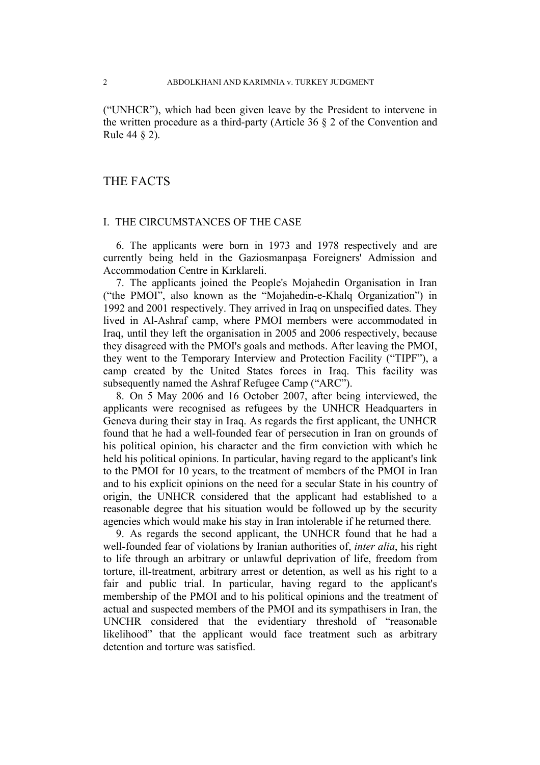("UNHCR"), which had been given leave by the President to intervene in the written procedure as a third-party (Article 36 § 2 of the Convention and Rule 44 § 2).

# THE FACTS

## I. THE CIRCUMSTANCES OF THE CASE

6. The applicants were born in 1973 and 1978 respectively and are currently being held in the Gaziosmanpaşa Foreigners' Admission and Accommodation Centre in Kırklareli.

7. The applicants joined the People's Mojahedin Organisation in Iran ("the PMOI", also known as the "Mojahedin-e-Khalq Organization") in 1992 and 2001 respectively. They arrived in Iraq on unspecified dates. They lived in Al-Ashraf camp, where PMOI members were accommodated in Iraq, until they left the organisation in 2005 and 2006 respectively, because they disagreed with the PMOI's goals and methods. After leaving the PMOI, they went to the Temporary Interview and Protection Facility ("TIPF"), a camp created by the United States forces in Iraq. This facility was subsequently named the Ashraf Refugee Camp ("ARC").

8. On 5 May 2006 and 16 October 2007, after being interviewed, the applicants were recognised as refugees by the UNHCR Headquarters in Geneva during their stay in Iraq. As regards the first applicant, the UNHCR found that he had a well-founded fear of persecution in Iran on grounds of his political opinion, his character and the firm conviction with which he held his political opinions. In particular, having regard to the applicant's link to the PMOI for 10 years, to the treatment of members of the PMOI in Iran and to his explicit opinions on the need for a secular State in his country of origin, the UNHCR considered that the applicant had established to a reasonable degree that his situation would be followed up by the security agencies which would make his stay in Iran intolerable if he returned there.

9. As regards the second applicant, the UNHCR found that he had a well-founded fear of violations by Iranian authorities of, *inter alia*, his right to life through an arbitrary or unlawful deprivation of life, freedom from torture, ill-treatment, arbitrary arrest or detention, as well as his right to a fair and public trial. In particular, having regard to the applicant's membership of the PMOI and to his political opinions and the treatment of actual and suspected members of the PMOI and its sympathisers in Iran, the UNCHR considered that the evidentiary threshold of "reasonable likelihood" that the applicant would face treatment such as arbitrary detention and torture was satisfied.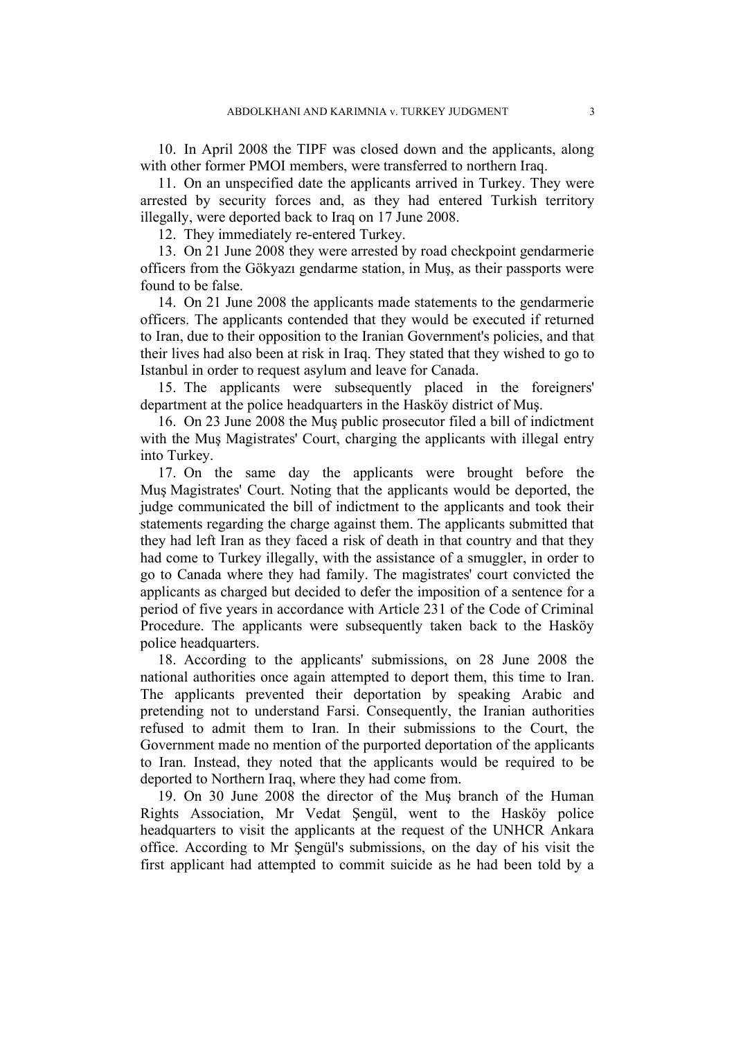10. In April 2008 the TIPF was closed down and the applicants, along with other former PMOI members, were transferred to northern Iraq.

11. On an unspecified date the applicants arrived in Turkey. They were arrested by security forces and, as they had entered Turkish territory illegally, were deported back to Iraq on 17 June 2008.

12. They immediately re-entered Turkey.

13. On 21 June 2008 they were arrested by road checkpoint gendarmerie officers from the Gökyazı gendarme station, in Muş, as their passports were found to be false.

14. On 21 June 2008 the applicants made statements to the gendarmerie officers. The applicants contended that they would be executed if returned to Iran, due to their opposition to the Iranian Government's policies, and that their lives had also been at risk in Iraq. They stated that they wished to go to Istanbul in order to request asylum and leave for Canada.

15. The applicants were subsequently placed in the foreigners' department at the police headquarters in the Hasköy district of Muş.

16. On 23 June 2008 the Muş public prosecutor filed a bill of indictment with the Muş Magistrates' Court, charging the applicants with illegal entry into Turkey.

17. On the same day the applicants were brought before the Muş Magistrates' Court. Noting that the applicants would be deported, the judge communicated the bill of indictment to the applicants and took their statements regarding the charge against them. The applicants submitted that they had left Iran as they faced a risk of death in that country and that they had come to Turkey illegally, with the assistance of a smuggler, in order to go to Canada where they had family. The magistrates' court convicted the applicants as charged but decided to defer the imposition of a sentence for a period of five years in accordance with Article 231 of the Code of Criminal Procedure. The applicants were subsequently taken back to the Hasköy police headquarters.

18. According to the applicants' submissions, on 28 June 2008 the national authorities once again attempted to deport them, this time to Iran. The applicants prevented their deportation by speaking Arabic and pretending not to understand Farsi. Consequently, the Iranian authorities refused to admit them to Iran. In their submissions to the Court, the Government made no mention of the purported deportation of the applicants to Iran. Instead, they noted that the applicants would be required to be deported to Northern Iraq, where they had come from.

19. On 30 June 2008 the director of the Muş branch of the Human Rights Association, Mr Vedat Şengül, went to the Hasköy police headquarters to visit the applicants at the request of the UNHCR Ankara office. According to Mr Şengül's submissions, on the day of his visit the first applicant had attempted to commit suicide as he had been told by a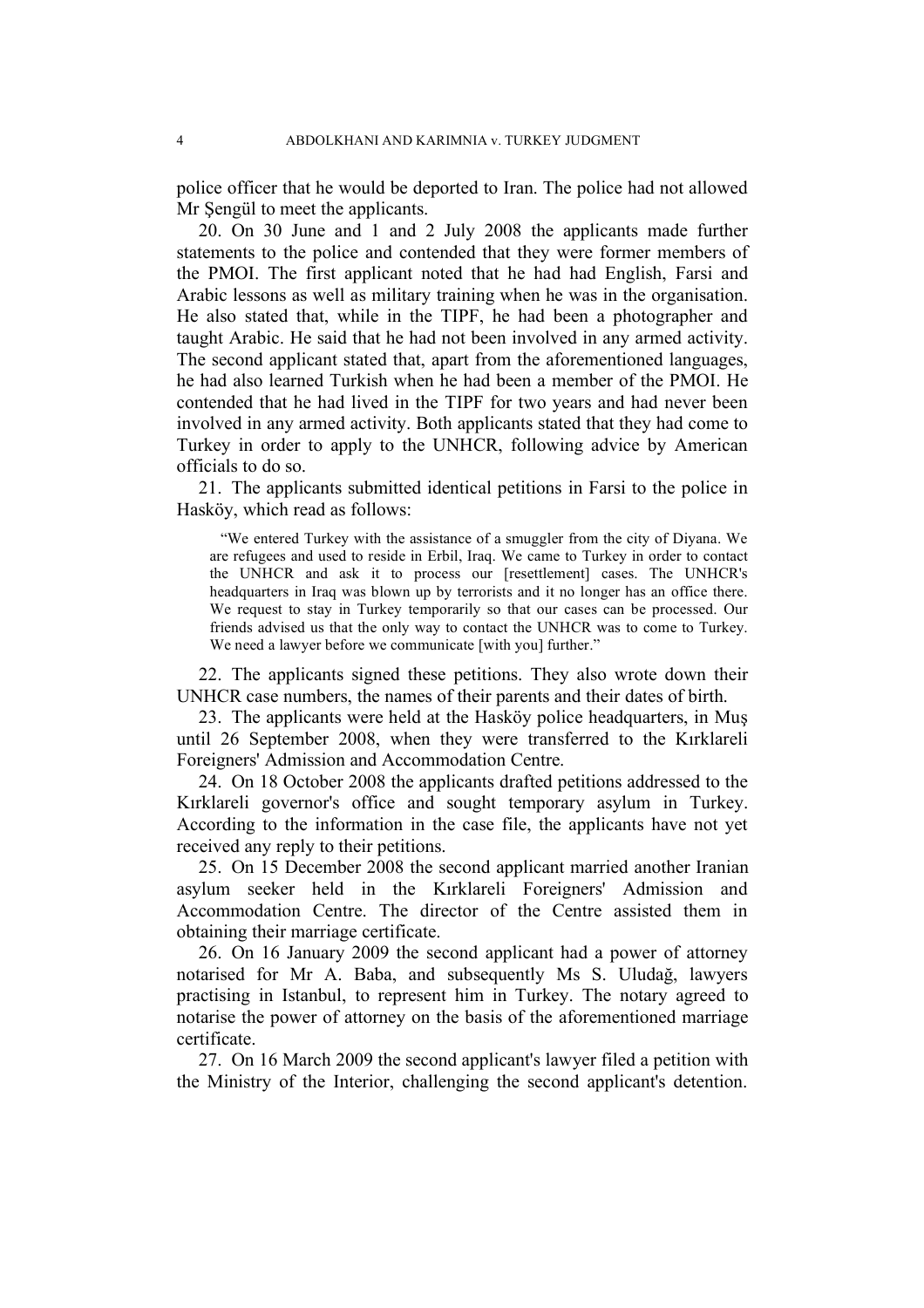police officer that he would be deported to Iran. The police had not allowed Mr Şengül to meet the applicants.

20. On 30 June and 1 and 2 July 2008 the applicants made further statements to the police and contended that they were former members of the PMOI. The first applicant noted that he had had English, Farsi and Arabic lessons as well as military training when he was in the organisation. He also stated that, while in the TIPF, he had been a photographer and taught Arabic. He said that he had not been involved in any armed activity. The second applicant stated that, apart from the aforementioned languages, he had also learned Turkish when he had been a member of the PMOI. He contended that he had lived in the TIPF for two years and had never been involved in any armed activity. Both applicants stated that they had come to Turkey in order to apply to the UNHCR, following advice by American officials to do so.

21. The applicants submitted identical petitions in Farsi to the police in Hasköy, which read as follows:

> "We entered Turkey with the assistance of a smuggler from the city of Diyana. We are refugees and used to reside in Erbil, Iraq. We came to Turkey in order to contact the UNHCR and ask it to process our [resettlement] cases. The UNHCR's headquarters in Iraq was blown up by terrorists and it no longer has an office there. We request to stay in Turkey temporarily so that our cases can be processed. Our friends advised us that the only way to contact the UNHCR was to come to Turkey. We need a lawyer before we communicate [with you] further."

22. The applicants signed these petitions. They also wrote down their UNHCR case numbers, the names of their parents and their dates of birth.

23. The applicants were held at the Hasköy police headquarters, in Muş until 26 September 2008, when they were transferred to the Kırklareli Foreigners' Admission and Accommodation Centre.

24. On 18 October 2008 the applicants drafted petitions addressed to the Kırklareli governor's office and sought temporary asylum in Turkey. According to the information in the case file, the applicants have not yet received any reply to their petitions.

25. On 15 December 2008 the second applicant married another Iranian asylum seeker held in the Kırklareli Foreigners' Admission and Accommodation Centre. The director of the Centre assisted them in obtaining their marriage certificate.

26. On 16 January 2009 the second applicant had a power of attorney notarised for Mr A. Baba, and subsequently Ms S. Uludağ, lawyers practising in Istanbul, to represent him in Turkey. The notary agreed to notarise the power of attorney on the basis of the aforementioned marriage certificate.

27. On 16 March 2009 the second applicant's lawyer filed a petition with the Ministry of the Interior, challenging the second applicant's detention.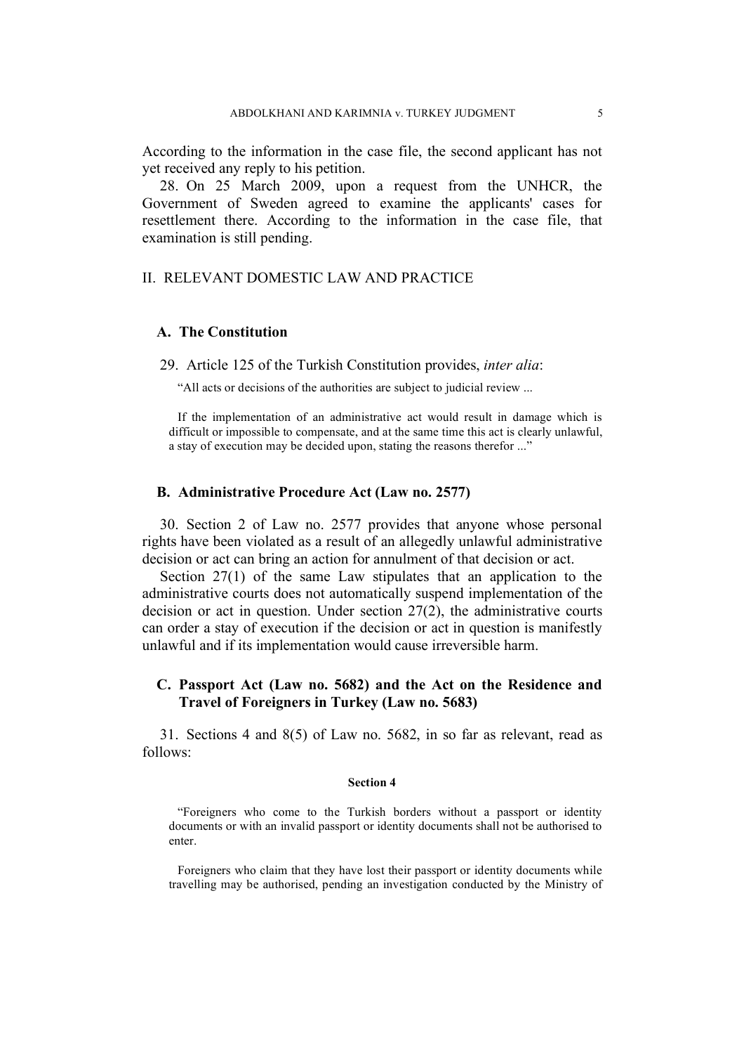According to the information in the case file, the second applicant has not yet received any reply to his petition.

28. On 25 March 2009, upon a request from the UNHCR, the Government of Sweden agreed to examine the applicants' cases for resettlement there. According to the information in the case file, that examination is still pending.

## II. RELEVANT DOMESTIC LAW AND PRACTICE

### A. The Constitution

29. Article 125 of the Turkish Constitution provides, *inter alia*:

> "All acts or decisions of the authorities are subject to judicial review ...
>
> If the implementation of an administrative act would result in damage which is difficult or impossible to compensate, and at the same time this act is clearly unlawful, a stay of execution may be decided upon, stating the reasons therefor ..."

### B. Administrative Procedure Act (Law no. 2577)

30. Section 2 of Law no. 2577 provides that anyone whose personal rights have been violated as a result of an allegedly unlawful administrative decision or act can bring an action for annulment of that decision or act.

Section 27(1) of the same Law stipulates that an application to the administrative courts does not automatically suspend implementation of the decision or act in question. Under section 27(2), the administrative courts can order a stay of execution if the decision or act in question is manifestly unlawful and if its implementation would cause irreversible harm.

### C. Passport Act (Law no. 5682) and the Act on the Residence and Travel of Foreigners in Turkey (Law no. 5683)

31. Sections 4 and 8(5) of Law no. 5682, in so far as relevant, read as follows:

**Section 4**

> "Foreigners who come to the Turkish borders without a passport or identity documents or with an invalid passport or identity documents shall not be authorised to enter.
>
> Foreigners who claim that they have lost their passport or identity documents while travelling may be authorised, pending an investigation conducted by the Ministry of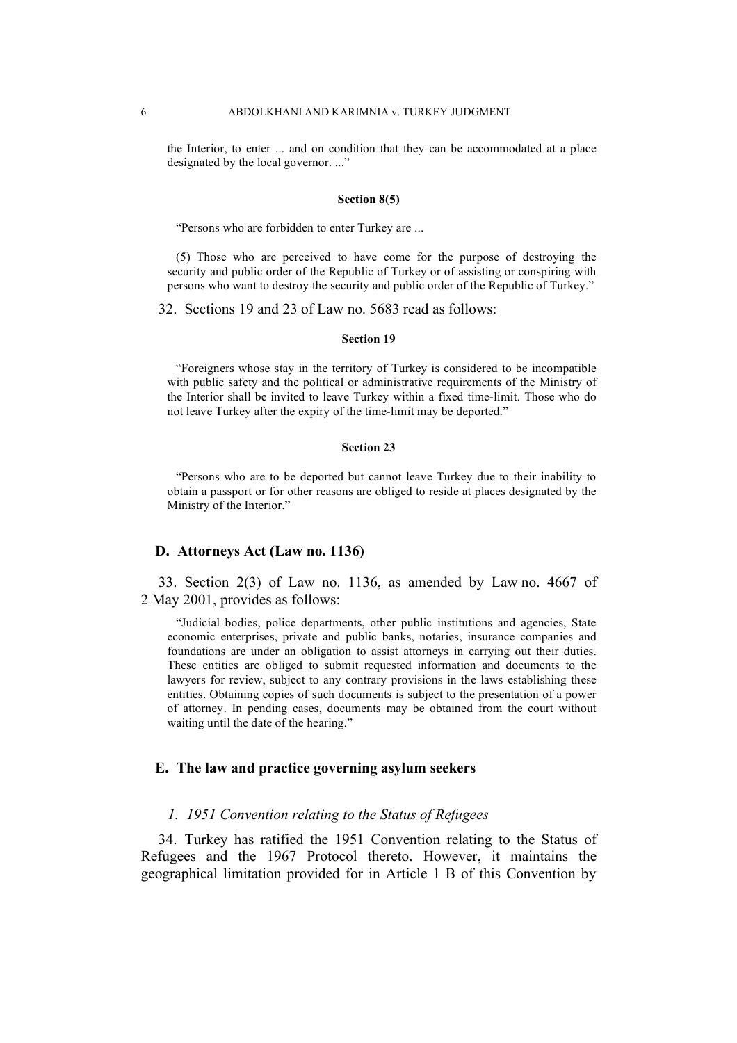the Interior, to enter ... and on condition that they can be accommodated at a place designated by the local governor. ...”

**Section 8(5)**

“Persons who are forbidden to enter Turkey are ...

(5) Those who are perceived to have come for the purpose of destroying the security and public order of the Republic of Turkey or of assisting or conspiring with persons who want to destroy the security and public order of the Republic of Turkey.”

32. Sections 19 and 23 of Law no. 5683 read as follows:

**Section 19**

“Foreigners whose stay in the territory of Turkey is considered to be incompatible with public safety and the political or administrative requirements of the Ministry of the Interior shall be invited to leave Turkey within a fixed time-limit. Those who do not leave Turkey after the expiry of the time-limit may be deported.”

**Section 23**

“Persons who are to be deported but cannot leave Turkey due to their inability to obtain a passport or for other reasons are obliged to reside at places designated by the Ministry of the Interior.”

### D. Attorneys Act (Law no. 1136)

33. Section 2(3) of Law no. 1136, as amended by Law no. 4667 of 2 May 2001, provides as follows:

“Judicial bodies, police departments, other public institutions and agencies, State economic enterprises, private and public banks, notaries, insurance companies and foundations are under an obligation to assist attorneys in carrying out their duties. These entities are obliged to submit requested information and documents to the lawyers for review, subject to any contrary provisions in the laws establishing these entities. Obtaining copies of such documents is subject to the presentation of a power of attorney. In pending cases, documents may be obtained from the court without waiting until the date of the hearing.”

### E. The law and practice governing asylum seekers

#### *1. 1951 Convention relating to the Status of Refugees*

34. Turkey has ratified the 1951 Convention relating to the Status of Refugees and the 1967 Protocol thereto. However, it maintains the geographical limitation provided for in Article 1 B of this Convention by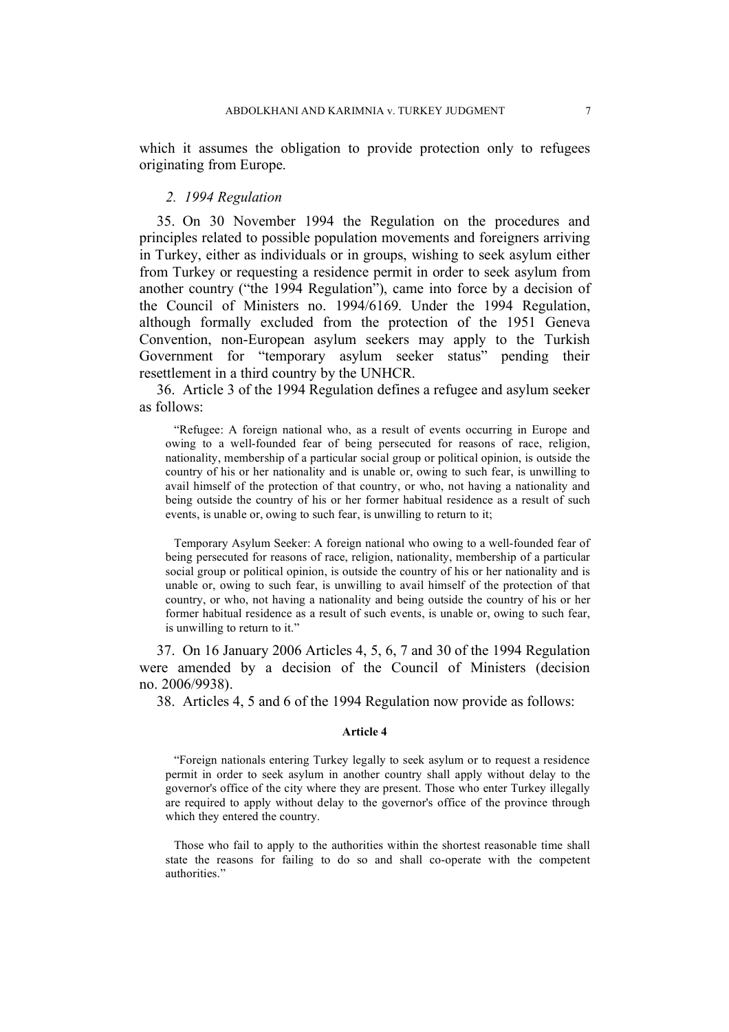which it assumes the obligation to provide protection only to refugees originating from Europe.

### *2. 1994 Regulation*

35. On 30 November 1994 the Regulation on the procedures and principles related to possible population movements and foreigners arriving in Turkey, either as individuals or in groups, wishing to seek asylum either from Turkey or requesting a residence permit in order to seek asylum from another country ("the 1994 Regulation"), came into force by a decision of the Council of Ministers no. 1994/6169. Under the 1994 Regulation, although formally excluded from the protection of the 1951 Geneva Convention, non-European asylum seekers may apply to the Turkish Government for "temporary asylum seeker status" pending their resettlement in a third country by the UNHCR.

36. Article 3 of the 1994 Regulation defines a refugee and asylum seeker as follows:

> "Refugee: A foreign national who, as a result of events occurring in Europe and owing to a well-founded fear of being persecuted for reasons of race, religion, nationality, membership of a particular social group or political opinion, is outside the country of his or her nationality and is unable or, owing to such fear, is unwilling to avail himself of the protection of that country, or who, not having a nationality and being outside the country of his or her former habitual residence as a result of such events, is unable or, owing to such fear, is unwilling to return to it;
>
> Temporary Asylum Seeker: A foreign national who owing to a well-founded fear of being persecuted for reasons of race, religion, nationality, membership of a particular social group or political opinion, is outside the country of his or her nationality and is unable or, owing to such fear, is unwilling to avail himself of the protection of that country, or who, not having a nationality and being outside the country of his or her former habitual residence as a result of such events, is unable or, owing to such fear, is unwilling to return to it."

37. On 16 January 2006 Articles 4, 5, 6, 7 and 30 of the 1994 Regulation were amended by a decision of the Council of Ministers (decision no. 2006/9938).

38. Articles 4, 5 and 6 of the 1994 Regulation now provide as follows:

**Article 4**

> "Foreign nationals entering Turkey legally to seek asylum or to request a residence permit in order to seek asylum in another country shall apply without delay to the governor's office of the city where they are present. Those who enter Turkey illegally are required to apply without delay to the governor's office of the province through which they entered the country.
>
> Those who fail to apply to the authorities within the shortest reasonable time shall state the reasons for failing to do so and shall co-operate with the competent authorities."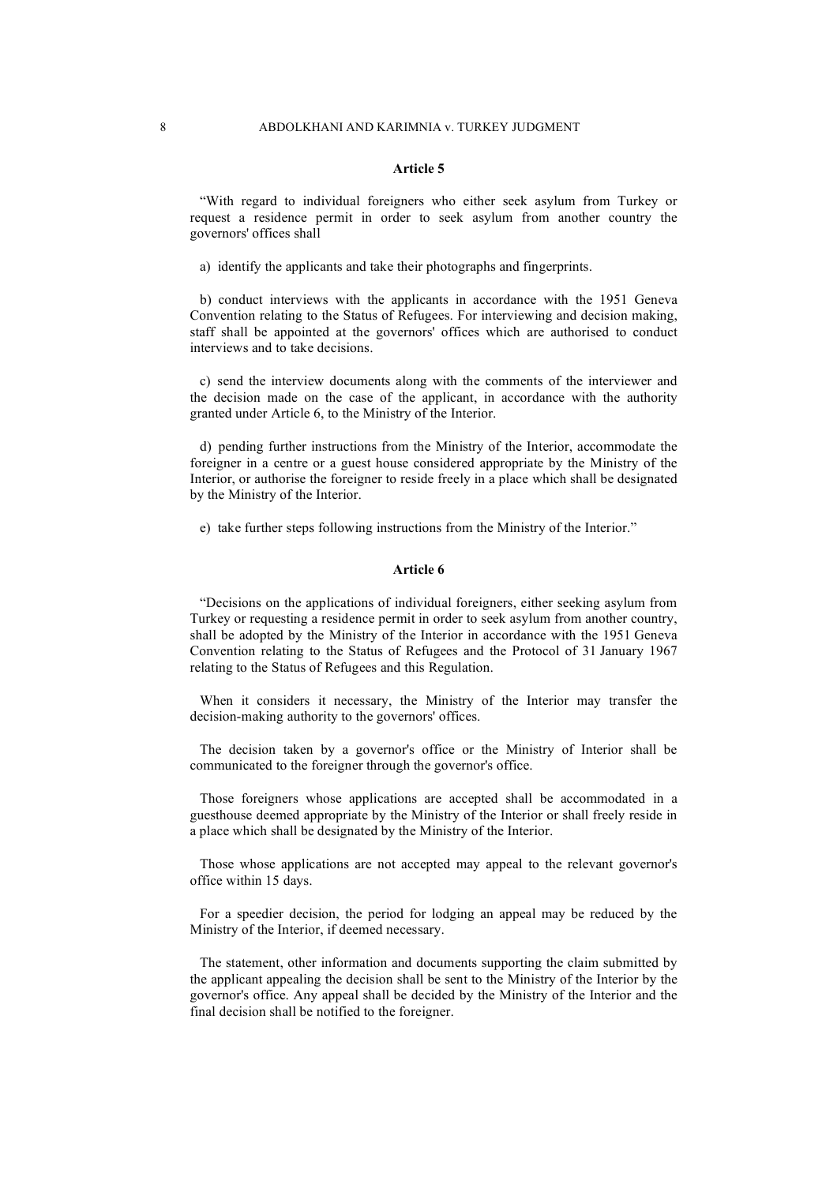**Article 5**

"With regard to individual foreigners who either seek asylum from Turkey or request a residence permit in order to seek asylum from another country the governors' offices shall

a) identify the applicants and take their photographs and fingerprints.

b) conduct interviews with the applicants in accordance with the 1951 Geneva Convention relating to the Status of Refugees. For interviewing and decision making, staff shall be appointed at the governors' offices which are authorised to conduct interviews and to take decisions.

c) send the interview documents along with the comments of the interviewer and the decision made on the case of the applicant, in accordance with the authority granted under Article 6, to the Ministry of the Interior.

d) pending further instructions from the Ministry of the Interior, accommodate the foreigner in a centre or a guest house considered appropriate by the Ministry of the Interior, or authorise the foreigner to reside freely in a place which shall be designated by the Ministry of the Interior.

e) take further steps following instructions from the Ministry of the Interior."

**Article 6**

"Decisions on the applications of individual foreigners, either seeking asylum from Turkey or requesting a residence permit in order to seek asylum from another country, shall be adopted by the Ministry of the Interior in accordance with the 1951 Geneva Convention relating to the Status of Refugees and the Protocol of 31 January 1967 relating to the Status of Refugees and this Regulation.

When it considers it necessary, the Ministry of the Interior may transfer the decision-making authority to the governors' offices.

The decision taken by a governor's office or the Ministry of Interior shall be communicated to the foreigner through the governor's office.

Those foreigners whose applications are accepted shall be accommodated in a guesthouse deemed appropriate by the Ministry of the Interior or shall freely reside in a place which shall be designated by the Ministry of the Interior.

Those whose applications are not accepted may appeal to the relevant governor's office within 15 days.

For a speedier decision, the period for lodging an appeal may be reduced by the Ministry of the Interior, if deemed necessary.

The statement, other information and documents supporting the claim submitted by the applicant appealing the decision shall be sent to the Ministry of the Interior by the governor's office. Any appeal shall be decided by the Ministry of the Interior and the final decision shall be notified to the foreigner.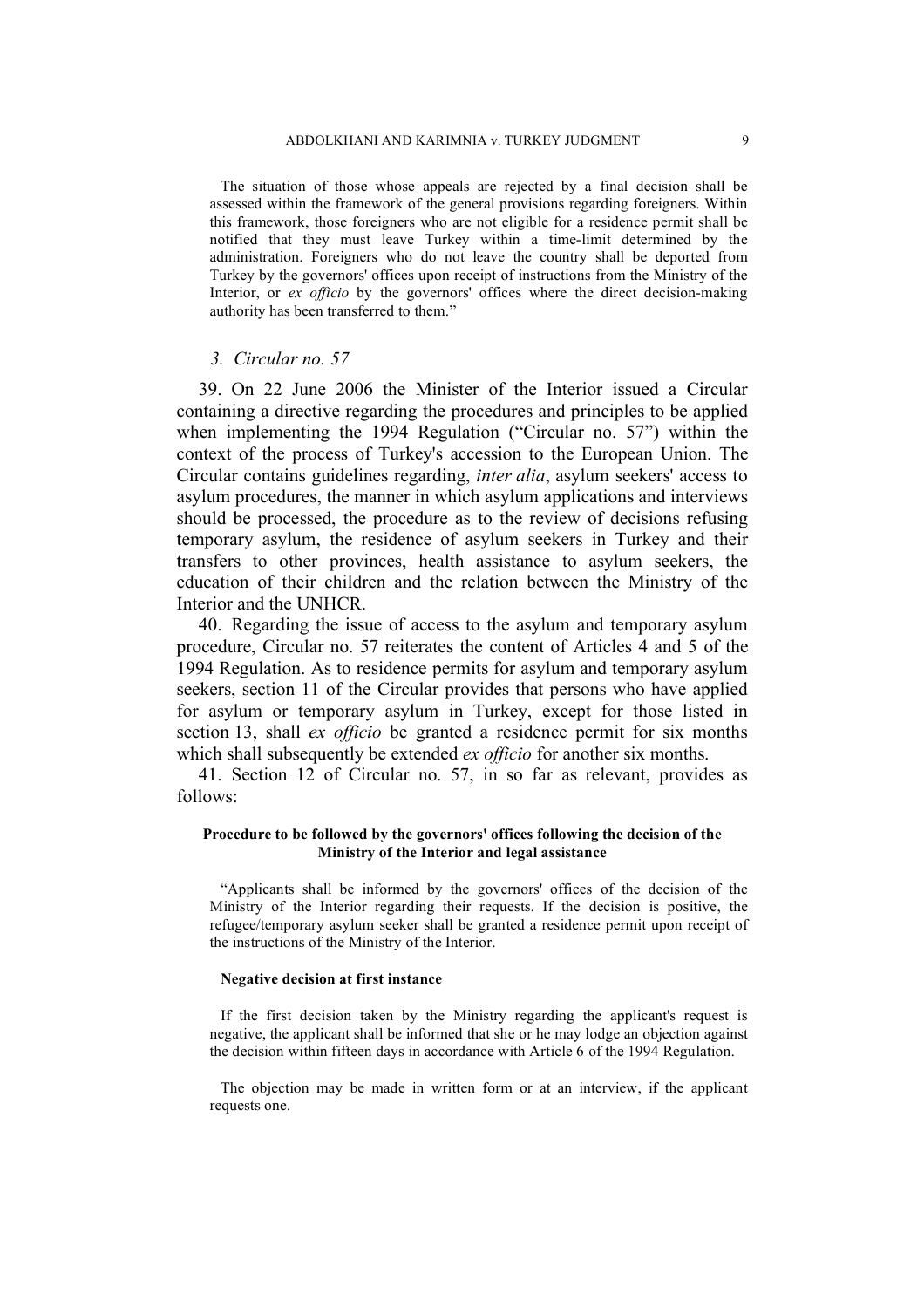The situation of those whose appeals are rejected by a final decision shall be assessed within the framework of the general provisions regarding foreigners. Within this framework, those foreigners who are not eligible for a residence permit shall be notified that they must leave Turkey within a time-limit determined by the administration. Foreigners who do not leave the country shall be deported from Turkey by the governors' offices upon receipt of instructions from the Ministry of the Interior, or *ex officio* by the governors' offices where the direct decision-making authority has been transferred to them."

### *3. Circular no. 57*

39. On 22 June 2006 the Minister of the Interior issued a Circular containing a directive regarding the procedures and principles to be applied when implementing the 1994 Regulation ("Circular no. 57") within the context of the process of Turkey's accession to the European Union. The Circular contains guidelines regarding, *inter alia*, asylum seekers' access to asylum procedures, the manner in which asylum applications and interviews should be processed, the procedure as to the review of decisions refusing temporary asylum, the residence of asylum seekers in Turkey and their transfers to other provinces, health assistance to asylum seekers, the education of their children and the relation between the Ministry of the Interior and the UNHCR.

40. Regarding the issue of access to the asylum and temporary asylum procedure, Circular no. 57 reiterates the content of Articles 4 and 5 of the 1994 Regulation. As to residence permits for asylum and temporary asylum seekers, section 11 of the Circular provides that persons who have applied for asylum or temporary asylum in Turkey, except for those listed in section 13, shall *ex officio* be granted a residence permit for six months which shall subsequently be extended *ex officio* for another six months.

41. Section 12 of Circular no. 57, in so far as relevant, provides as follows:

**Procedure to be followed by the governors' offices following the decision of the Ministry of the Interior and legal assistance**

"Applicants shall be informed by the governors' offices of the decision of the Ministry of the Interior regarding their requests. If the decision is positive, the refugee/temporary asylum seeker shall be granted a residence permit upon receipt of the instructions of the Ministry of the Interior.

**Negative decision at first instance**

If the first decision taken by the Ministry regarding the applicant's request is negative, the applicant shall be informed that she or he may lodge an objection against the decision within fifteen days in accordance with Article 6 of the 1994 Regulation.

The objection may be made in written form or at an interview, if the applicant requests one.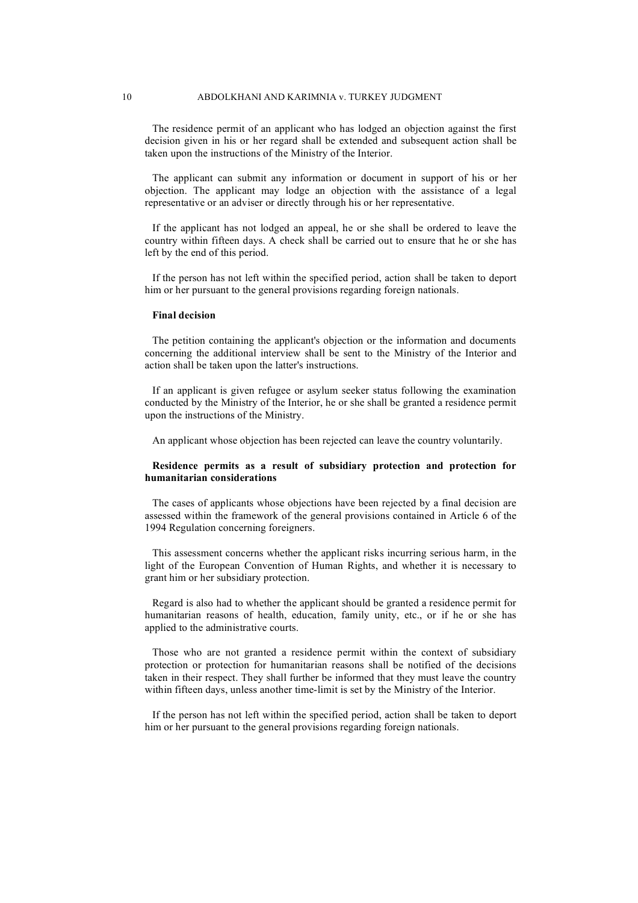The residence permit of an applicant who has lodged an objection against the first decision given in his or her regard shall be extended and subsequent action shall be taken upon the instructions of the Ministry of the Interior.

The applicant can submit any information or document in support of his or her objection. The applicant may lodge an objection with the assistance of a legal representative or an adviser or directly through his or her representative.

If the applicant has not lodged an appeal, he or she shall be ordered to leave the country within fifteen days. A check shall be carried out to ensure that he or she has left by the end of this period.

If the person has not left within the specified period, action shall be taken to deport him or her pursuant to the general provisions regarding foreign nationals.

**Final decision**

The petition containing the applicant's objection or the information and documents concerning the additional interview shall be sent to the Ministry of the Interior and action shall be taken upon the latter's instructions.

If an applicant is given refugee or asylum seeker status following the examination conducted by the Ministry of the Interior, he or she shall be granted a residence permit upon the instructions of the Ministry.

An applicant whose objection has been rejected can leave the country voluntarily.

**Residence permits as a result of subsidiary protection and protection for humanitarian considerations**

The cases of applicants whose objections have been rejected by a final decision are assessed within the framework of the general provisions contained in Article 6 of the 1994 Regulation concerning foreigners.

This assessment concerns whether the applicant risks incurring serious harm, in the light of the European Convention of Human Rights, and whether it is necessary to grant him or her subsidiary protection.

Regard is also had to whether the applicant should be granted a residence permit for humanitarian reasons of health, education, family unity, etc., or if he or she has applied to the administrative courts.

Those who are not granted a residence permit within the context of subsidiary protection or protection for humanitarian reasons shall be notified of the decisions taken in their respect. They shall further be informed that they must leave the country within fifteen days, unless another time-limit is set by the Ministry of the Interior.

If the person has not left within the specified period, action shall be taken to deport him or her pursuant to the general provisions regarding foreign nationals.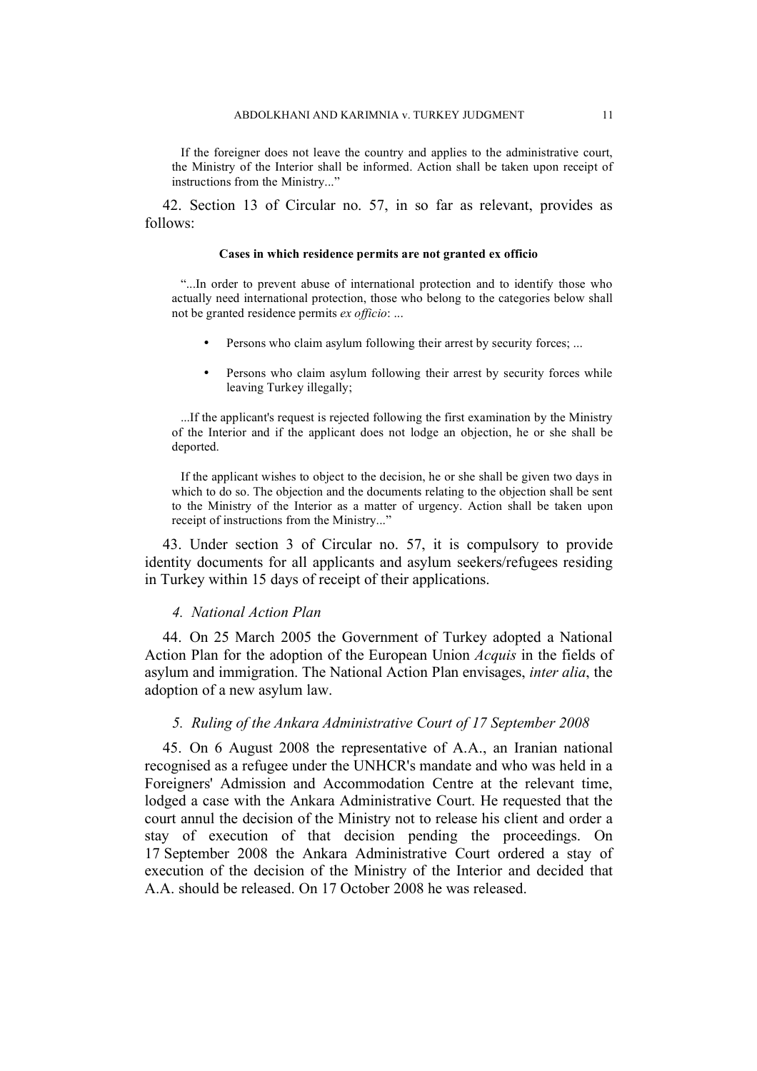If the foreigner does not leave the country and applies to the administrative court, the Ministry of the Interior shall be informed. Action shall be taken upon receipt of instructions from the Ministry..."

42. Section 13 of Circular no. 57, in so far as relevant, provides as follows:

**Cases in which residence permits are not granted ex officio**

"...In order to prevent abuse of international protection and to identify those who actually need international protection, those who belong to the categories below shall not be granted residence permits *ex officio*: ...

- Persons who claim asylum following their arrest by security forces; ...
- Persons who claim asylum following their arrest by security forces while leaving Turkey illegally;

...If the applicant's request is rejected following the first examination by the Ministry of the Interior and if the applicant does not lodge an objection, he or she shall be deported.

If the applicant wishes to object to the decision, he or she shall be given two days in which to do so. The objection and the documents relating to the objection shall be sent to the Ministry of the Interior as a matter of urgency. Action shall be taken upon receipt of instructions from the Ministry..."

43. Under section 3 of Circular no. 57, it is compulsory to provide identity documents for all applicants and asylum seekers/refugees residing in Turkey within 15 days of receipt of their applications.

### *4. National Action Plan*

44. On 25 March 2005 the Government of Turkey adopted a National Action Plan for the adoption of the European Union *Acquis* in the fields of asylum and immigration. The National Action Plan envisages, *inter alia*, the adoption of a new asylum law.

### *5. Ruling of the Ankara Administrative Court of 17 September 2008*

45. On 6 August 2008 the representative of A.A., an Iranian national recognised as a refugee under the UNHCR's mandate and who was held in a Foreigners' Admission and Accommodation Centre at the relevant time, lodged a case with the Ankara Administrative Court. He requested that the court annul the decision of the Ministry not to release his client and order a stay of execution of that decision pending the proceedings. On 17 September 2008 the Ankara Administrative Court ordered a stay of execution of the decision of the Ministry of the Interior and decided that A.A. should be released. On 17 October 2008 he was released.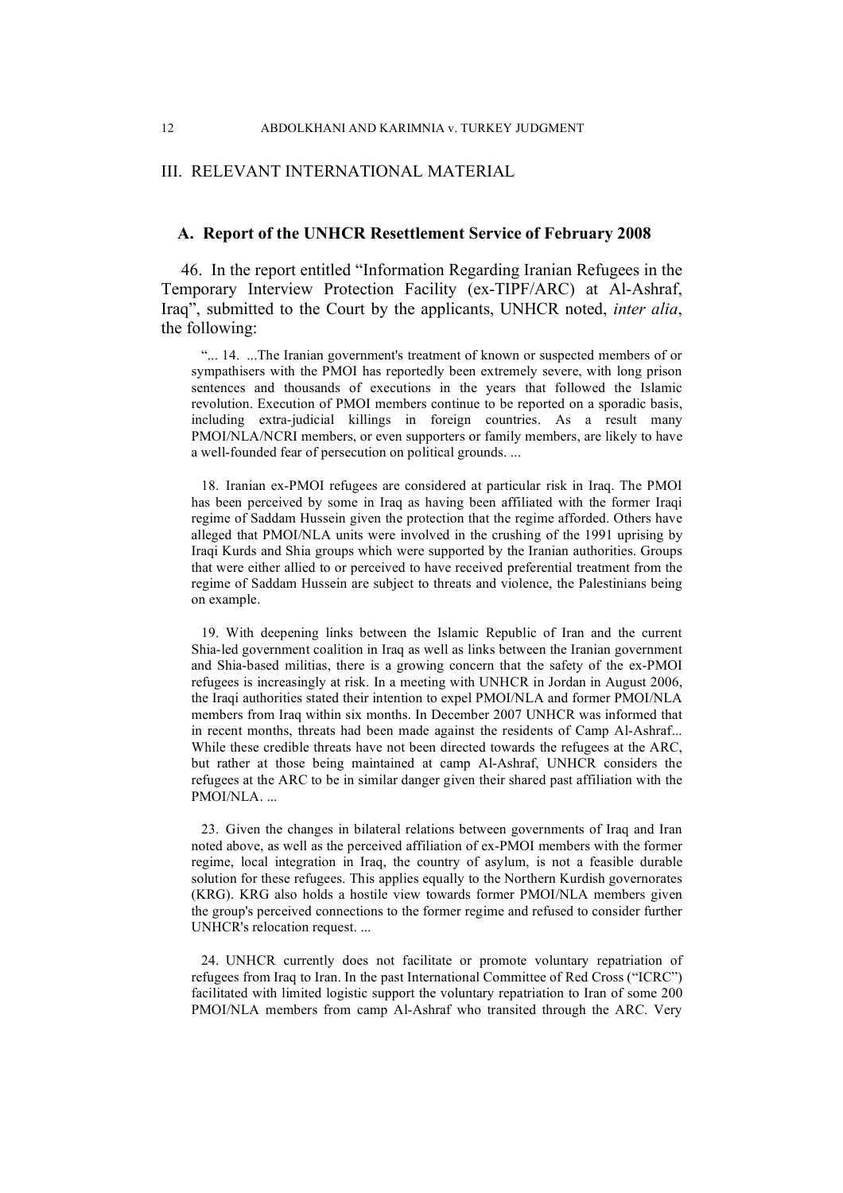## III. RELEVANT INTERNATIONAL MATERIAL

### A. Report of the UNHCR Resettlement Service of February 2008

46. In the report entitled "Information Regarding Iranian Refugees in the Temporary Interview Protection Facility (ex-TIPF/ARC) at Al-Ashraf, Iraq", submitted to the Court by the applicants, UNHCR noted, *inter alia*, the following:

> "... 14. ...The Iranian government's treatment of known or suspected members of or sympathisers with the PMOI has reportedly been extremely severe, with long prison sentences and thousands of executions in the years that followed the Islamic revolution. Execution of PMOI members continue to be reported on a sporadic basis, including extra-judicial killings in foreign countries. As a result many PMOI/NLA/NCRI members, or even supporters or family members, are likely to have a well-founded fear of persecution on political grounds. ...
>
> 18. Iranian ex-PMOI refugees are considered at particular risk in Iraq. The PMOI has been perceived by some in Iraq as having been affiliated with the former Iraqi regime of Saddam Hussein given the protection that the regime afforded. Others have alleged that PMOI/NLA units were involved in the crushing of the 1991 uprising by Iraqi Kurds and Shia groups which were supported by the Iranian authorities. Groups that were either allied to or perceived to have received preferential treatment from the regime of Saddam Hussein are subject to threats and violence, the Palestinians being on example.
>
> 19. With deepening links between the Islamic Republic of Iran and the current Shia-led government coalition in Iraq as well as links between the Iranian government and Shia-based militias, there is a growing concern that the safety of the ex-PMOI refugees is increasingly at risk. In a meeting with UNHCR in Jordan in August 2006, the Iraqi authorities stated their intention to expel PMOI/NLA and former PMOI/NLA members from Iraq within six months. In December 2007 UNHCR was informed that in recent months, threats had been made against the residents of Camp Al-Ashraf... While these credible threats have not been directed towards the refugees at the ARC, but rather at those being maintained at camp Al-Ashraf, UNHCR considers the refugees at the ARC to be in similar danger given their shared past affiliation with the PMOI/NLA. ...
>
> 23. Given the changes in bilateral relations between governments of Iraq and Iran noted above, as well as the perceived affiliation of ex-PMOI members with the former regime, local integration in Iraq, the country of asylum, is not a feasible durable solution for these refugees. This applies equally to the Northern Kurdish governorates (KRG). KRG also holds a hostile view towards former PMOI/NLA members given the group's perceived connections to the former regime and refused to consider further UNHCR's relocation request. ...
>
> 24. UNHCR currently does not facilitate or promote voluntary repatriation of refugees from Iraq to Iran. In the past International Committee of Red Cross ("ICRC") facilitated with limited logistic support the voluntary repatriation to Iran of some 200 PMOI/NLA members from camp Al-Ashraf who transited through the ARC. Very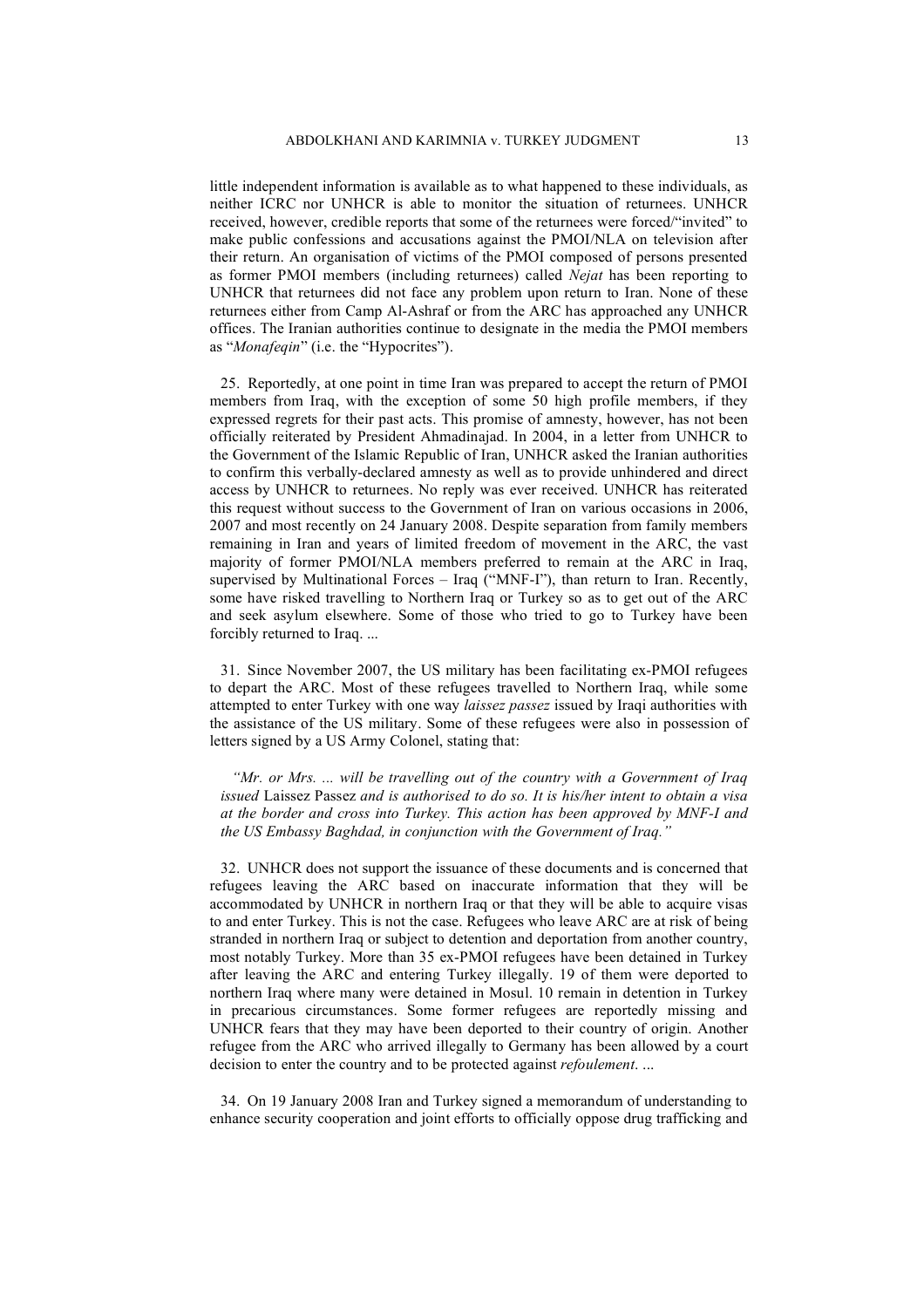little independent information is available as to what happened to these individuals, as neither ICRC nor UNHCR is able to monitor the situation of returnees. UNHCR received, however, credible reports that some of the returnees were forced/"invited" to make public confessions and accusations against the PMOI/NLA on television after their return. An organisation of victims of the PMOI composed of persons presented as former PMOI members (including returnees) called *Nejat* has been reporting to UNHCR that returnees did not face any problem upon return to Iran. None of these returnees either from Camp Al-Ashraf or from the ARC has approached any UNHCR offices. The Iranian authorities continue to designate in the media the PMOI members as "*Monafeqin*" (i.e. the "Hypocrites").

25. Reportedly, at one point in time Iran was prepared to accept the return of PMOI members from Iraq, with the exception of some 50 high profile members, if they expressed regrets for their past acts. This promise of amnesty, however, has not been officially reiterated by President Ahmadinajad. In 2004, in a letter from UNHCR to the Government of the Islamic Republic of Iran, UNHCR asked the Iranian authorities to confirm this verbally-declared amnesty as well as to provide unhindered and direct access by UNHCR to returnees. No reply was ever received. UNHCR has reiterated this request without success to the Government of Iran on various occasions in 2006, 2007 and most recently on 24 January 2008. Despite separation from family members remaining in Iran and years of limited freedom of movement in the ARC, the vast majority of former PMOI/NLA members preferred to remain at the ARC in Iraq, supervised by Multinational Forces – Iraq ("MNF-I"), than return to Iran. Recently, some have risked travelling to Northern Iraq or Turkey so as to get out of the ARC and seek asylum elsewhere. Some of those who tried to go to Turkey have been forcibly returned to Iraq. ...

31. Since November 2007, the US military has been facilitating ex-PMOI refugees to depart the ARC. Most of these refugees travelled to Northern Iraq, while some attempted to enter Turkey with one way *laissez passez* issued by Iraqi authorities with the assistance of the US military. Some of these refugees were also in possession of letters signed by a US Army Colonel, stating that:

> *"Mr. or Mrs. ... will be travelling out of the country with a Government of Iraq issued* Laissez Passez *and is authorised to do so. It is his/her intent to obtain a visa at the border and cross into Turkey. This action has been approved by MNF-I and the US Embassy Baghdad, in conjunction with the Government of Iraq."*

32. UNHCR does not support the issuance of these documents and is concerned that refugees leaving the ARC based on inaccurate information that they will be accommodated by UNHCR in northern Iraq or that they will be able to acquire visas to and enter Turkey. This is not the case. Refugees who leave ARC are at risk of being stranded in northern Iraq or subject to detention and deportation from another country, most notably Turkey. More than 35 ex-PMOI refugees have been detained in Turkey after leaving the ARC and entering Turkey illegally. 19 of them were deported to northern Iraq where many were detained in Mosul. 10 remain in detention in Turkey in precarious circumstances. Some former refugees are reportedly missing and UNHCR fears that they may have been deported to their country of origin. Another refugee from the ARC who arrived illegally to Germany has been allowed by a court decision to enter the country and to be protected against *refoulement*. ...

34. On 19 January 2008 Iran and Turkey signed a memorandum of understanding to enhance security cooperation and joint efforts to officially oppose drug trafficking and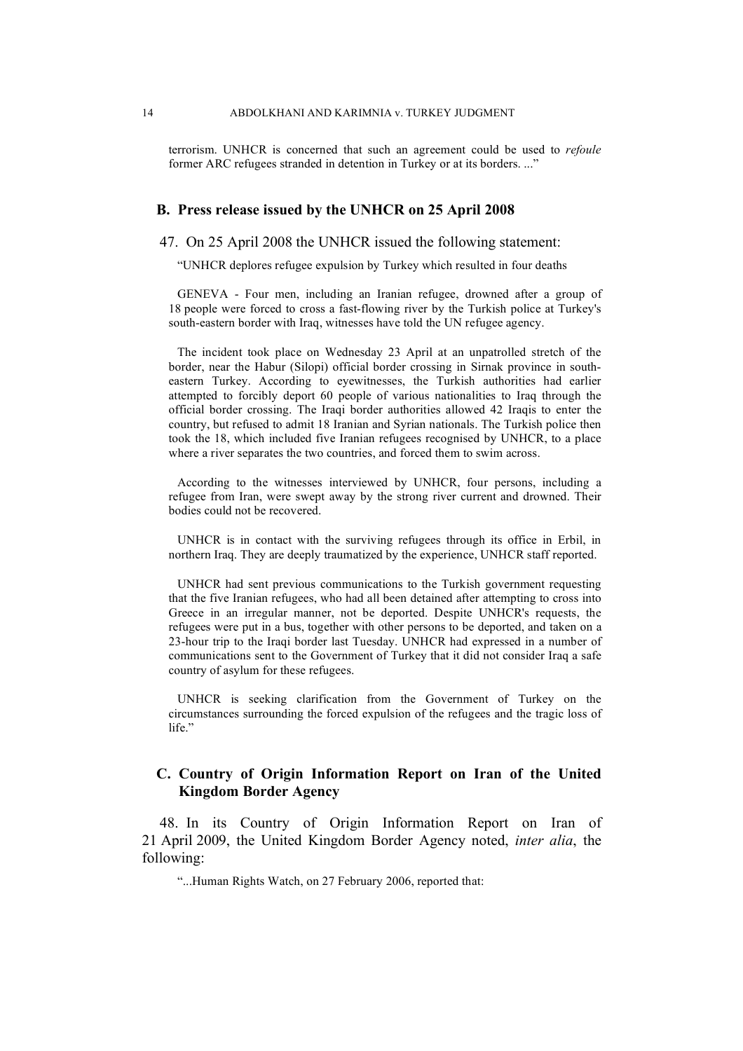terrorism. UNHCR is concerned that such an agreement could be used to *refoule* former ARC refugees stranded in detention in Turkey or at its borders. ...”

### B. Press release issued by the UNHCR on 25 April 2008

47. On 25 April 2008 the UNHCR issued the following statement:

> “UNHCR deplores refugee expulsion by Turkey which resulted in four deaths
>
> GENEVA - Four men, including an Iranian refugee, drowned after a group of 18 people were forced to cross a fast-flowing river by the Turkish police at Turkey's south-eastern border with Iraq, witnesses have told the UN refugee agency.
>
> The incident took place on Wednesday 23 April at an unpatrolled stretch of the border, near the Habur (Silopi) official border crossing in Sirnak province in south-eastern Turkey. According to eyewitnesses, the Turkish authorities had earlier attempted to forcibly deport 60 people of various nationalities to Iraq through the official border crossing. The Iraqi border authorities allowed 42 Iraqis to enter the country, but refused to admit 18 Iranian and Syrian nationals. The Turkish police then took the 18, which included five Iranian refugees recognised by UNHCR, to a place where a river separates the two countries, and forced them to swim across.
>
> According to the witnesses interviewed by UNHCR, four persons, including a refugee from Iran, were swept away by the strong river current and drowned. Their bodies could not be recovered.
>
> UNHCR is in contact with the surviving refugees through its office in Erbil, in northern Iraq. They are deeply traumatized by the experience, UNHCR staff reported.
>
> UNHCR had sent previous communications to the Turkish government requesting that the five Iranian refugees, who had all been detained after attempting to cross into Greece in an irregular manner, not be deported. Despite UNHCR's requests, the refugees were put in a bus, together with other persons to be deported, and taken on a 23-hour trip to the Iraqi border last Tuesday. UNHCR had expressed in a number of communications sent to the Government of Turkey that it did not consider Iraq a safe country of asylum for these refugees.
>
> UNHCR is seeking clarification from the Government of Turkey on the circumstances surrounding the forced expulsion of the refugees and the tragic loss of life.”

### C. Country of Origin Information Report on Iran of the United Kingdom Border Agency

48. In its Country of Origin Information Report on Iran of 21 April 2009, the United Kingdom Border Agency noted, *inter alia*, the following:

> “...Human Rights Watch, on 27 February 2006, reported that: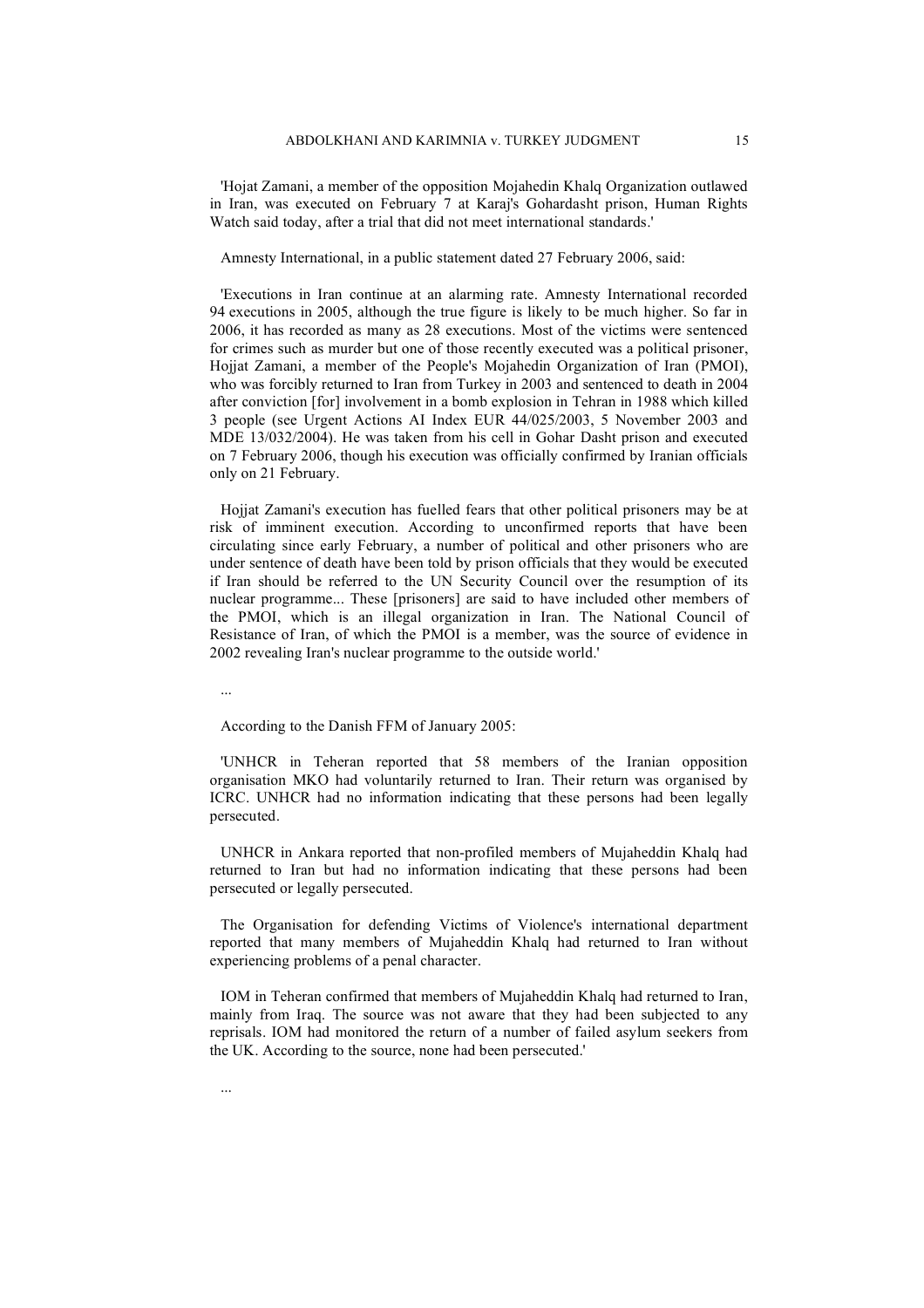'Hojat Zamani, a member of the opposition Mojahedin Khalq Organization outlawed in Iran, was executed on February 7 at Karaj's Gohardasht prison, Human Rights Watch said today, after a trial that did not meet international standards.'

Amnesty International, in a public statement dated 27 February 2006, said:

'Executions in Iran continue at an alarming rate. Amnesty International recorded 94 executions in 2005, although the true figure is likely to be much higher. So far in 2006, it has recorded as many as 28 executions. Most of the victims were sentenced for crimes such as murder but one of those recently executed was a political prisoner, Hojjat Zamani, a member of the People's Mojahedin Organization of Iran (PMOI), who was forcibly returned to Iran from Turkey in 2003 and sentenced to death in 2004 after conviction [for] involvement in a bomb explosion in Tehran in 1988 which killed 3 people (see Urgent Actions AI Index EUR 44/025/2003, 5 November 2003 and MDE 13/032/2004). He was taken from his cell in Gohar Dasht prison and executed on 7 February 2006, though his execution was officially confirmed by Iranian officials only on 21 February.

Hojjat Zamani's execution has fuelled fears that other political prisoners may be at risk of imminent execution. According to unconfirmed reports that have been circulating since early February, a number of political and other prisoners who are under sentence of death have been told by prison officials that they would be executed if Iran should be referred to the UN Security Council over the resumption of its nuclear programme... These [prisoners] are said to have included other members of the PMOI, which is an illegal organization in Iran. The National Council of Resistance of Iran, of which the PMOI is a member, was the source of evidence in 2002 revealing Iran's nuclear programme to the outside world.'

...

According to the Danish FFM of January 2005:

'UNHCR in Teheran reported that 58 members of the Iranian opposition organisation MKO had voluntarily returned to Iran. Their return was organised by ICRC. UNHCR had no information indicating that these persons had been legally persecuted.

UNHCR in Ankara reported that non-profiled members of Mujaheddin Khalq had returned to Iran but had no information indicating that these persons had been persecuted or legally persecuted.

The Organisation for defending Victims of Violence's international department reported that many members of Mujaheddin Khalq had returned to Iran without experiencing problems of a penal character.

IOM in Teheran confirmed that members of Mujaheddin Khalq had returned to Iran, mainly from Iraq. The source was not aware that they had been subjected to any reprisals. IOM had monitored the return of a number of failed asylum seekers from the UK. According to the source, none had been persecuted.'

...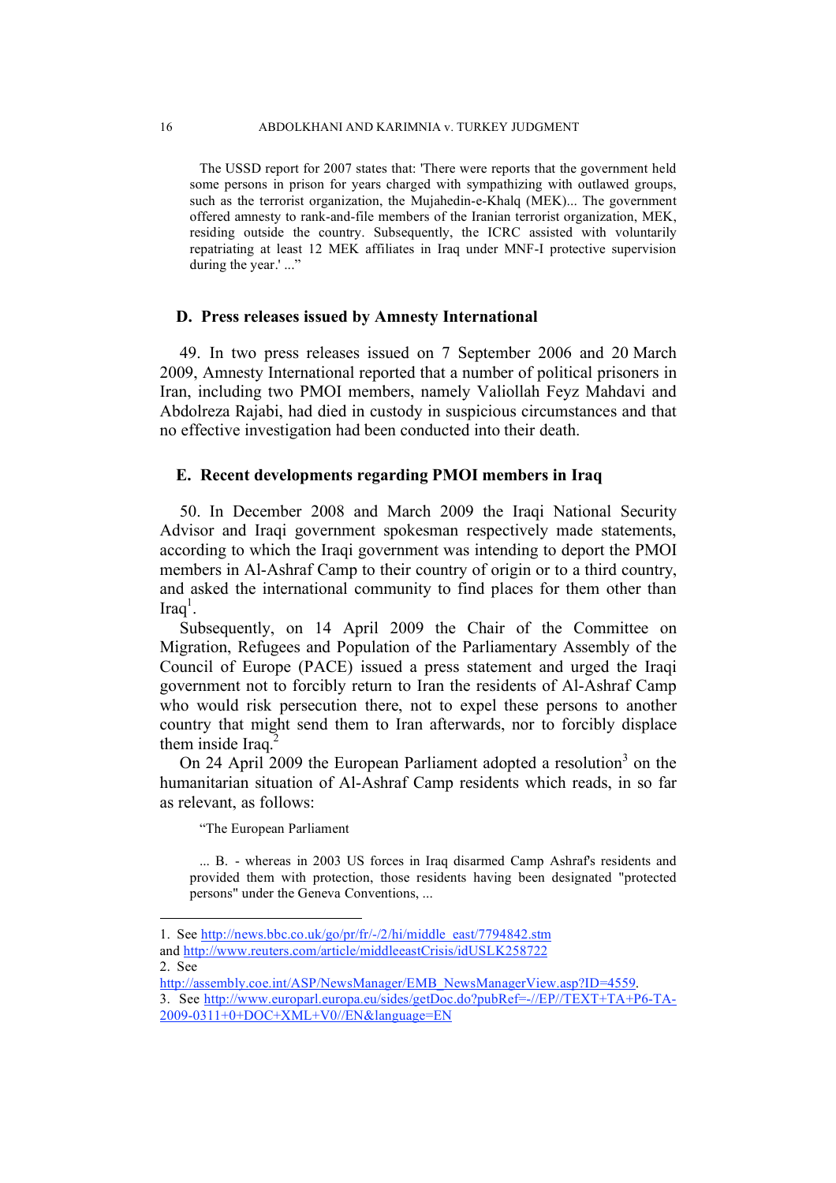The USSD report for 2007 states that: 'There were reports that the government held some persons in prison for years charged with sympathizing with outlawed groups, such as the terrorist organization, the Mujahedin-e-Khalq (MEK)... The government offered amnesty to rank-and-file members of the Iranian terrorist organization, MEK, residing outside the country. Subsequently, the ICRC assisted with voluntarily repatriating at least 12 MEK affiliates in Iraq under MNF-I protective supervision during the year.' ..."

### D. Press releases issued by Amnesty International

49. In two press releases issued on 7 September 2006 and 20 March 2009, Amnesty International reported that a number of political prisoners in Iran, including two PMOI members, namely Valiollah Feyz Mahdavi and Abdolreza Rajabi, had died in custody in suspicious circumstances and that no effective investigation had been conducted into their death.

### E. Recent developments regarding PMOI members in Iraq

50. In December 2008 and March 2009 the Iraqi National Security Advisor and Iraqi government spokesman respectively made statements, according to which the Iraqi government was intending to deport the PMOI members in Al-Ashraf Camp to their country of origin or to a third country, and asked the international community to find places for them other than Iraq[1].

Subsequently, on 14 April 2009 the Chair of the Committee on Migration, Refugees and Population of the Parliamentary Assembly of the Council of Europe (PACE) issued a press statement and urged the Iraqi government not to forcibly return to Iran the residents of Al-Ashraf Camp who would risk persecution there, not to expel these persons to another country that might send them to Iran afterwards, nor to forcibly displace them inside Iraq.[2]

On 24 April 2009 the European Parliament adopted a resolution[3] on the humanitarian situation of Al-Ashraf Camp residents which reads, in so far as relevant, as follows:

"The European Parliament

... B. - whereas in 2003 US forces in Iraq disarmed Camp Ashraf's residents and provided them with protection, those residents having been designated "protected persons" under the Geneva Conventions, ...

---

1. See http://news.bbc.co.uk/go/pr/fr/-/2/hi/middle_east/7794842.stm and http://www.reuters.com/article/middleeastCrisis/idUSLK258722
2. See http://assembly.coe.int/ASP/NewsManager/EMB_NewsManagerView.asp?ID=4559.
3. See http://www.europarl.europa.eu/sides/getDoc.do?pubRef=-//EP//TEXT+TA+P6-TA-2009-0311+0+DOC+XML+V0//EN&language=EN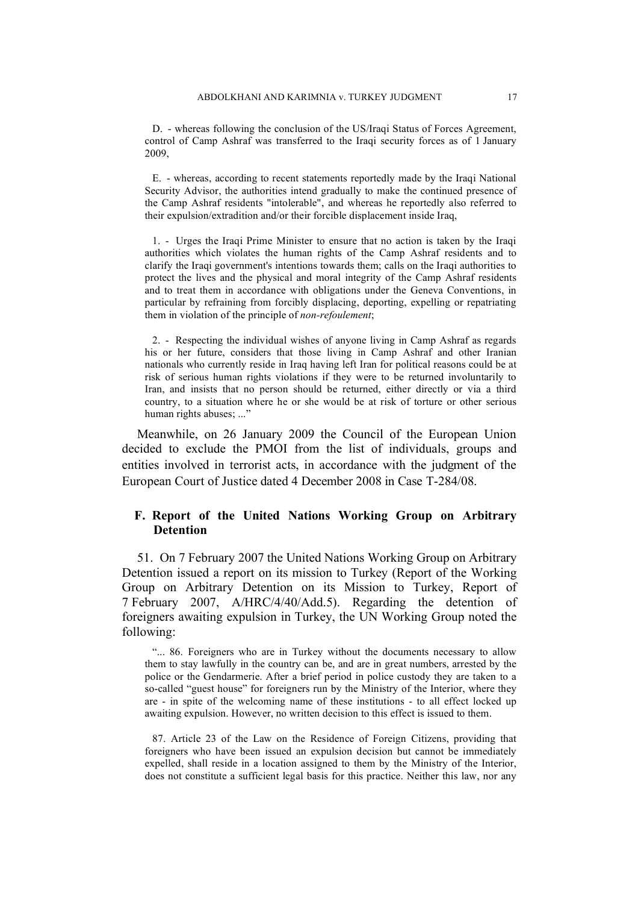D. - whereas following the conclusion of the US/Iraqi Status of Forces Agreement, control of Camp Ashraf was transferred to the Iraqi security forces as of 1 January 2009,

E. - whereas, according to recent statements reportedly made by the Iraqi National Security Advisor, the authorities intend gradually to make the continued presence of the Camp Ashraf residents "intolerable", and whereas he reportedly also referred to their expulsion/extradition and/or their forcible displacement inside Iraq,

1. - Urges the Iraqi Prime Minister to ensure that no action is taken by the Iraqi authorities which violates the human rights of the Camp Ashraf residents and to clarify the Iraqi government's intentions towards them; calls on the Iraqi authorities to protect the lives and the physical and moral integrity of the Camp Ashraf residents and to treat them in accordance with obligations under the Geneva Conventions, in particular by refraining from forcibly displacing, deporting, expelling or repatriating them in violation of the principle of *non-refoulement*;

2. - Respecting the individual wishes of anyone living in Camp Ashraf as regards his or her future, considers that those living in Camp Ashraf and other Iranian nationals who currently reside in Iraq having left Iran for political reasons could be at risk of serious human rights violations if they were to be returned involuntarily to Iran, and insists that no person should be returned, either directly or via a third country, to a situation where he or she would be at risk of torture or other serious human rights abuses; ..."

Meanwhile, on 26 January 2009 the Council of the European Union decided to exclude the PMOI from the list of individuals, groups and entities involved in terrorist acts, in accordance with the judgment of the European Court of Justice dated 4 December 2008 in Case T-284/08.

### F. Report of the United Nations Working Group on Arbitrary Detention

51. On 7 February 2007 the United Nations Working Group on Arbitrary Detention issued a report on its mission to Turkey (Report of the Working Group on Arbitrary Detention on its Mission to Turkey, Report of 7 February 2007, A/HRC/4/40/Add.5). Regarding the detention of foreigners awaiting expulsion in Turkey, the UN Working Group noted the following:

"... 86. Foreigners who are in Turkey without the documents necessary to allow them to stay lawfully in the country can be, and are in great numbers, arrested by the police or the Gendarmerie. After a brief period in police custody they are taken to a so-called "guest house" for foreigners run by the Ministry of the Interior, where they are - in spite of the welcoming name of these institutions - to all effect locked up awaiting expulsion. However, no written decision to this effect is issued to them.

87. Article 23 of the Law on the Residence of Foreign Citizens, providing that foreigners who have been issued an expulsion decision but cannot be immediately expelled, shall reside in a location assigned to them by the Ministry of the Interior, does not constitute a sufficient legal basis for this practice. Neither this law, nor any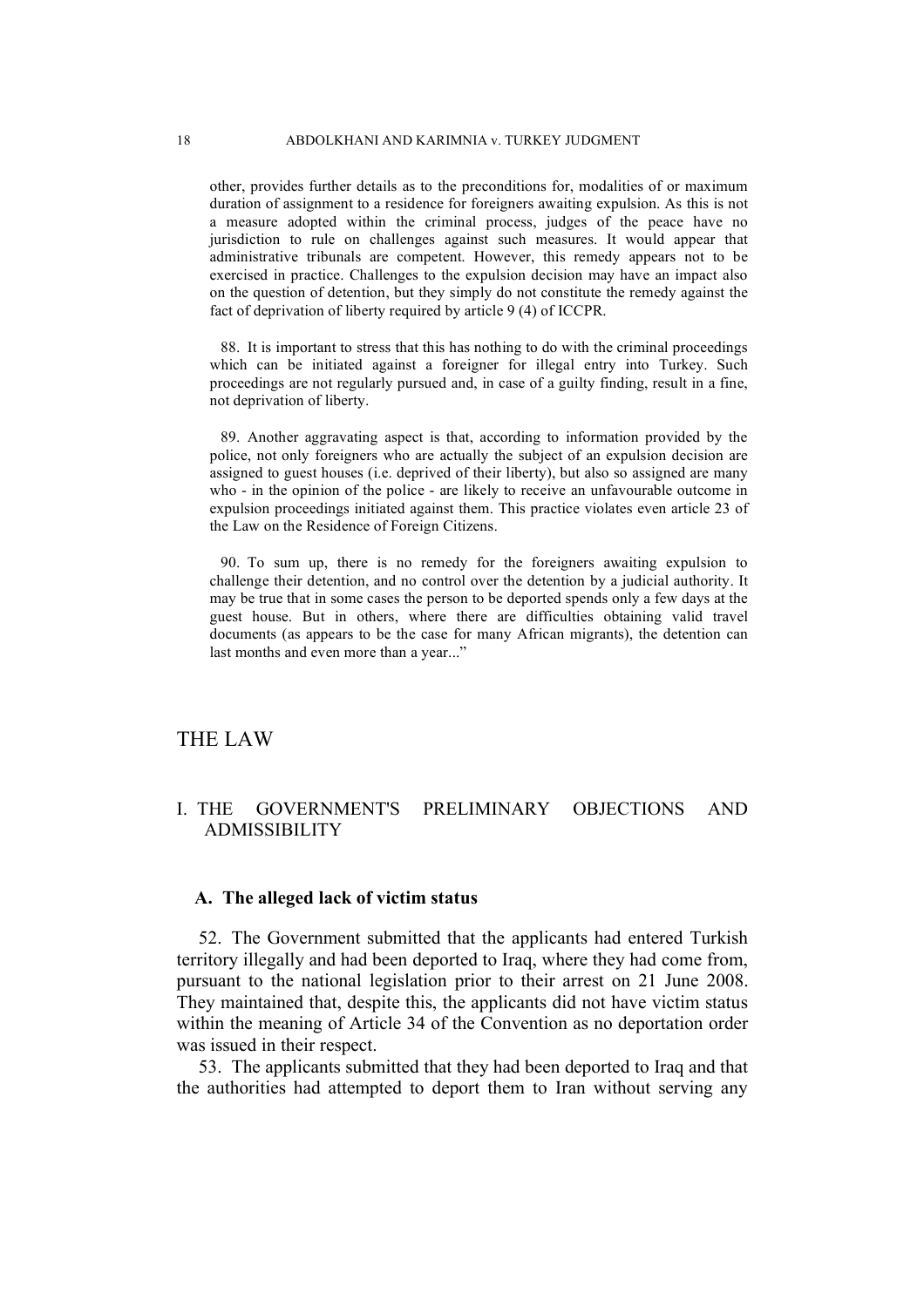other, provides further details as to the preconditions for, modalities of or maximum duration of assignment to a residence for foreigners awaiting expulsion. As this is not a measure adopted within the criminal process, judges of the peace have no jurisdiction to rule on challenges against such measures. It would appear that administrative tribunals are competent. However, this remedy appears not to be exercised in practice. Challenges to the expulsion decision may have an impact also on the question of detention, but they simply do not constitute the remedy against the fact of deprivation of liberty required by article 9 (4) of ICCPR.

88. It is important to stress that this has nothing to do with the criminal proceedings which can be initiated against a foreigner for illegal entry into Turkey. Such proceedings are not regularly pursued and, in case of a guilty finding, result in a fine, not deprivation of liberty.

89. Another aggravating aspect is that, according to information provided by the police, not only foreigners who are actually the subject of an expulsion decision are assigned to guest houses (i.e. deprived of their liberty), but also so assigned are many who - in the opinion of the police - are likely to receive an unfavourable outcome in expulsion proceedings initiated against them. This practice violates even article 23 of the Law on the Residence of Foreign Citizens.

90. To sum up, there is no remedy for the foreigners awaiting expulsion to challenge their detention, and no control over the detention by a judicial authority. It may be true that in some cases the person to be deported spends only a few days at the guest house. But in others, where there are difficulties obtaining valid travel documents (as appears to be the case for many African migrants), the detention can last months and even more than a year..."

# THE LAW

## I. THE GOVERNMENT'S PRELIMINARY OBJECTIONS AND ADMISSIBILITY

### A. The alleged lack of victim status

52. The Government submitted that the applicants had entered Turkish territory illegally and had been deported to Iraq, where they had come from, pursuant to the national legislation prior to their arrest on 21 June 2008. They maintained that, despite this, the applicants did not have victim status within the meaning of Article 34 of the Convention as no deportation order was issued in their respect.

53. The applicants submitted that they had been deported to Iraq and that the authorities had attempted to deport them to Iran without serving any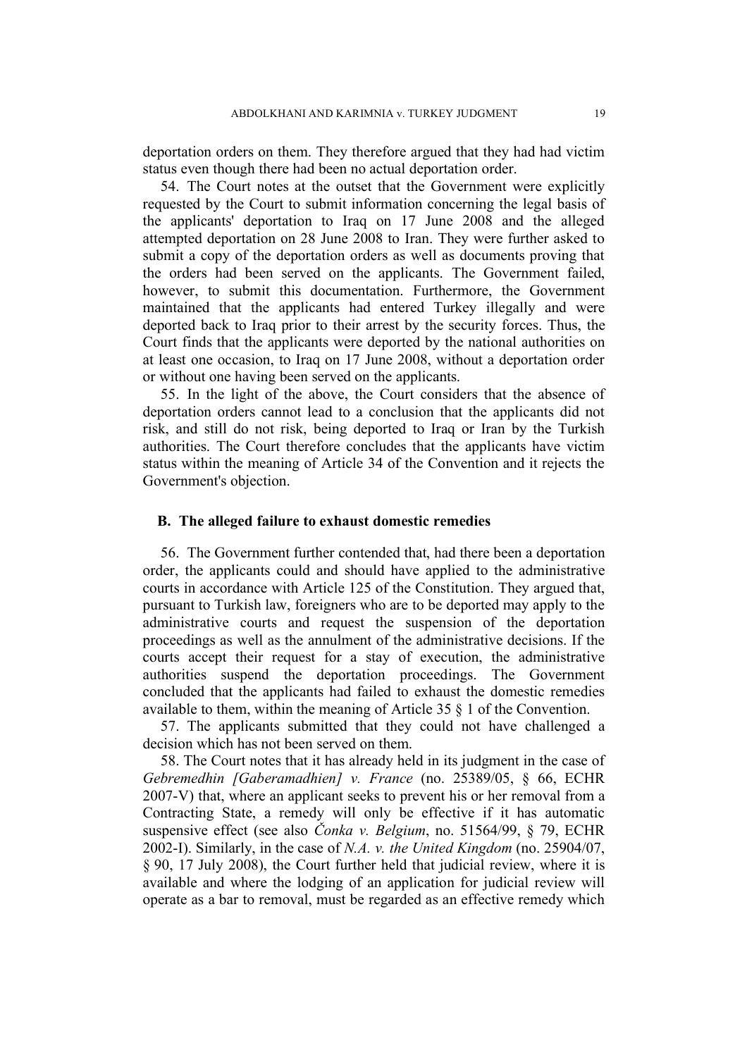deportation orders on them. They therefore argued that they had had victim status even though there had been no actual deportation order.

54. The Court notes at the outset that the Government were explicitly requested by the Court to submit information concerning the legal basis of the applicants' deportation to Iraq on 17 June 2008 and the alleged attempted deportation on 28 June 2008 to Iran. They were further asked to submit a copy of the deportation orders as well as documents proving that the orders had been served on the applicants. The Government failed, however, to submit this documentation. Furthermore, the Government maintained that the applicants had entered Turkey illegally and were deported back to Iraq prior to their arrest by the security forces. Thus, the Court finds that the applicants were deported by the national authorities on at least one occasion, to Iraq on 17 June 2008, without a deportation order or without one having been served on the applicants.

55. In the light of the above, the Court considers that the absence of deportation orders cannot lead to a conclusion that the applicants did not risk, and still do not risk, being deported to Iraq or Iran by the Turkish authorities. The Court therefore concludes that the applicants have victim status within the meaning of Article 34 of the Convention and it rejects the Government's objection.

## B. The alleged failure to exhaust domestic remedies

56. The Government further contended that, had there been a deportation order, the applicants could and should have applied to the administrative courts in accordance with Article 125 of the Constitution. They argued that, pursuant to Turkish law, foreigners who are to be deported may apply to the administrative courts and request the suspension of the deportation proceedings as well as the annulment of the administrative decisions. If the courts accept their request for a stay of execution, the administrative authorities suspend the deportation proceedings. The Government concluded that the applicants had failed to exhaust the domestic remedies available to them, within the meaning of Article 35 § 1 of the Convention.

57. The applicants submitted that they could not have challenged a decision which has not been served on them.

58. The Court notes that it has already held in its judgment in the case of *Gebremedhin [Gaberamadhien] v. France* (no. 25389/05, § 66, ECHR 2007-V) that, where an applicant seeks to prevent his or her removal from a Contracting State, a remedy will only be effective if it has automatic suspensive effect (see also *Čonka v. Belgium*, no. 51564/99, § 79, ECHR 2002-I). Similarly, in the case of *N.A. v. the United Kingdom* (no. 25904/07, § 90, 17 July 2008), the Court further held that judicial review, where it is available and where the lodging of an application for judicial review will operate as a bar to removal, must be regarded as an effective remedy which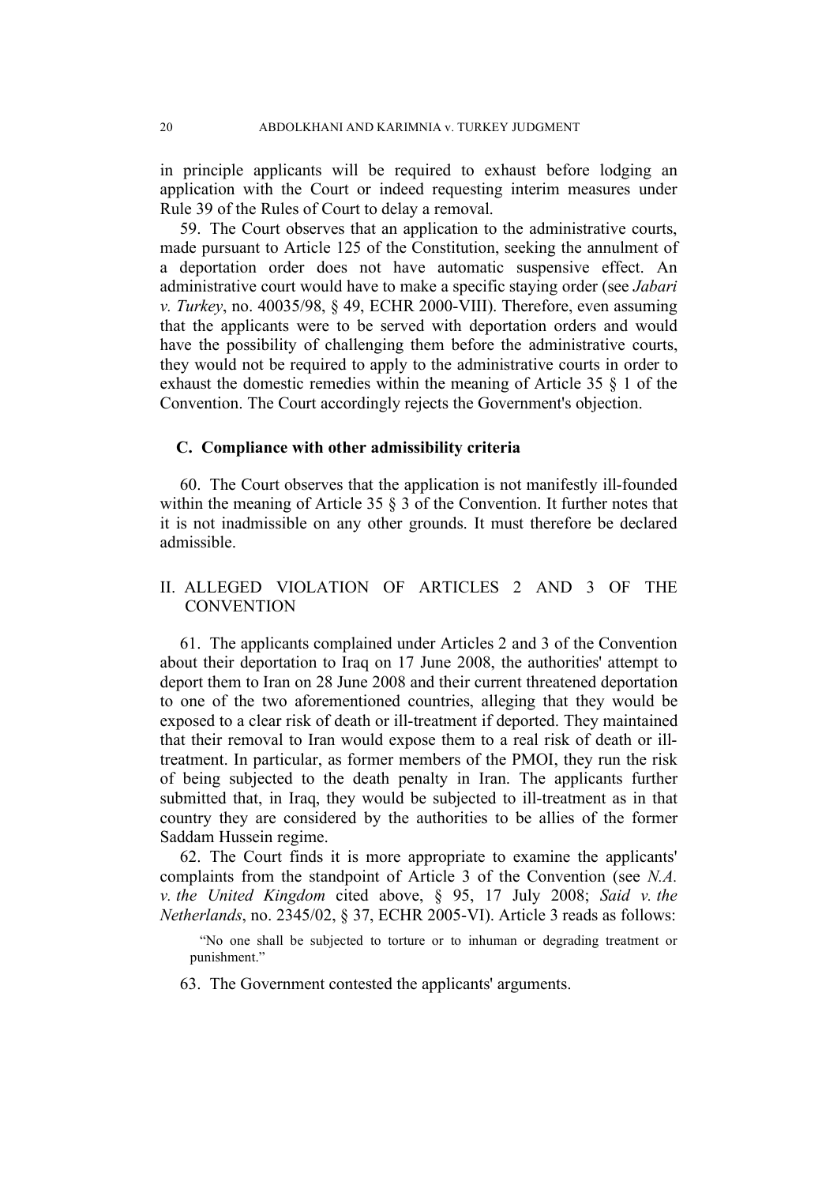in principle applicants will be required to exhaust before lodging an application with the Court or indeed requesting interim measures under Rule 39 of the Rules of Court to delay a removal.

59. The Court observes that an application to the administrative courts, made pursuant to Article 125 of the Constitution, seeking the annulment of a deportation order does not have automatic suspensive effect. An administrative court would have to make a specific staying order (see *Jabari v. Turkey*, no. 40035/98, § 49, ECHR 2000-VIII). Therefore, even assuming that the applicants were to be served with deportation orders and would have the possibility of challenging them before the administrative courts, they would not be required to apply to the administrative courts in order to exhaust the domestic remedies within the meaning of Article 35 § 1 of the Convention. The Court accordingly rejects the Government's objection.

### C. Compliance with other admissibility criteria

60. The Court observes that the application is not manifestly ill-founded within the meaning of Article 35 § 3 of the Convention. It further notes that it is not inadmissible on any other grounds. It must therefore be declared admissible.

## II. ALLEGED VIOLATION OF ARTICLES 2 AND 3 OF THE CONVENTION

61. The applicants complained under Articles 2 and 3 of the Convention about their deportation to Iraq on 17 June 2008, the authorities' attempt to deport them to Iran on 28 June 2008 and their current threatened deportation to one of the two aforementioned countries, alleging that they would be exposed to a clear risk of death or ill-treatment if deported. They maintained that their removal to Iran would expose them to a real risk of death or ill-treatment. In particular, as former members of the PMOI, they run the risk of being subjected to the death penalty in Iran. The applicants further submitted that, in Iraq, they would be subjected to ill-treatment as in that country they are considered by the authorities to be allies of the former Saddam Hussein regime.

62. The Court finds it is more appropriate to examine the applicants' complaints from the standpoint of Article 3 of the Convention (see *N.A. v. the United Kingdom* cited above, § 95, 17 July 2008; *Said v. the Netherlands*, no. 2345/02, § 37, ECHR 2005-VI). Article 3 reads as follows:

> "No one shall be subjected to torture or to inhuman or degrading treatment or punishment."

63. The Government contested the applicants' arguments.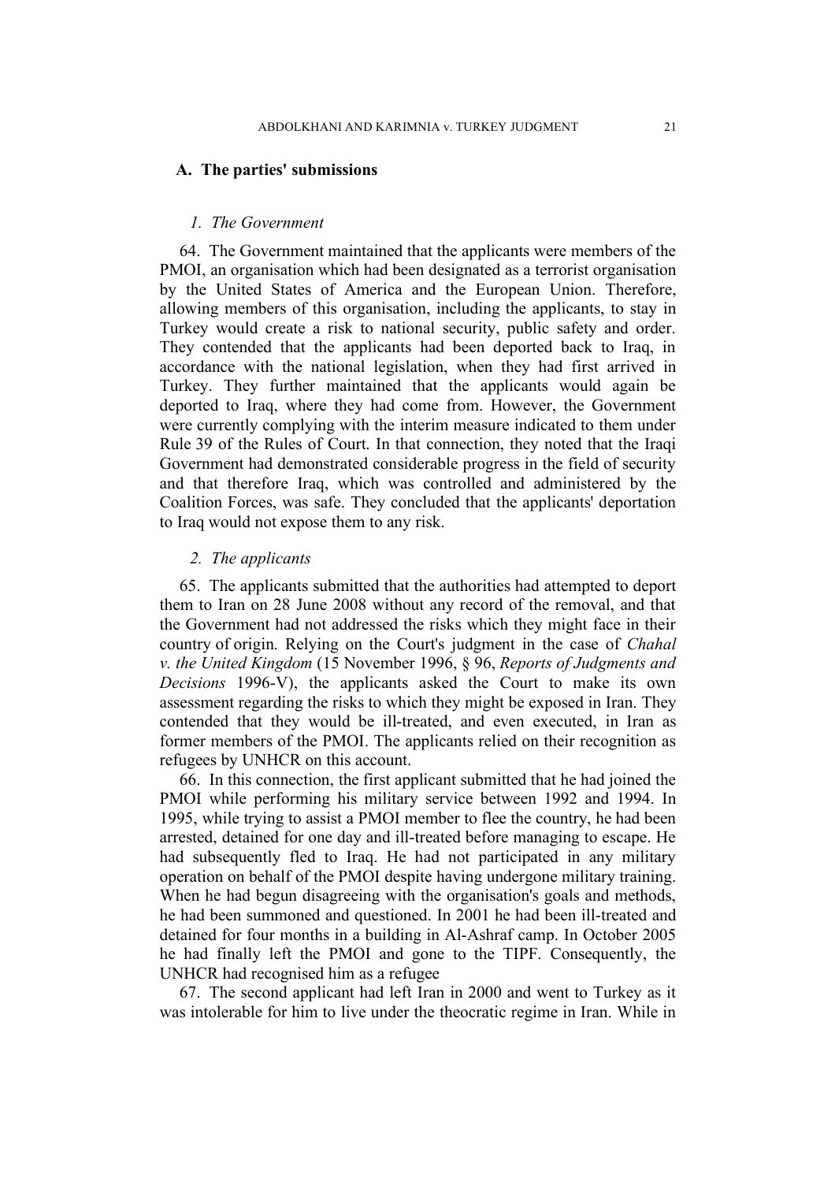### A. The parties' submissions

#### *1. The Government*

64. The Government maintained that the applicants were members of the PMOI, an organisation which had been designated as a terrorist organisation by the United States of America and the European Union. Therefore, allowing members of this organisation, including the applicants, to stay in Turkey would create a risk to national security, public safety and order. They contended that the applicants had been deported back to Iraq, in accordance with the national legislation, when they had first arrived in Turkey. They further maintained that the applicants would again be deported to Iraq, where they had come from. However, the Government were currently complying with the interim measure indicated to them under Rule 39 of the Rules of Court. In that connection, they noted that the Iraqi Government had demonstrated considerable progress in the field of security and that therefore Iraq, which was controlled and administered by the Coalition Forces, was safe. They concluded that the applicants' deportation to Iraq would not expose them to any risk.

#### *2. The applicants*

65. The applicants submitted that the authorities had attempted to deport them to Iran on 28 June 2008 without any record of the removal, and that the Government had not addressed the risks which they might face in their country of origin. Relying on the Court's judgment in the case of *Chahal v. the United Kingdom* (15 November 1996, § 96, *Reports of Judgments and Decisions* 1996-V), the applicants asked the Court to make its own assessment regarding the risks to which they might be exposed in Iran. They contended that they would be ill-treated, and even executed, in Iran as former members of the PMOI. The applicants relied on their recognition as refugees by UNHCR on this account.

66. In this connection, the first applicant submitted that he had joined the PMOI while performing his military service between 1992 and 1994. In 1995, while trying to assist a PMOI member to flee the country, he had been arrested, detained for one day and ill-treated before managing to escape. He had subsequently fled to Iraq. He had not participated in any military operation on behalf of the PMOI despite having undergone military training. When he had begun disagreeing with the organisation's goals and methods, he had been summoned and questioned. In 2001 he had been ill-treated and detained for four months in a building in Al-Ashraf camp. In October 2005 he had finally left the PMOI and gone to the TIPF. Consequently, the UNHCR had recognised him as a refugee

67. The second applicant had left Iran in 2000 and went to Turkey as it was intolerable for him to live under the theocratic regime in Iran. While in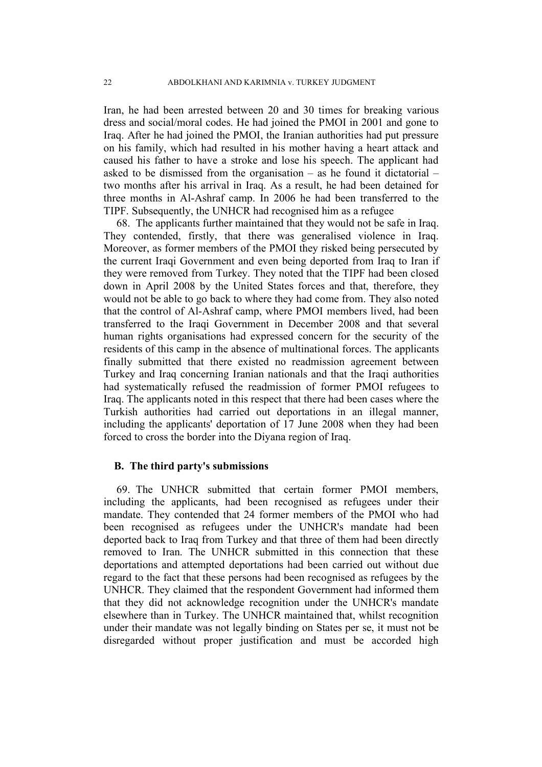Iran, he had been arrested between 20 and 30 times for breaking various dress and social/moral codes. He had joined the PMOI in 2001 and gone to Iraq. After he had joined the PMOI, the Iranian authorities had put pressure on his family, which had resulted in his mother having a heart attack and caused his father to have a stroke and lose his speech. The applicant had asked to be dismissed from the organisation – as he found it dictatorial – two months after his arrival in Iraq. As a result, he had been detained for three months in Al-Ashraf camp. In 2006 he had been transferred to the TIPF. Subsequently, the UNHCR had recognised him as a refugee

68. The applicants further maintained that they would not be safe in Iraq. They contended, firstly, that there was generalised violence in Iraq. Moreover, as former members of the PMOI they risked being persecuted by the current Iraqi Government and even being deported from Iraq to Iran if they were removed from Turkey. They noted that the TIPF had been closed down in April 2008 by the United States forces and that, therefore, they would not be able to go back to where they had come from. They also noted that the control of Al-Ashraf camp, where PMOI members lived, had been transferred to the Iraqi Government in December 2008 and that several human rights organisations had expressed concern for the security of the residents of this camp in the absence of multinational forces. The applicants finally submitted that there existed no readmission agreement between Turkey and Iraq concerning Iranian nationals and that the Iraqi authorities had systematically refused the readmission of former PMOI refugees to Iraq. The applicants noted in this respect that there had been cases where the Turkish authorities had carried out deportations in an illegal manner, including the applicants' deportation of 17 June 2008 when they had been forced to cross the border into the Diyana region of Iraq.

### B. The third party's submissions

69. The UNHCR submitted that certain former PMOI members, including the applicants, had been recognised as refugees under their mandate. They contended that 24 former members of the PMOI who had been recognised as refugees under the UNHCR's mandate had been deported back to Iraq from Turkey and that three of them had been directly removed to Iran. The UNHCR submitted in this connection that these deportations and attempted deportations had been carried out without due regard to the fact that these persons had been recognised as refugees by the UNHCR. They claimed that the respondent Government had informed them that they did not acknowledge recognition under the UNHCR's mandate elsewhere than in Turkey. The UNHCR maintained that, whilst recognition under their mandate was not legally binding on States per se, it must not be disregarded without proper justification and must be accorded high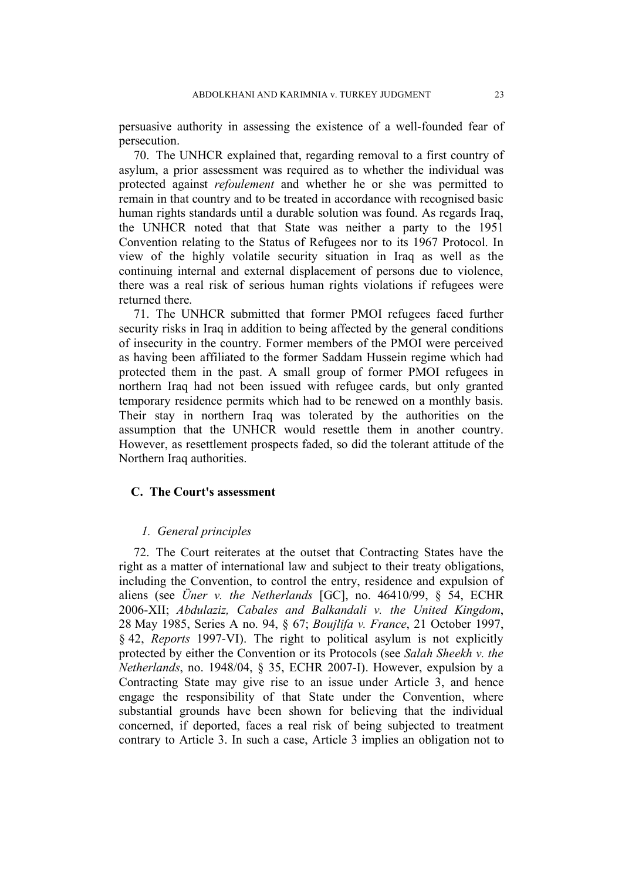persuasive authority in assessing the existence of a well-founded fear of persecution.

70. The UNHCR explained that, regarding removal to a first country of asylum, a prior assessment was required as to whether the individual was protected against *refoulement* and whether he or she was permitted to remain in that country and to be treated in accordance with recognised basic human rights standards until a durable solution was found. As regards Iraq, the UNHCR noted that that State was neither a party to the 1951 Convention relating to the Status of Refugees nor to its 1967 Protocol. In view of the highly volatile security situation in Iraq as well as the continuing internal and external displacement of persons due to violence, there was a real risk of serious human rights violations if refugees were returned there.

71. The UNHCR submitted that former PMOI refugees faced further security risks in Iraq in addition to being affected by the general conditions of insecurity in the country. Former members of the PMOI were perceived as having been affiliated to the former Saddam Hussein regime which had protected them in the past. A small group of former PMOI refugees in northern Iraq had not been issued with refugee cards, but only granted temporary residence permits which had to be renewed on a monthly basis. Their stay in northern Iraq was tolerated by the authorities on the assumption that the UNHCR would resettle them in another country. However, as resettlement prospects faded, so did the tolerant attitude of the Northern Iraq authorities.

## C. The Court's assessment

### *1. General principles*

72. The Court reiterates at the outset that Contracting States have the right as a matter of international law and subject to their treaty obligations, including the Convention, to control the entry, residence and expulsion of aliens (see *Üner v. the Netherlands* [GC], no. 46410/99, § 54, ECHR 2006-XII; *Abdulaziz, Cabales and Balkandali v. the United Kingdom*, 28 May 1985, Series A no. 94, § 67; *Boujlifa v. France*, 21 October 1997, § 42, *Reports* 1997-VI). The right to political asylum is not explicitly protected by either the Convention or its Protocols (see *Salah Sheekh v. the Netherlands*, no. 1948/04, § 35, ECHR 2007-I). However, expulsion by a Contracting State may give rise to an issue under Article 3, and hence engage the responsibility of that State under the Convention, where substantial grounds have been shown for believing that the individual concerned, if deported, faces a real risk of being subjected to treatment contrary to Article 3. In such a case, Article 3 implies an obligation not to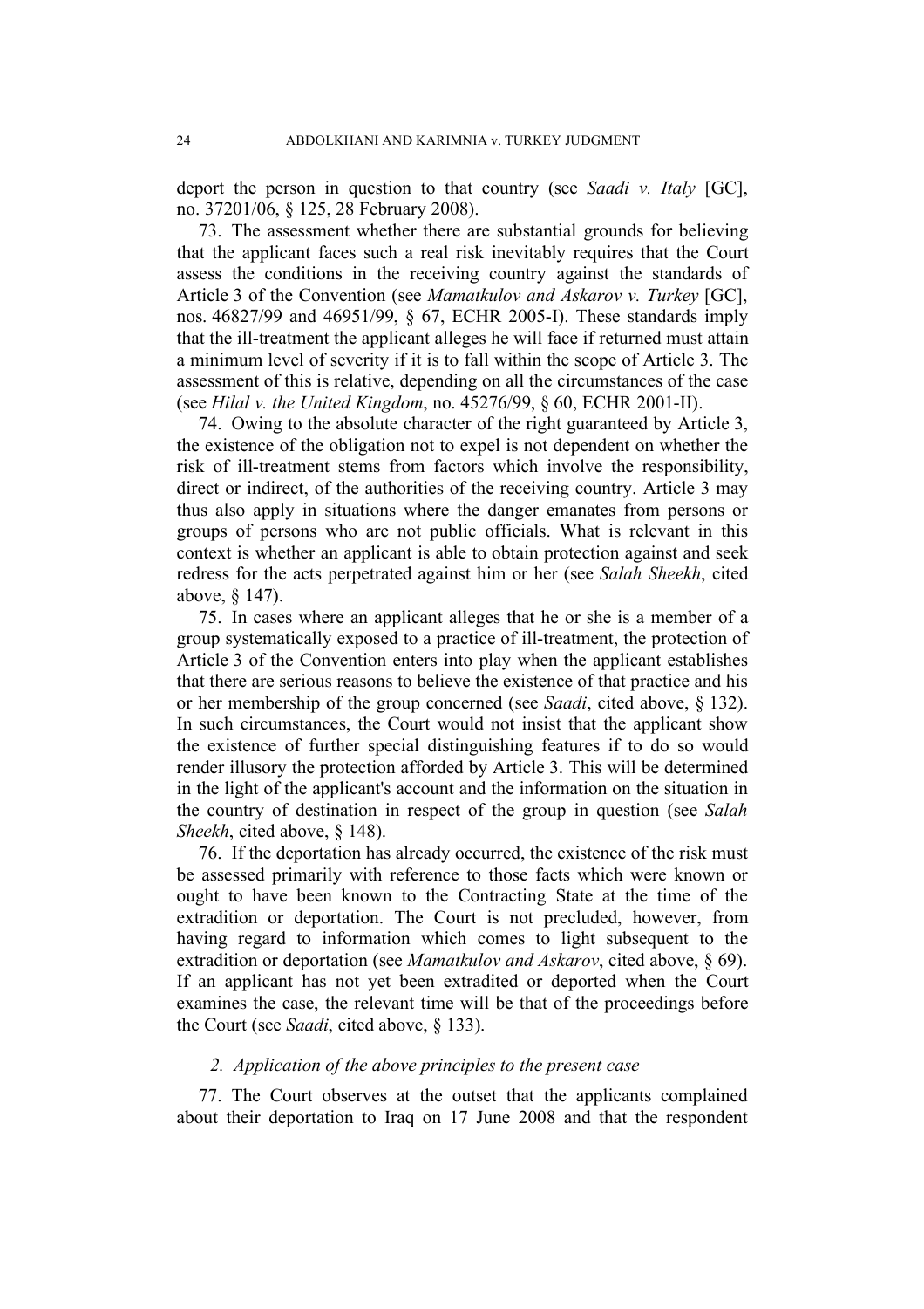deport the person in question to that country (see *Saadi v. Italy* [GC], no. 37201/06, § 125, 28 February 2008).

73. The assessment whether there are substantial grounds for believing that the applicant faces such a real risk inevitably requires that the Court assess the conditions in the receiving country against the standards of Article 3 of the Convention (see *Mamatkulov and Askarov v. Turkey* [GC], nos. 46827/99 and 46951/99, § 67, ECHR 2005-I). These standards imply that the ill-treatment the applicant alleges he will face if returned must attain a minimum level of severity if it is to fall within the scope of Article 3. The assessment of this is relative, depending on all the circumstances of the case (see *Hilal v. the United Kingdom*, no. 45276/99, § 60, ECHR 2001-II).

74. Owing to the absolute character of the right guaranteed by Article 3, the existence of the obligation not to expel is not dependent on whether the risk of ill-treatment stems from factors which involve the responsibility, direct or indirect, of the authorities of the receiving country. Article 3 may thus also apply in situations where the danger emanates from persons or groups of persons who are not public officials. What is relevant in this context is whether an applicant is able to obtain protection against and seek redress for the acts perpetrated against him or her (see *Salah Sheekh*, cited above, § 147).

75. In cases where an applicant alleges that he or she is a member of a group systematically exposed to a practice of ill-treatment, the protection of Article 3 of the Convention enters into play when the applicant establishes that there are serious reasons to believe the existence of that practice and his or her membership of the group concerned (see *Saadi*, cited above, § 132). In such circumstances, the Court would not insist that the applicant show the existence of further special distinguishing features if to do so would render illusory the protection afforded by Article 3. This will be determined in the light of the applicant's account and the information on the situation in the country of destination in respect of the group in question (see *Salah Sheekh*, cited above, § 148).

76. If the deportation has already occurred, the existence of the risk must be assessed primarily with reference to those facts which were known or ought to have been known to the Contracting State at the time of the extradition or deportation. The Court is not precluded, however, from having regard to information which comes to light subsequent to the extradition or deportation (see *Mamatkulov and Askarov*, cited above, § 69). If an applicant has not yet been extradited or deported when the Court examines the case, the relevant time will be that of the proceedings before the Court (see *Saadi*, cited above, § 133).

### *2. Application of the above principles to the present case*

77. The Court observes at the outset that the applicants complained about their deportation to Iraq on 17 June 2008 and that the respondent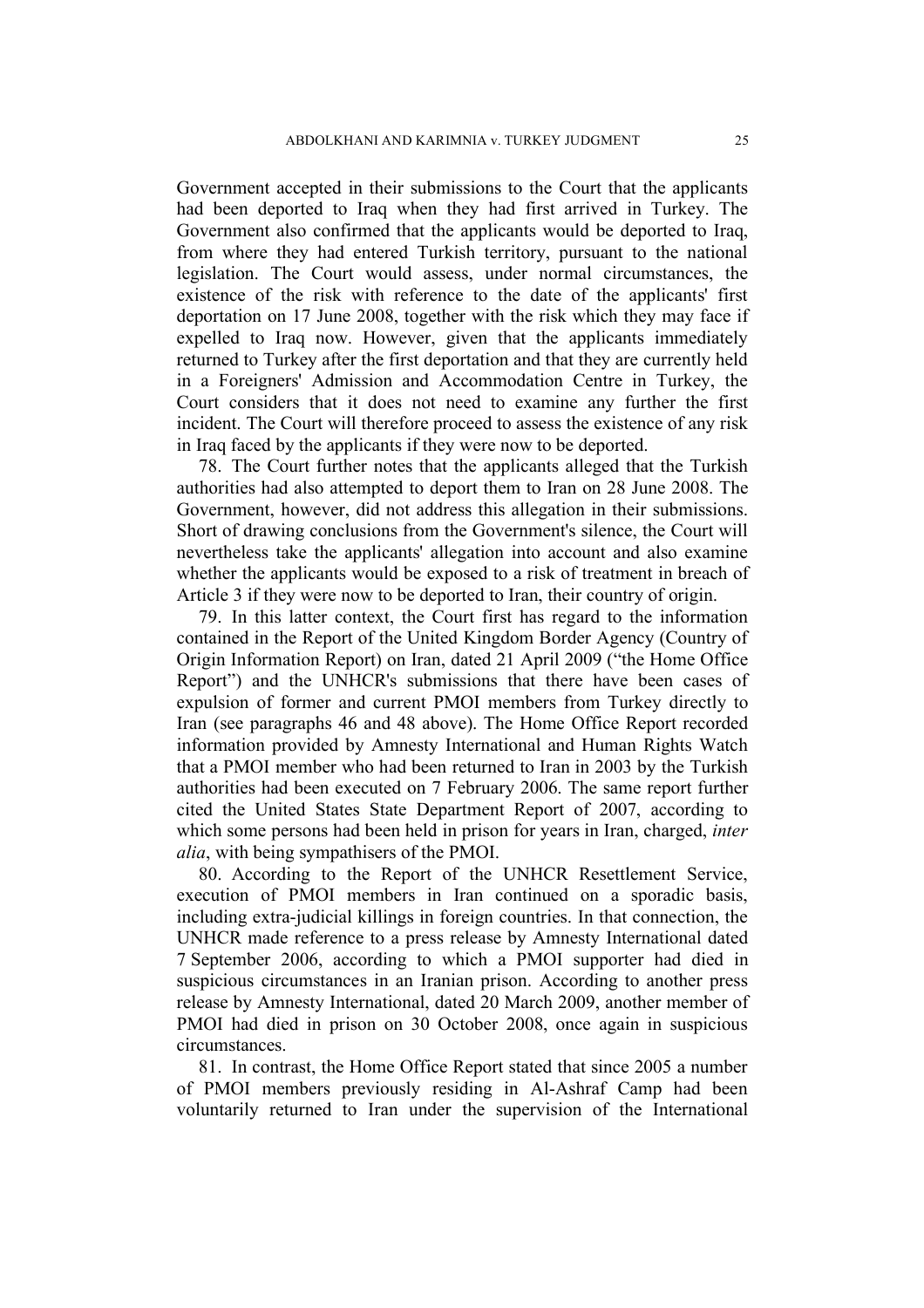Government accepted in their submissions to the Court that the applicants had been deported to Iraq when they had first arrived in Turkey. The Government also confirmed that the applicants would be deported to Iraq, from where they had entered Turkish territory, pursuant to the national legislation. The Court would assess, under normal circumstances, the existence of the risk with reference to the date of the applicants' first deportation on 17 June 2008, together with the risk which they may face if expelled to Iraq now. However, given that the applicants immediately returned to Turkey after the first deportation and that they are currently held in a Foreigners' Admission and Accommodation Centre in Turkey, the Court considers that it does not need to examine any further the first incident. The Court will therefore proceed to assess the existence of any risk in Iraq faced by the applicants if they were now to be deported.

78. The Court further notes that the applicants alleged that the Turkish authorities had also attempted to deport them to Iran on 28 June 2008. The Government, however, did not address this allegation in their submissions. Short of drawing conclusions from the Government's silence, the Court will nevertheless take the applicants' allegation into account and also examine whether the applicants would be exposed to a risk of treatment in breach of Article 3 if they were now to be deported to Iran, their country of origin.

79. In this latter context, the Court first has regard to the information contained in the Report of the United Kingdom Border Agency (Country of Origin Information Report) on Iran, dated 21 April 2009 ("the Home Office Report") and the UNHCR's submissions that there have been cases of expulsion of former and current PMOI members from Turkey directly to Iran (see paragraphs 46 and 48 above). The Home Office Report recorded information provided by Amnesty International and Human Rights Watch that a PMOI member who had been returned to Iran in 2003 by the Turkish authorities had been executed on 7 February 2006. The same report further cited the United States State Department Report of 2007, according to which some persons had been held in prison for years in Iran, charged, *inter alia*, with being sympathisers of the PMOI.

80. According to the Report of the UNHCR Resettlement Service, execution of PMOI members in Iran continued on a sporadic basis, including extra-judicial killings in foreign countries. In that connection, the UNHCR made reference to a press release by Amnesty International dated 7 September 2006, according to which a PMOI supporter had died in suspicious circumstances in an Iranian prison. According to another press release by Amnesty International, dated 20 March 2009, another member of PMOI had died in prison on 30 October 2008, once again in suspicious circumstances.

81. In contrast, the Home Office Report stated that since 2005 a number of PMOI members previously residing in Al-Ashraf Camp had been voluntarily returned to Iran under the supervision of the International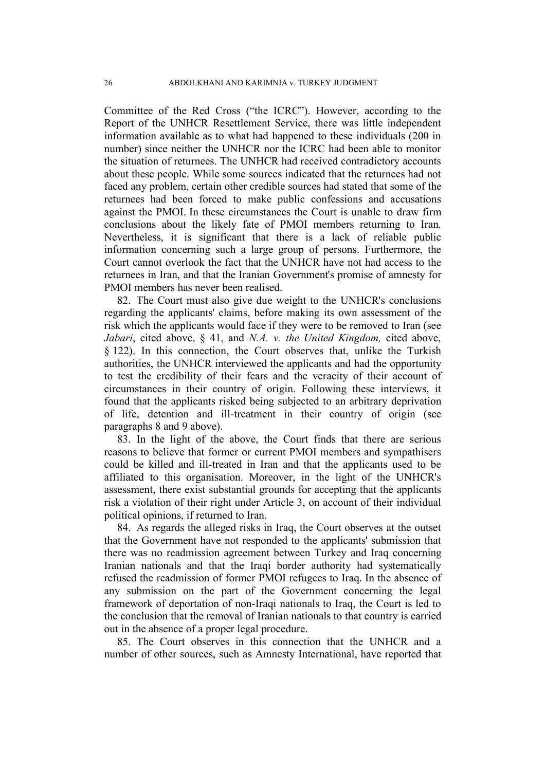Committee of the Red Cross ("the ICRC"). However, according to the Report of the UNHCR Resettlement Service, there was little independent information available as to what had happened to these individuals (200 in number) since neither the UNHCR nor the ICRC had been able to monitor the situation of returnees. The UNHCR had received contradictory accounts about these people. While some sources indicated that the returnees had not faced any problem, certain other credible sources had stated that some of the returnees had been forced to make public confessions and accusations against the PMOI. In these circumstances the Court is unable to draw firm conclusions about the likely fate of PMOI members returning to Iran. Nevertheless, it is significant that there is a lack of reliable public information concerning such a large group of persons. Furthermore, the Court cannot overlook the fact that the UNHCR have not had access to the returnees in Iran, and that the Iranian Government's promise of amnesty for PMOI members has never been realised.

82. The Court must also give due weight to the UNHCR's conclusions regarding the applicants' claims, before making its own assessment of the risk which the applicants would face if they were to be removed to Iran (see *Jabari*, cited above, § 41, and *N.A. v. the United Kingdom,* cited above, § 122). In this connection, the Court observes that, unlike the Turkish authorities, the UNHCR interviewed the applicants and had the opportunity to test the credibility of their fears and the veracity of their account of circumstances in their country of origin. Following these interviews, it found that the applicants risked being subjected to an arbitrary deprivation of life, detention and ill-treatment in their country of origin (see paragraphs 8 and 9 above).

83. In the light of the above, the Court finds that there are serious reasons to believe that former or current PMOI members and sympathisers could be killed and ill-treated in Iran and that the applicants used to be affiliated to this organisation. Moreover, in the light of the UNHCR's assessment, there exist substantial grounds for accepting that the applicants risk a violation of their right under Article 3, on account of their individual political opinions, if returned to Iran.

84. As regards the alleged risks in Iraq, the Court observes at the outset that the Government have not responded to the applicants' submission that there was no readmission agreement between Turkey and Iraq concerning Iranian nationals and that the Iraqi border authority had systematically refused the readmission of former PMOI refugees to Iraq. In the absence of any submission on the part of the Government concerning the legal framework of deportation of non-Iraqi nationals to Iraq, the Court is led to the conclusion that the removal of Iranian nationals to that country is carried out in the absence of a proper legal procedure.

85. The Court observes in this connection that the UNHCR and a number of other sources, such as Amnesty International, have reported that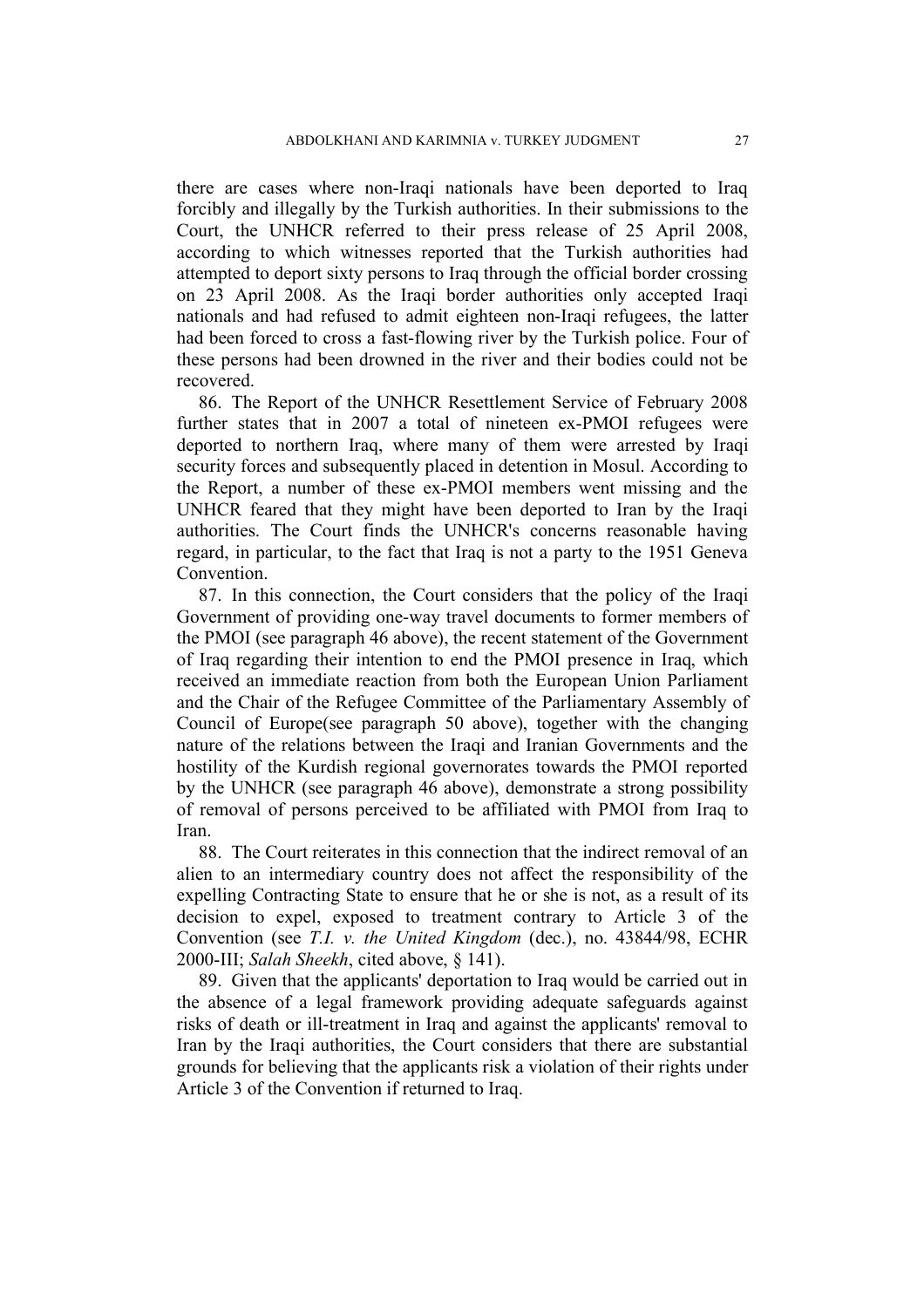there are cases where non-Iraqi nationals have been deported to Iraq forcibly and illegally by the Turkish authorities. In their submissions to the Court, the UNHCR referred to their press release of 25 April 2008, according to which witnesses reported that the Turkish authorities had attempted to deport sixty persons to Iraq through the official border crossing on 23 April 2008. As the Iraqi border authorities only accepted Iraqi nationals and had refused to admit eighteen non-Iraqi refugees, the latter had been forced to cross a fast-flowing river by the Turkish police. Four of these persons had been drowned in the river and their bodies could not be recovered.

86. The Report of the UNHCR Resettlement Service of February 2008 further states that in 2007 a total of nineteen ex-PMOI refugees were deported to northern Iraq, where many of them were arrested by Iraqi security forces and subsequently placed in detention in Mosul. According to the Report, a number of these ex-PMOI members went missing and the UNHCR feared that they might have been deported to Iran by the Iraqi authorities. The Court finds the UNHCR's concerns reasonable having regard, in particular, to the fact that Iraq is not a party to the 1951 Geneva Convention.

87. In this connection, the Court considers that the policy of the Iraqi Government of providing one-way travel documents to former members of the PMOI (see paragraph 46 above), the recent statement of the Government of Iraq regarding their intention to end the PMOI presence in Iraq, which received an immediate reaction from both the European Union Parliament and the Chair of the Refugee Committee of the Parliamentary Assembly of Council of Europe(see paragraph 50 above), together with the changing nature of the relations between the Iraqi and Iranian Governments and the hostility of the Kurdish regional governorates towards the PMOI reported by the UNHCR (see paragraph 46 above), demonstrate a strong possibility of removal of persons perceived to be affiliated with PMOI from Iraq to Iran.

88. The Court reiterates in this connection that the indirect removal of an alien to an intermediary country does not affect the responsibility of the expelling Contracting State to ensure that he or she is not, as a result of its decision to expel, exposed to treatment contrary to Article 3 of the Convention (see *T.I. v. the United Kingdom* (dec.), no. 43844/98, ECHR 2000-III; *Salah Sheekh*, cited above, § 141).

89. Given that the applicants' deportation to Iraq would be carried out in the absence of a legal framework providing adequate safeguards against risks of death or ill-treatment in Iraq and against the applicants' removal to Iran by the Iraqi authorities, the Court considers that there are substantial grounds for believing that the applicants risk a violation of their rights under Article 3 of the Convention if returned to Iraq.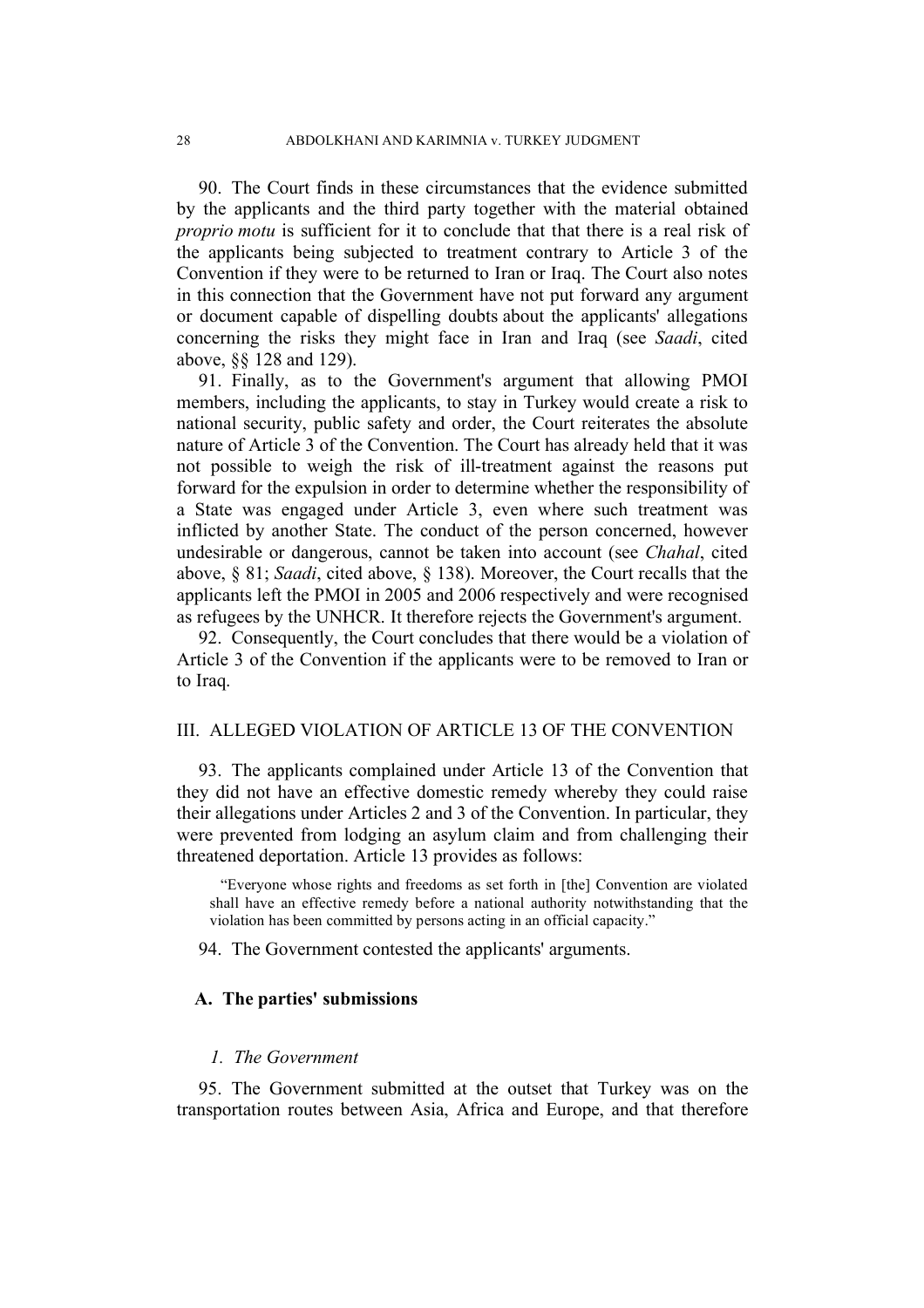90. The Court finds in these circumstances that the evidence submitted by the applicants and the third party together with the material obtained *proprio motu* is sufficient for it to conclude that that there is a real risk of the applicants being subjected to treatment contrary to Article 3 of the Convention if they were to be returned to Iran or Iraq. The Court also notes in this connection that the Government have not put forward any argument or document capable of dispelling doubts about the applicants' allegations concerning the risks they might face in Iran and Iraq (see *Saadi*, cited above, §§ 128 and 129).

91. Finally, as to the Government's argument that allowing PMOI members, including the applicants, to stay in Turkey would create a risk to national security, public safety and order, the Court reiterates the absolute nature of Article 3 of the Convention. The Court has already held that it was not possible to weigh the risk of ill-treatment against the reasons put forward for the expulsion in order to determine whether the responsibility of a State was engaged under Article 3, even where such treatment was inflicted by another State. The conduct of the person concerned, however undesirable or dangerous, cannot be taken into account (see *Chahal*, cited above, § 81; *Saadi*, cited above, § 138). Moreover, the Court recalls that the applicants left the PMOI in 2005 and 2006 respectively and were recognised as refugees by the UNHCR. It therefore rejects the Government's argument.

92. Consequently, the Court concludes that there would be a violation of Article 3 of the Convention if the applicants were to be removed to Iran or to Iraq.

## III. ALLEGED VIOLATION OF ARTICLE 13 OF THE CONVENTION

93. The applicants complained under Article 13 of the Convention that they did not have an effective domestic remedy whereby they could raise their allegations under Articles 2 and 3 of the Convention. In particular, they were prevented from lodging an asylum claim and from challenging their threatened deportation. Article 13 provides as follows:

> "Everyone whose rights and freedoms as set forth in [the] Convention are violated shall have an effective remedy before a national authority notwithstanding that the violation has been committed by persons acting in an official capacity."

94. The Government contested the applicants' arguments.

### A. The parties' submissions

#### *1. The Government*

95. The Government submitted at the outset that Turkey was on the transportation routes between Asia, Africa and Europe, and that therefore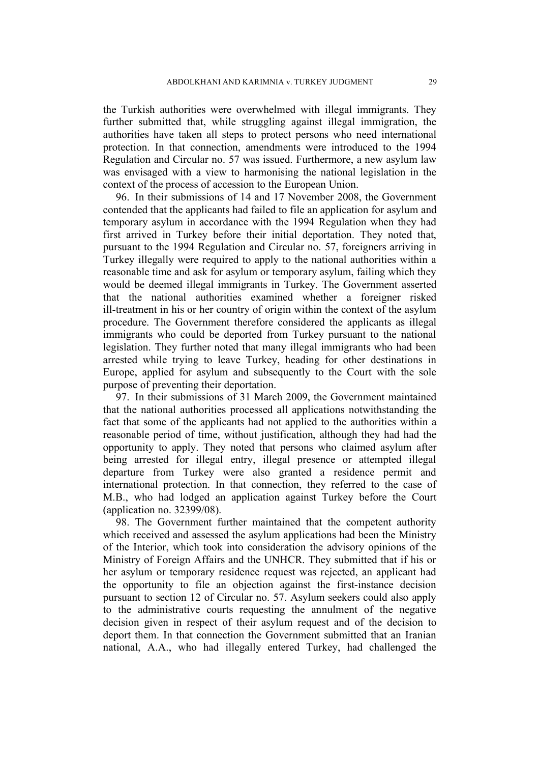the Turkish authorities were overwhelmed with illegal immigrants. They further submitted that, while struggling against illegal immigration, the authorities have taken all steps to protect persons who need international protection. In that connection, amendments were introduced to the 1994 Regulation and Circular no. 57 was issued. Furthermore, a new asylum law was envisaged with a view to harmonising the national legislation in the context of the process of accession to the European Union.

96. In their submissions of 14 and 17 November 2008, the Government contended that the applicants had failed to file an application for asylum and temporary asylum in accordance with the 1994 Regulation when they had first arrived in Turkey before their initial deportation. They noted that, pursuant to the 1994 Regulation and Circular no. 57, foreigners arriving in Turkey illegally were required to apply to the national authorities within a reasonable time and ask for asylum or temporary asylum, failing which they would be deemed illegal immigrants in Turkey. The Government asserted that the national authorities examined whether a foreigner risked ill-treatment in his or her country of origin within the context of the asylum procedure. The Government therefore considered the applicants as illegal immigrants who could be deported from Turkey pursuant to the national legislation. They further noted that many illegal immigrants who had been arrested while trying to leave Turkey, heading for other destinations in Europe, applied for asylum and subsequently to the Court with the sole purpose of preventing their deportation.

97. In their submissions of 31 March 2009, the Government maintained that the national authorities processed all applications notwithstanding the fact that some of the applicants had not applied to the authorities within a reasonable period of time, without justification, although they had had the opportunity to apply. They noted that persons who claimed asylum after being arrested for illegal entry, illegal presence or attempted illegal departure from Turkey were also granted a residence permit and international protection. In that connection, they referred to the case of M.B., who had lodged an application against Turkey before the Court (application no. 32399/08).

98. The Government further maintained that the competent authority which received and assessed the asylum applications had been the Ministry of the Interior, which took into consideration the advisory opinions of the Ministry of Foreign Affairs and the UNHCR. They submitted that if his or her asylum or temporary residence request was rejected, an applicant had the opportunity to file an objection against the first-instance decision pursuant to section 12 of Circular no. 57. Asylum seekers could also apply to the administrative courts requesting the annulment of the negative decision given in respect of their asylum request and of the decision to deport them. In that connection the Government submitted that an Iranian national, A.A., who had illegally entered Turkey, had challenged the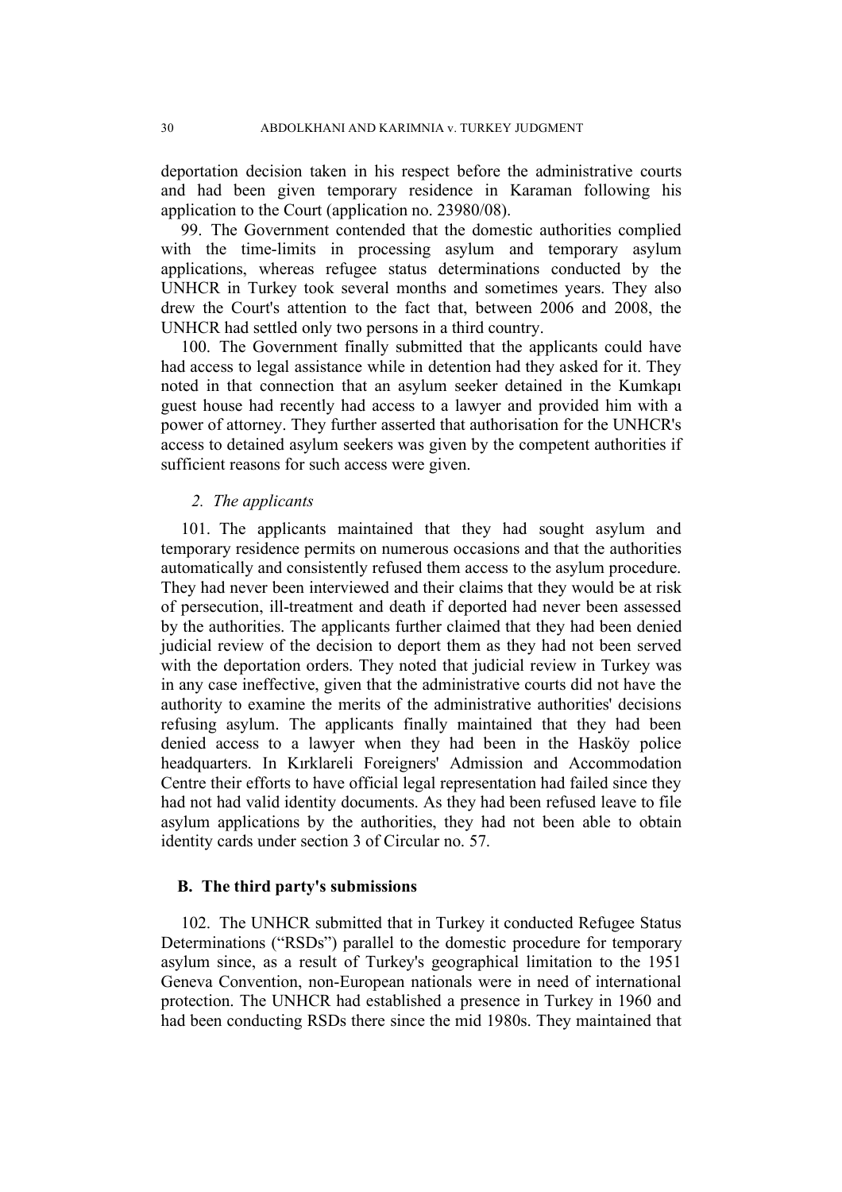deportation decision taken in his respect before the administrative courts and had been given temporary residence in Karaman following his application to the Court (application no. 23980/08).

99. The Government contended that the domestic authorities complied with the time-limits in processing asylum and temporary asylum applications, whereas refugee status determinations conducted by the UNHCR in Turkey took several months and sometimes years. They also drew the Court's attention to the fact that, between 2006 and 2008, the UNHCR had settled only two persons in a third country.

100. The Government finally submitted that the applicants could have had access to legal assistance while in detention had they asked for it. They noted in that connection that an asylum seeker detained in the Kumkapı guest house had recently had access to a lawyer and provided him with a power of attorney. They further asserted that authorisation for the UNHCR's access to detained asylum seekers was given by the competent authorities if sufficient reasons for such access were given.

### *2. The applicants*

101. The applicants maintained that they had sought asylum and temporary residence permits on numerous occasions and that the authorities automatically and consistently refused them access to the asylum procedure. They had never been interviewed and their claims that they would be at risk of persecution, ill-treatment and death if deported had never been assessed by the authorities. The applicants further claimed that they had been denied judicial review of the decision to deport them as they had not been served with the deportation orders. They noted that judicial review in Turkey was in any case ineffective, given that the administrative courts did not have the authority to examine the merits of the administrative authorities' decisions refusing asylum. The applicants finally maintained that they had been denied access to a lawyer when they had been in the Hasköy police headquarters. In Kırklareli Foreigners' Admission and Accommodation Centre their efforts to have official legal representation had failed since they had not had valid identity documents. As they had been refused leave to file asylum applications by the authorities, they had not been able to obtain identity cards under section 3 of Circular no. 57.

## **B. The third party's submissions**

102. The UNHCR submitted that in Turkey it conducted Refugee Status Determinations ("RSDs") parallel to the domestic procedure for temporary asylum since, as a result of Turkey's geographical limitation to the 1951 Geneva Convention, non-European nationals were in need of international protection. The UNHCR had established a presence in Turkey in 1960 and had been conducting RSDs there since the mid 1980s. They maintained that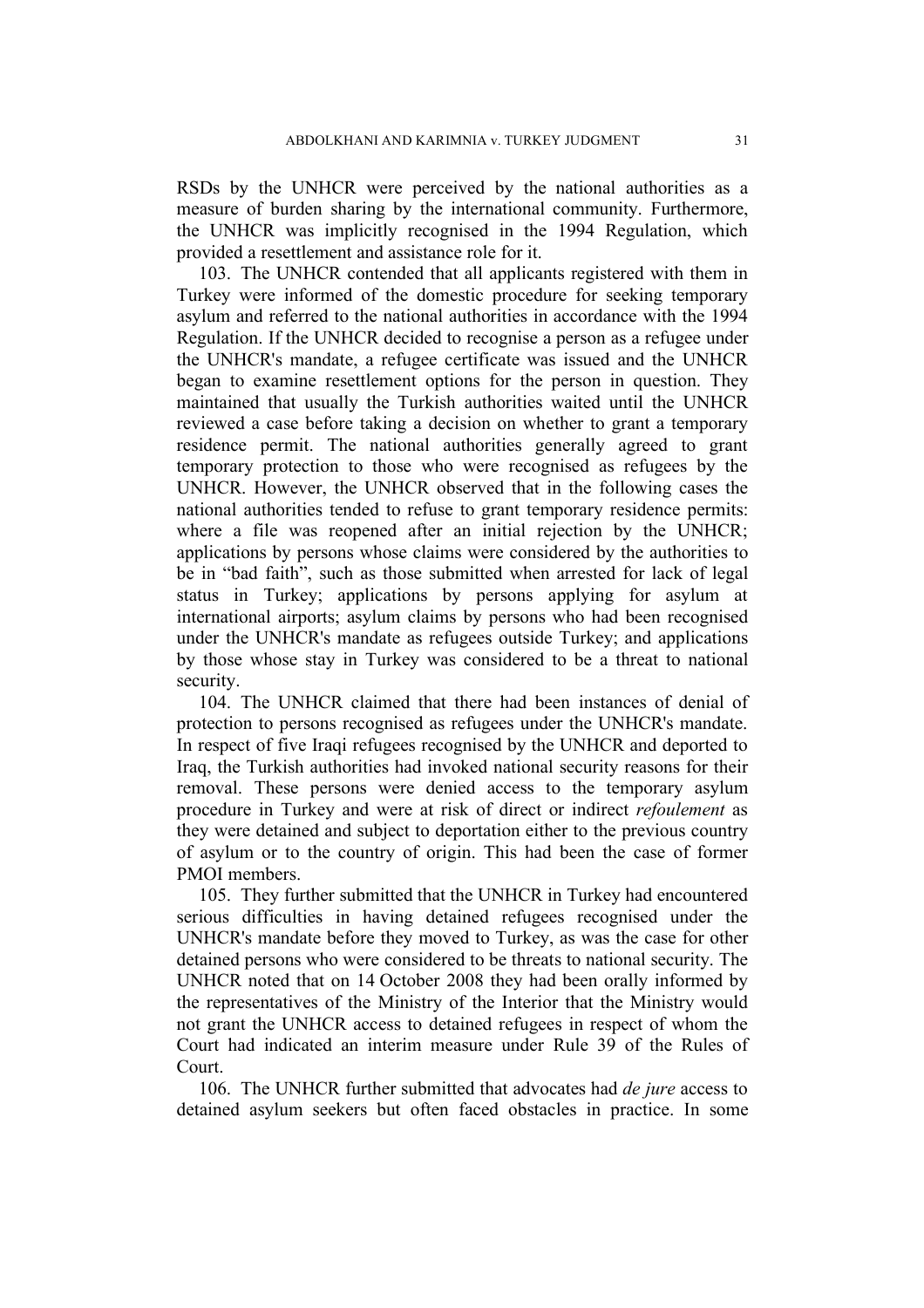RSDs by the UNHCR were perceived by the national authorities as a measure of burden sharing by the international community. Furthermore, the UNHCR was implicitly recognised in the 1994 Regulation, which provided a resettlement and assistance role for it.

103. The UNHCR contended that all applicants registered with them in Turkey were informed of the domestic procedure for seeking temporary asylum and referred to the national authorities in accordance with the 1994 Regulation. If the UNHCR decided to recognise a person as a refugee under the UNHCR's mandate, a refugee certificate was issued and the UNHCR began to examine resettlement options for the person in question. They maintained that usually the Turkish authorities waited until the UNHCR reviewed a case before taking a decision on whether to grant a temporary residence permit. The national authorities generally agreed to grant temporary protection to those who were recognised as refugees by the UNHCR. However, the UNHCR observed that in the following cases the national authorities tended to refuse to grant temporary residence permits: where a file was reopened after an initial rejection by the UNHCR; applications by persons whose claims were considered by the authorities to be in "bad faith", such as those submitted when arrested for lack of legal status in Turkey; applications by persons applying for asylum at international airports; asylum claims by persons who had been recognised under the UNHCR's mandate as refugees outside Turkey; and applications by those whose stay in Turkey was considered to be a threat to national security.

104. The UNHCR claimed that there had been instances of denial of protection to persons recognised as refugees under the UNHCR's mandate. In respect of five Iraqi refugees recognised by the UNHCR and deported to Iraq, the Turkish authorities had invoked national security reasons for their removal. These persons were denied access to the temporary asylum procedure in Turkey and were at risk of direct or indirect *refoulement* as they were detained and subject to deportation either to the previous country of asylum or to the country of origin. This had been the case of former PMOI members.

105. They further submitted that the UNHCR in Turkey had encountered serious difficulties in having detained refugees recognised under the UNHCR's mandate before they moved to Turkey, as was the case for other detained persons who were considered to be threats to national security. The UNHCR noted that on 14 October 2008 they had been orally informed by the representatives of the Ministry of the Interior that the Ministry would not grant the UNHCR access to detained refugees in respect of whom the Court had indicated an interim measure under Rule 39 of the Rules of Court.

106. The UNHCR further submitted that advocates had *de jure* access to detained asylum seekers but often faced obstacles in practice. In some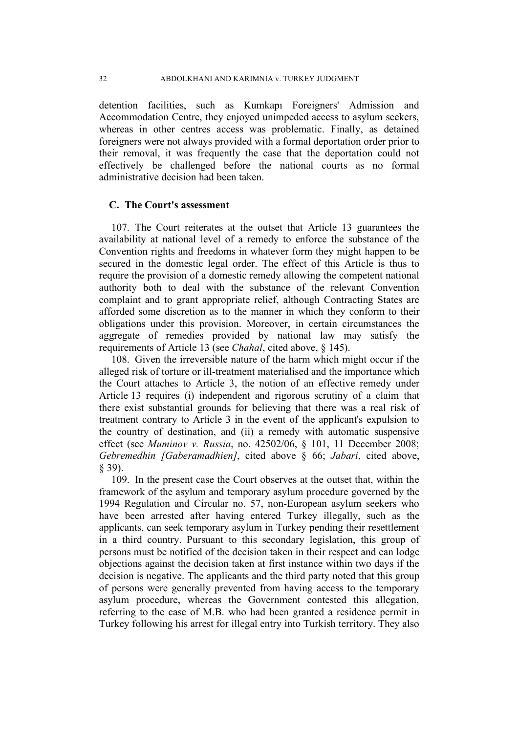detention facilities, such as Kumkapı Foreigners' Admission and Accommodation Centre, they enjoyed unimpeded access to asylum seekers, whereas in other centres access was problematic. Finally, as detained foreigners were not always provided with a formal deportation order prior to their removal, it was frequently the case that the deportation could not effectively be challenged before the national courts as no formal administrative decision had been taken.

### C. The Court's assessment

107. The Court reiterates at the outset that Article 13 guarantees the availability at national level of a remedy to enforce the substance of the Convention rights and freedoms in whatever form they might happen to be secured in the domestic legal order. The effect of this Article is thus to require the provision of a domestic remedy allowing the competent national authority both to deal with the substance of the relevant Convention complaint and to grant appropriate relief, although Contracting States are afforded some discretion as to the manner in which they conform to their obligations under this provision. Moreover, in certain circumstances the aggregate of remedies provided by national law may satisfy the requirements of Article 13 (see *Chahal*, cited above, § 145).

108. Given the irreversible nature of the harm which might occur if the alleged risk of torture or ill-treatment materialised and the importance which the Court attaches to Article 3, the notion of an effective remedy under Article 13 requires (i) independent and rigorous scrutiny of a claim that there exist substantial grounds for believing that there was a real risk of treatment contrary to Article 3 in the event of the applicant's expulsion to the country of destination, and (ii) a remedy with automatic suspensive effect (see *Muminov v. Russia*, no. 42502/06, § 101, 11 December 2008; *Gebremedhin [Gaberamadhien]*, cited above § 66; *Jabari*, cited above, § 39).

109. In the present case the Court observes at the outset that, within the framework of the asylum and temporary asylum procedure governed by the 1994 Regulation and Circular no. 57, non-European asylum seekers who have been arrested after having entered Turkey illegally, such as the applicants, can seek temporary asylum in Turkey pending their resettlement in a third country. Pursuant to this secondary legislation, this group of persons must be notified of the decision taken in their respect and can lodge objections against the decision taken at first instance within two days if the decision is negative. The applicants and the third party noted that this group of persons were generally prevented from having access to the temporary asylum procedure, whereas the Government contested this allegation, referring to the case of M.B. who had been granted a residence permit in Turkey following his arrest for illegal entry into Turkish territory. They also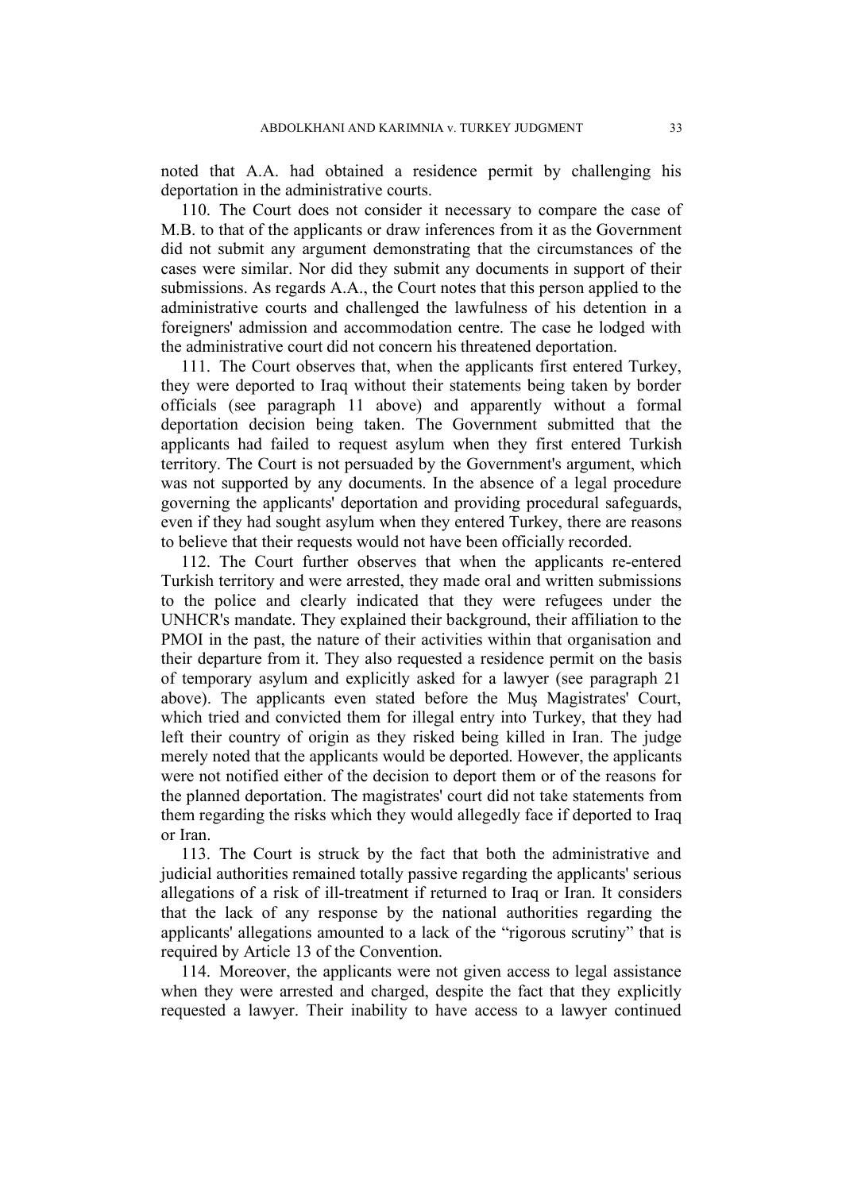noted that A.A. had obtained a residence permit by challenging his deportation in the administrative courts.

110. The Court does not consider it necessary to compare the case of M.B. to that of the applicants or draw inferences from it as the Government did not submit any argument demonstrating that the circumstances of the cases were similar. Nor did they submit any documents in support of their submissions. As regards A.A., the Court notes that this person applied to the administrative courts and challenged the lawfulness of his detention in a foreigners' admission and accommodation centre. The case he lodged with the administrative court did not concern his threatened deportation.

111. The Court observes that, when the applicants first entered Turkey, they were deported to Iraq without their statements being taken by border officials (see paragraph 11 above) and apparently without a formal deportation decision being taken. The Government submitted that the applicants had failed to request asylum when they first entered Turkish territory. The Court is not persuaded by the Government's argument, which was not supported by any documents. In the absence of a legal procedure governing the applicants' deportation and providing procedural safeguards, even if they had sought asylum when they entered Turkey, there are reasons to believe that their requests would not have been officially recorded.

112. The Court further observes that when the applicants re-entered Turkish territory and were arrested, they made oral and written submissions to the police and clearly indicated that they were refugees under the UNHCR's mandate. They explained their background, their affiliation to the PMOI in the past, the nature of their activities within that organisation and their departure from it. They also requested a residence permit on the basis of temporary asylum and explicitly asked for a lawyer (see paragraph 21 above). The applicants even stated before the Muş Magistrates' Court, which tried and convicted them for illegal entry into Turkey, that they had left their country of origin as they risked being killed in Iran. The judge merely noted that the applicants would be deported. However, the applicants were not notified either of the decision to deport them or of the reasons for the planned deportation. The magistrates' court did not take statements from them regarding the risks which they would allegedly face if deported to Iraq or Iran.

113. The Court is struck by the fact that both the administrative and judicial authorities remained totally passive regarding the applicants' serious allegations of a risk of ill-treatment if returned to Iraq or Iran. It considers that the lack of any response by the national authorities regarding the applicants' allegations amounted to a lack of the "rigorous scrutiny" that is required by Article 13 of the Convention.

114. Moreover, the applicants were not given access to legal assistance when they were arrested and charged, despite the fact that they explicitly requested a lawyer. Their inability to have access to a lawyer continued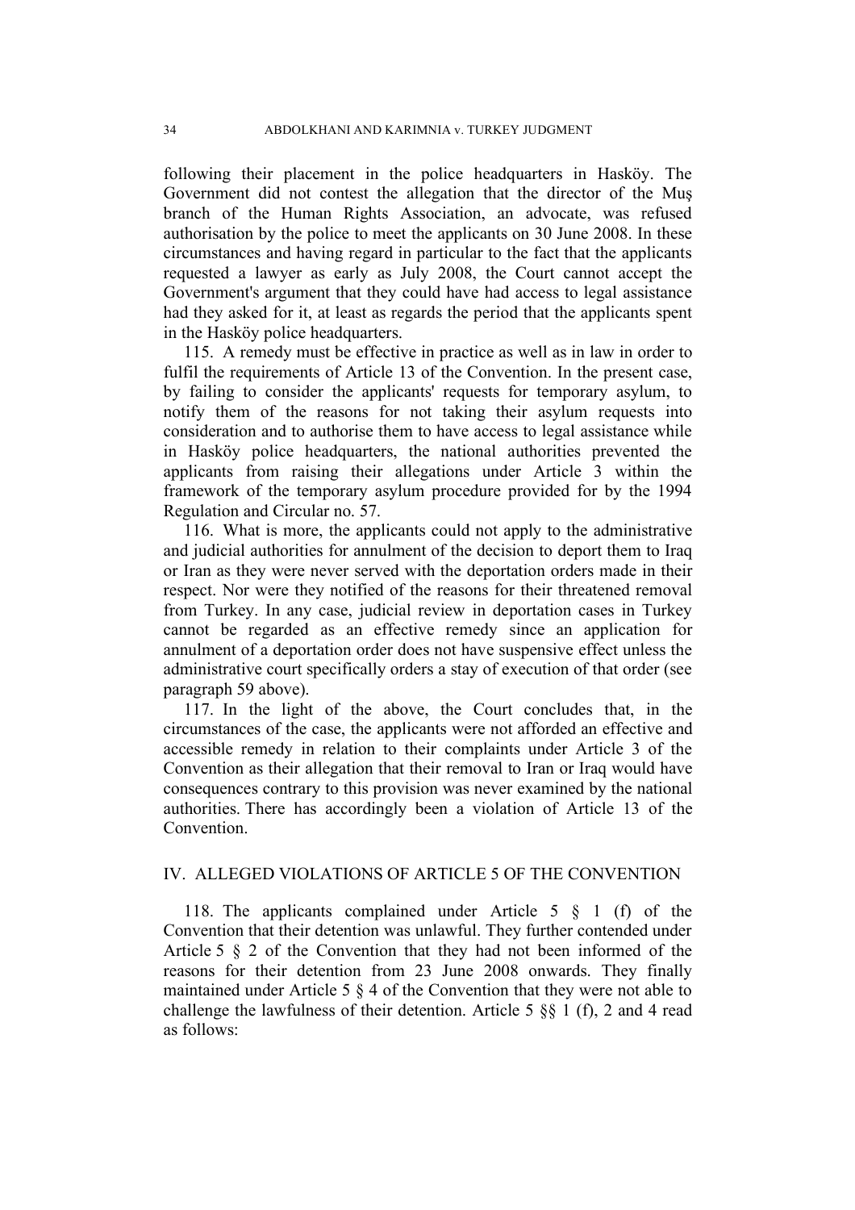following their placement in the police headquarters in Hasköy. The Government did not contest the allegation that the director of the Muş branch of the Human Rights Association, an advocate, was refused authorisation by the police to meet the applicants on 30 June 2008. In these circumstances and having regard in particular to the fact that the applicants requested a lawyer as early as July 2008, the Court cannot accept the Government's argument that they could have had access to legal assistance had they asked for it, at least as regards the period that the applicants spent in the Hasköy police headquarters.

115. A remedy must be effective in practice as well as in law in order to fulfil the requirements of Article 13 of the Convention. In the present case, by failing to consider the applicants' requests for temporary asylum, to notify them of the reasons for not taking their asylum requests into consideration and to authorise them to have access to legal assistance while in Hasköy police headquarters, the national authorities prevented the applicants from raising their allegations under Article 3 within the framework of the temporary asylum procedure provided for by the 1994 Regulation and Circular no. 57.

116. What is more, the applicants could not apply to the administrative and judicial authorities for annulment of the decision to deport them to Iraq or Iran as they were never served with the deportation orders made in their respect. Nor were they notified of the reasons for their threatened removal from Turkey. In any case, judicial review in deportation cases in Turkey cannot be regarded as an effective remedy since an application for annulment of a deportation order does not have suspensive effect unless the administrative court specifically orders a stay of execution of that order (see paragraph 59 above).

117. In the light of the above, the Court concludes that, in the circumstances of the case, the applicants were not afforded an effective and accessible remedy in relation to their complaints under Article 3 of the Convention as their allegation that their removal to Iran or Iraq would have consequences contrary to this provision was never examined by the national authorities. There has accordingly been a violation of Article 13 of the Convention.

## IV. ALLEGED VIOLATIONS OF ARTICLE 5 OF THE CONVENTION

118. The applicants complained under Article 5 § 1 (f) of the Convention that their detention was unlawful. They further contended under Article 5 § 2 of the Convention that they had not been informed of the reasons for their detention from 23 June 2008 onwards. They finally maintained under Article 5 § 4 of the Convention that they were not able to challenge the lawfulness of their detention. Article 5 §§ 1 (f), 2 and 4 read as follows: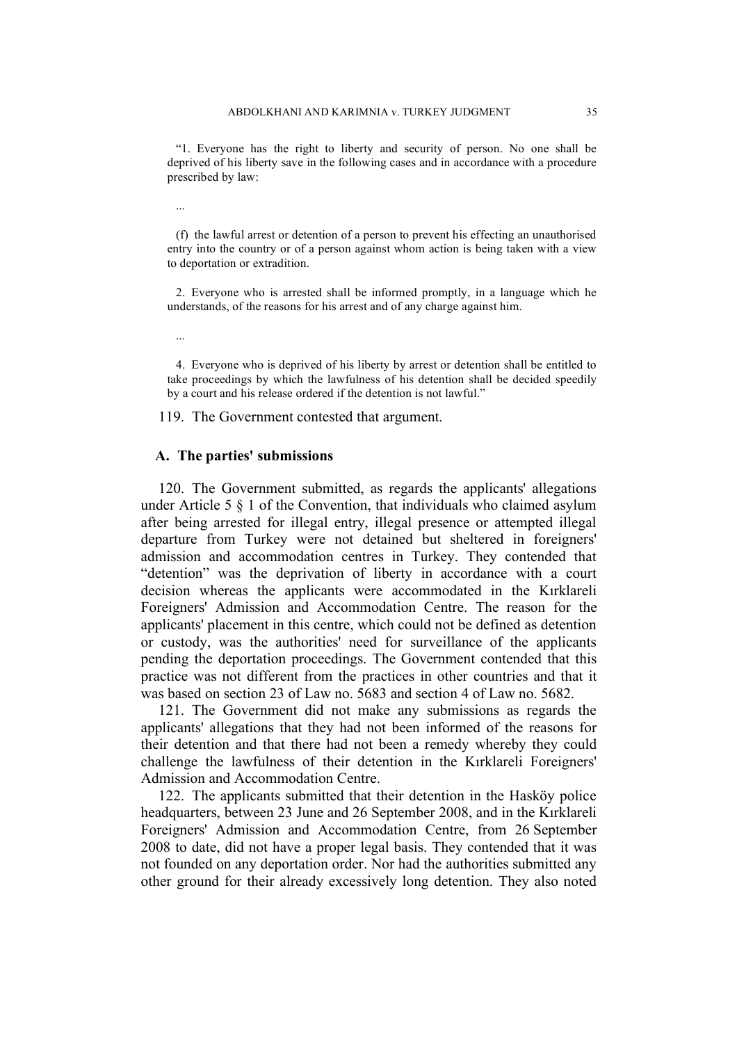"1. Everyone has the right to liberty and security of person. No one shall be deprived of his liberty save in the following cases and in accordance with a procedure prescribed by law:

...

(f) the lawful arrest or detention of a person to prevent his effecting an unauthorised entry into the country or of a person against whom action is being taken with a view to deportation or extradition.

2. Everyone who is arrested shall be informed promptly, in a language which he understands, of the reasons for his arrest and of any charge against him.

...

4. Everyone who is deprived of his liberty by arrest or detention shall be entitled to take proceedings by which the lawfulness of his detention shall be decided speedily by a court and his release ordered if the detention is not lawful."

119. The Government contested that argument.

### A. The parties' submissions

120. The Government submitted, as regards the applicants' allegations under Article 5 § 1 of the Convention, that individuals who claimed asylum after being arrested for illegal entry, illegal presence or attempted illegal departure from Turkey were not detained but sheltered in foreigners' admission and accommodation centres in Turkey. They contended that "detention" was the deprivation of liberty in accordance with a court decision whereas the applicants were accommodated in the Kırklareli Foreigners' Admission and Accommodation Centre. The reason for the applicants' placement in this centre, which could not be defined as detention or custody, was the authorities' need for surveillance of the applicants pending the deportation proceedings. The Government contended that this practice was not different from the practices in other countries and that it was based on section 23 of Law no. 5683 and section 4 of Law no. 5682.

121. The Government did not make any submissions as regards the applicants' allegations that they had not been informed of the reasons for their detention and that there had not been a remedy whereby they could challenge the lawfulness of their detention in the Kırklareli Foreigners' Admission and Accommodation Centre.

122. The applicants submitted that their detention in the Hasköy police headquarters, between 23 June and 26 September 2008, and in the Kırklareli Foreigners' Admission and Accommodation Centre, from 26 September 2008 to date, did not have a proper legal basis. They contended that it was not founded on any deportation order. Nor had the authorities submitted any other ground for their already excessively long detention. They also noted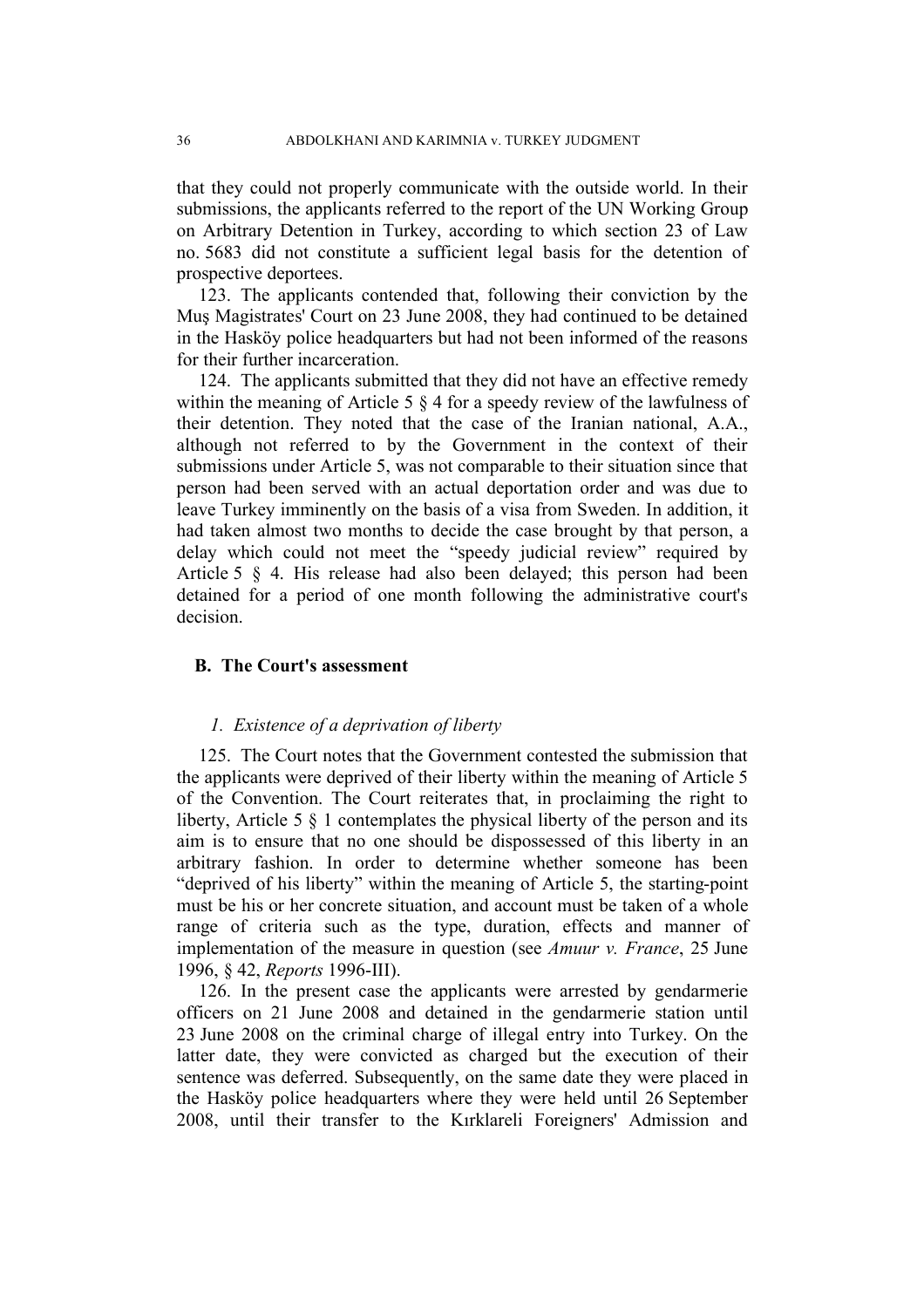that they could not properly communicate with the outside world. In their submissions, the applicants referred to the report of the UN Working Group on Arbitrary Detention in Turkey, according to which section 23 of Law no. 5683 did not constitute a sufficient legal basis for the detention of prospective deportees.

123. The applicants contended that, following their conviction by the Muş Magistrates' Court on 23 June 2008, they had continued to be detained in the Hasköy police headquarters but had not been informed of the reasons for their further incarceration.

124. The applicants submitted that they did not have an effective remedy within the meaning of Article 5 § 4 for a speedy review of the lawfulness of their detention. They noted that the case of the Iranian national, A.A., although not referred to by the Government in the context of their submissions under Article 5, was not comparable to their situation since that person had been served with an actual deportation order and was due to leave Turkey imminently on the basis of a visa from Sweden. In addition, it had taken almost two months to decide the case brought by that person, a delay which could not meet the "speedy judicial review" required by Article 5 § 4. His release had also been delayed; this person had been detained for a period of one month following the administrative court's decision.

## B. The Court's assessment

### *1. Existence of a deprivation of liberty*

125. The Court notes that the Government contested the submission that the applicants were deprived of their liberty within the meaning of Article 5 of the Convention. The Court reiterates that, in proclaiming the right to liberty, Article 5 § 1 contemplates the physical liberty of the person and its aim is to ensure that no one should be dispossessed of this liberty in an arbitrary fashion. In order to determine whether someone has been "deprived of his liberty" within the meaning of Article 5, the starting-point must be his or her concrete situation, and account must be taken of a whole range of criteria such as the type, duration, effects and manner of implementation of the measure in question (see *Amuur v. France*, 25 June 1996, § 42, *Reports* 1996-III).

126. In the present case the applicants were arrested by gendarmerie officers on 21 June 2008 and detained in the gendarmerie station until 23 June 2008 on the criminal charge of illegal entry into Turkey. On the latter date, they were convicted as charged but the execution of their sentence was deferred. Subsequently, on the same date they were placed in the Hasköy police headquarters where they were held until 26 September 2008, until their transfer to the Kırklareli Foreigners' Admission and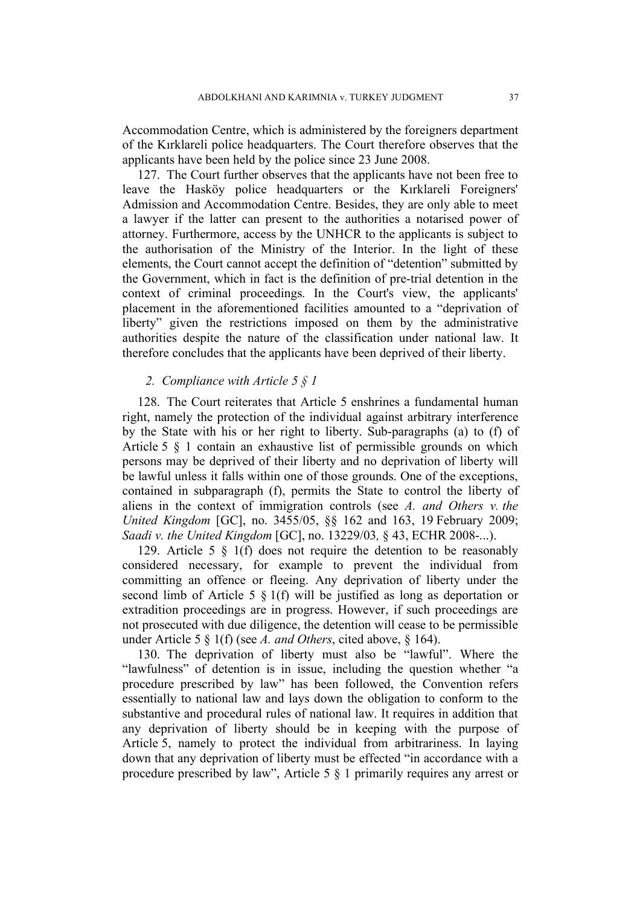Accommodation Centre, which is administered by the foreigners department of the Kırklareli police headquarters. The Court therefore observes that the applicants have been held by the police since 23 June 2008.

127. The Court further observes that the applicants have not been free to leave the Hasköy police headquarters or the Kırklareli Foreigners' Admission and Accommodation Centre. Besides, they are only able to meet a lawyer if the latter can present to the authorities a notarised power of attorney. Furthermore, access by the UNHCR to the applicants is subject to the authorisation of the Ministry of the Interior. In the light of these elements, the Court cannot accept the definition of "detention" submitted by the Government, which in fact is the definition of pre-trial detention in the context of criminal proceedings. In the Court's view, the applicants' placement in the aforementioned facilities amounted to a "deprivation of liberty" given the restrictions imposed on them by the administrative authorities despite the nature of the classification under national law. It therefore concludes that the applicants have been deprived of their liberty.

### *2. Compliance with Article 5 § 1*

128. The Court reiterates that Article 5 enshrines a fundamental human right, namely the protection of the individual against arbitrary interference by the State with his or her right to liberty. Sub-paragraphs (a) to (f) of Article 5 § 1 contain an exhaustive list of permissible grounds on which persons may be deprived of their liberty and no deprivation of liberty will be lawful unless it falls within one of those grounds. One of the exceptions, contained in subparagraph (f), permits the State to control the liberty of aliens in the context of immigration controls (see *A. and Others v. the United Kingdom* [GC], no. 3455/05, §§ 162 and 163, 19 February 2009; *Saadi v. the United Kingdom* [GC], no. 13229/03*,* § 43, ECHR 2008-...).

129. Article 5 § 1(f) does not require the detention to be reasonably considered necessary, for example to prevent the individual from committing an offence or fleeing. Any deprivation of liberty under the second limb of Article 5 § 1(f) will be justified as long as deportation or extradition proceedings are in progress. However, if such proceedings are not prosecuted with due diligence, the detention will cease to be permissible under Article 5 § 1(f) (see *A. and Others*, cited above, § 164).

130. The deprivation of liberty must also be "lawful". Where the "lawfulness" of detention is in issue, including the question whether "a procedure prescribed by law" has been followed, the Convention refers essentially to national law and lays down the obligation to conform to the substantive and procedural rules of national law. It requires in addition that any deprivation of liberty should be in keeping with the purpose of Article 5, namely to protect the individual from arbitrariness. In laying down that any deprivation of liberty must be effected "in accordance with a procedure prescribed by law", Article 5 § 1 primarily requires any arrest or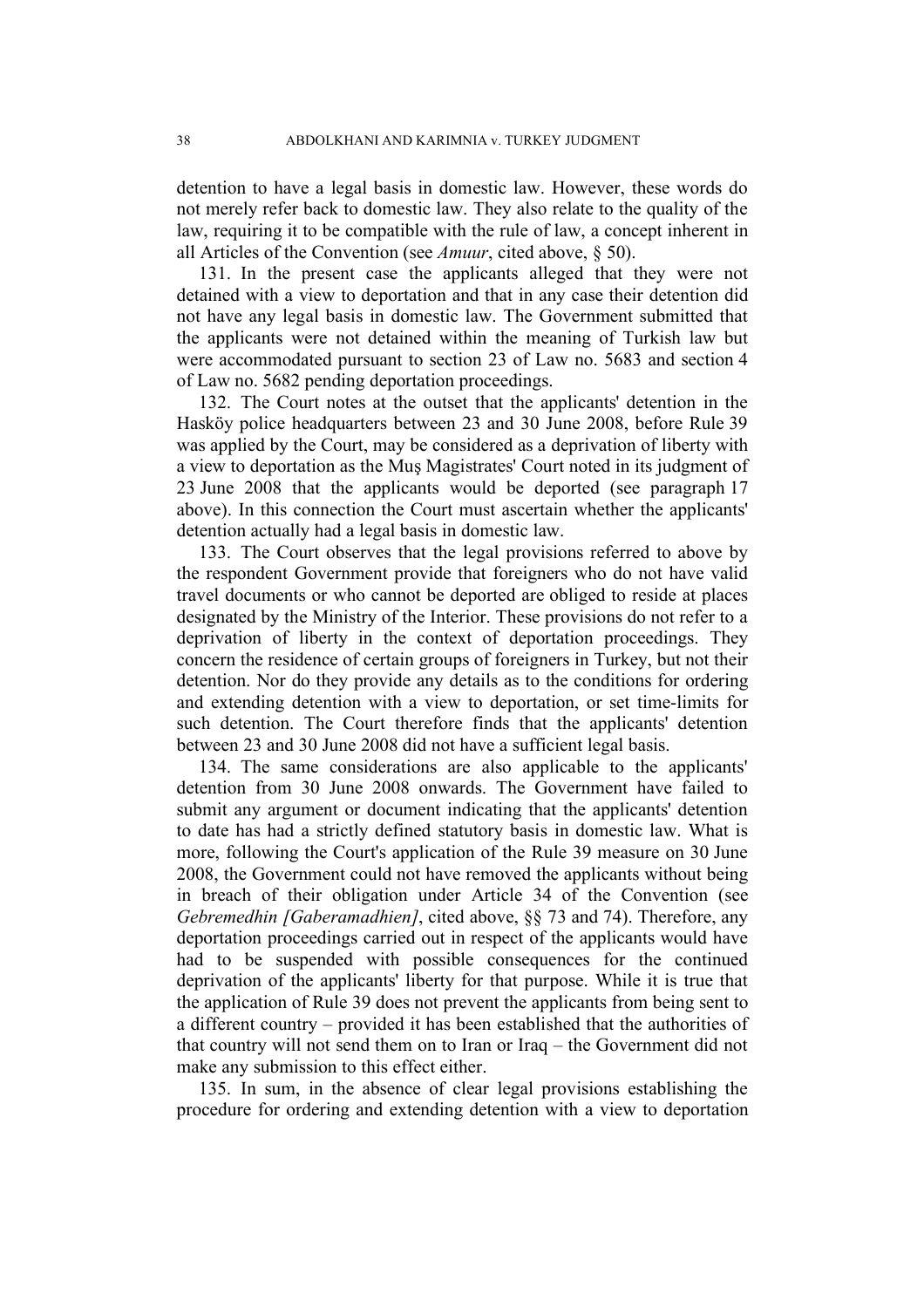detention to have a legal basis in domestic law. However, these words do not merely refer back to domestic law. They also relate to the quality of the law, requiring it to be compatible with the rule of law, a concept inherent in all Articles of the Convention (see *Amuur*, cited above, § 50).

131. In the present case the applicants alleged that they were not detained with a view to deportation and that in any case their detention did not have any legal basis in domestic law. The Government submitted that the applicants were not detained within the meaning of Turkish law but were accommodated pursuant to section 23 of Law no. 5683 and section 4 of Law no. 5682 pending deportation proceedings.

132. The Court notes at the outset that the applicants' detention in the Hasköy police headquarters between 23 and 30 June 2008, before Rule 39 was applied by the Court, may be considered as a deprivation of liberty with a view to deportation as the Muş Magistrates' Court noted in its judgment of 23 June 2008 that the applicants would be deported (see paragraph 17 above). In this connection the Court must ascertain whether the applicants' detention actually had a legal basis in domestic law.

133. The Court observes that the legal provisions referred to above by the respondent Government provide that foreigners who do not have valid travel documents or who cannot be deported are obliged to reside at places designated by the Ministry of the Interior. These provisions do not refer to a deprivation of liberty in the context of deportation proceedings. They concern the residence of certain groups of foreigners in Turkey, but not their detention. Nor do they provide any details as to the conditions for ordering and extending detention with a view to deportation, or set time-limits for such detention. The Court therefore finds that the applicants' detention between 23 and 30 June 2008 did not have a sufficient legal basis.

134. The same considerations are also applicable to the applicants' detention from 30 June 2008 onwards. The Government have failed to submit any argument or document indicating that the applicants' detention to date has had a strictly defined statutory basis in domestic law. What is more, following the Court's application of the Rule 39 measure on 30 June 2008, the Government could not have removed the applicants without being in breach of their obligation under Article 34 of the Convention (see *Gebremedhin [Gaberamadhien]*, cited above, §§ 73 and 74). Therefore, any deportation proceedings carried out in respect of the applicants would have had to be suspended with possible consequences for the continued deprivation of the applicants' liberty for that purpose. While it is true that the application of Rule 39 does not prevent the applicants from being sent to a different country – provided it has been established that the authorities of that country will not send them on to Iran or Iraq – the Government did not make any submission to this effect either.

135. In sum, in the absence of clear legal provisions establishing the procedure for ordering and extending detention with a view to deportation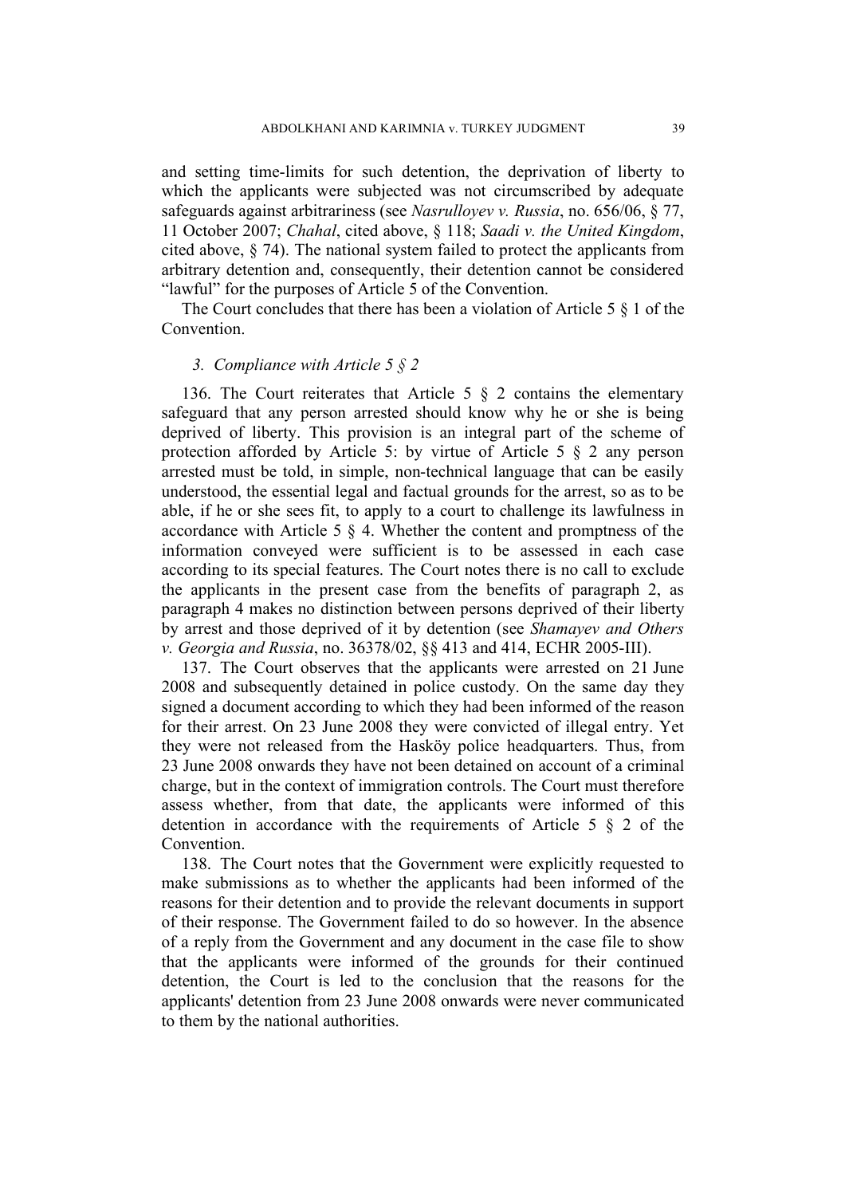and setting time-limits for such detention, the deprivation of liberty to which the applicants were subjected was not circumscribed by adequate safeguards against arbitrariness (see *Nasrulloyev v. Russia*, no. 656/06, § 77, 11 October 2007; *Chahal*, cited above, § 118; *Saadi v. the United Kingdom*, cited above, § 74). The national system failed to protect the applicants from arbitrary detention and, consequently, their detention cannot be considered "lawful" for the purposes of Article 5 of the Convention.

The Court concludes that there has been a violation of Article 5 § 1 of the Convention.

### *3. Compliance with Article 5 § 2*

136. The Court reiterates that Article 5 § 2 contains the elementary safeguard that any person arrested should know why he or she is being deprived of liberty. This provision is an integral part of the scheme of protection afforded by Article 5: by virtue of Article 5 § 2 any person arrested must be told, in simple, non-technical language that can be easily understood, the essential legal and factual grounds for the arrest, so as to be able, if he or she sees fit, to apply to a court to challenge its lawfulness in accordance with Article 5 § 4. Whether the content and promptness of the information conveyed were sufficient is to be assessed in each case according to its special features. The Court notes there is no call to exclude the applicants in the present case from the benefits of paragraph 2, as paragraph 4 makes no distinction between persons deprived of their liberty by arrest and those deprived of it by detention (see *Shamayev and Others v. Georgia and Russia*, no. 36378/02, §§ 413 and 414, ECHR 2005-III).

137. The Court observes that the applicants were arrested on 21 June 2008 and subsequently detained in police custody. On the same day they signed a document according to which they had been informed of the reason for their arrest. On 23 June 2008 they were convicted of illegal entry. Yet they were not released from the Hasköy police headquarters. Thus, from 23 June 2008 onwards they have not been detained on account of a criminal charge, but in the context of immigration controls. The Court must therefore assess whether, from that date, the applicants were informed of this detention in accordance with the requirements of Article 5 § 2 of the Convention.

138. The Court notes that the Government were explicitly requested to make submissions as to whether the applicants had been informed of the reasons for their detention and to provide the relevant documents in support of their response. The Government failed to do so however. In the absence of a reply from the Government and any document in the case file to show that the applicants were informed of the grounds for their continued detention, the Court is led to the conclusion that the reasons for the applicants' detention from 23 June 2008 onwards were never communicated to them by the national authorities.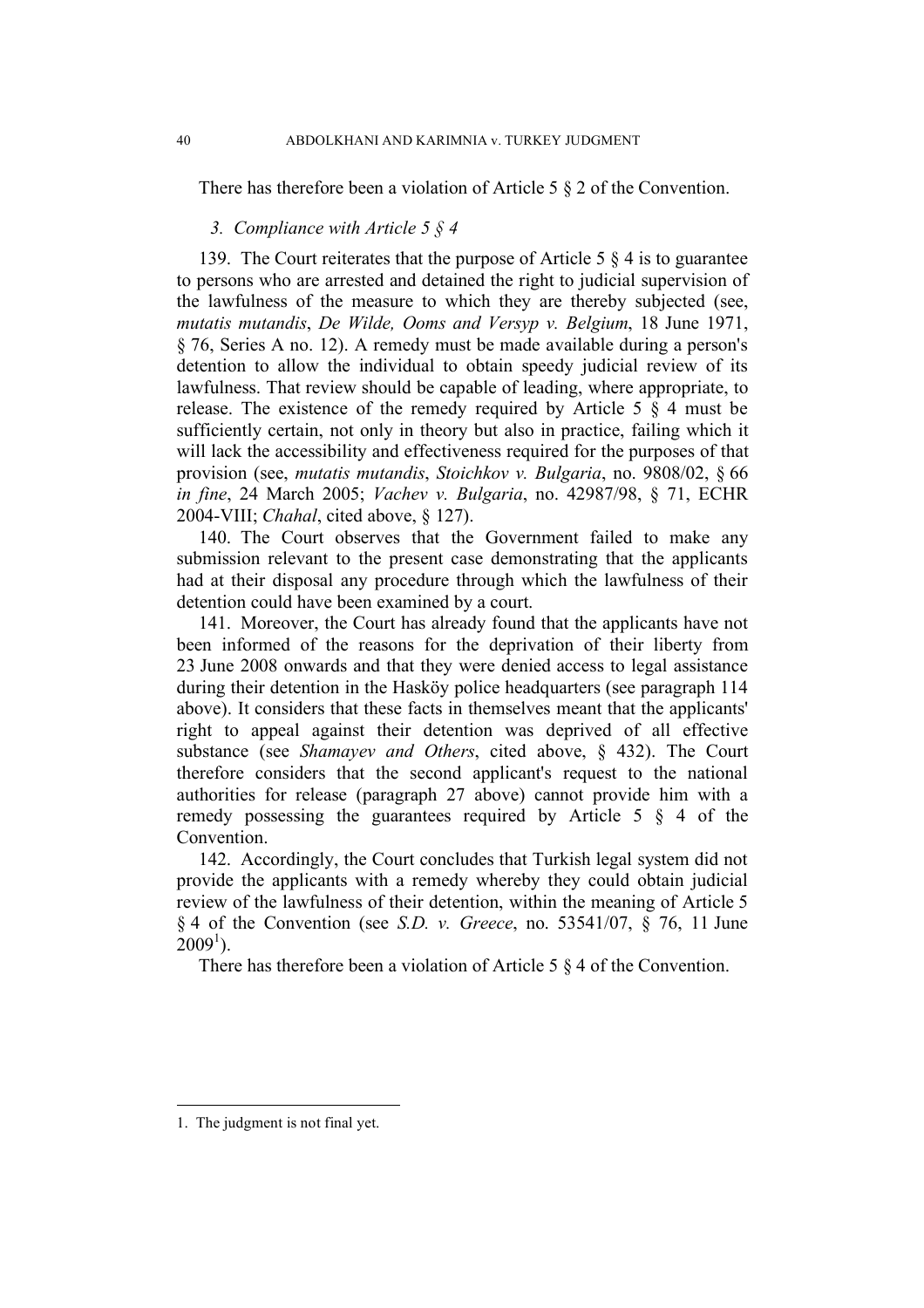There has therefore been a violation of Article 5 § 2 of the Convention.

### *3. Compliance with Article 5 § 4*

139. The Court reiterates that the purpose of Article 5 § 4 is to guarantee to persons who are arrested and detained the right to judicial supervision of the lawfulness of the measure to which they are thereby subjected (see, *mutatis mutandis*, *De Wilde, Ooms and Versyp v. Belgium*, 18 June 1971, § 76, Series A no. 12). A remedy must be made available during a person's detention to allow the individual to obtain speedy judicial review of its lawfulness. That review should be capable of leading, where appropriate, to release. The existence of the remedy required by Article 5 § 4 must be sufficiently certain, not only in theory but also in practice, failing which it will lack the accessibility and effectiveness required for the purposes of that provision (see, *mutatis mutandis*, *Stoichkov v. Bulgaria*, no. 9808/02, § 66 *in fine*, 24 March 2005; *Vachev v. Bulgaria*, no. 42987/98, § 71, ECHR 2004-VIII; *Chahal*, cited above, § 127).

140. The Court observes that the Government failed to make any submission relevant to the present case demonstrating that the applicants had at their disposal any procedure through which the lawfulness of their detention could have been examined by a court.

141. Moreover, the Court has already found that the applicants have not been informed of the reasons for the deprivation of their liberty from 23 June 2008 onwards and that they were denied access to legal assistance during their detention in the Hasköy police headquarters (see paragraph 114 above). It considers that these facts in themselves meant that the applicants' right to appeal against their detention was deprived of all effective substance (see *Shamayev and Others*, cited above, § 432). The Court therefore considers that the second applicant's request to the national authorities for release (paragraph 27 above) cannot provide him with a remedy possessing the guarantees required by Article 5 § 4 of the Convention.

142. Accordingly, the Court concludes that Turkish legal system did not provide the applicants with a remedy whereby they could obtain judicial review of the lawfulness of their detention, within the meaning of Article 5 § 4 of the Convention (see *S.D. v. Greece*, no. 53541/07, § 76, 11 June 2009[1]).

There has therefore been a violation of Article 5 § 4 of the Convention.

1. The judgment is not final yet.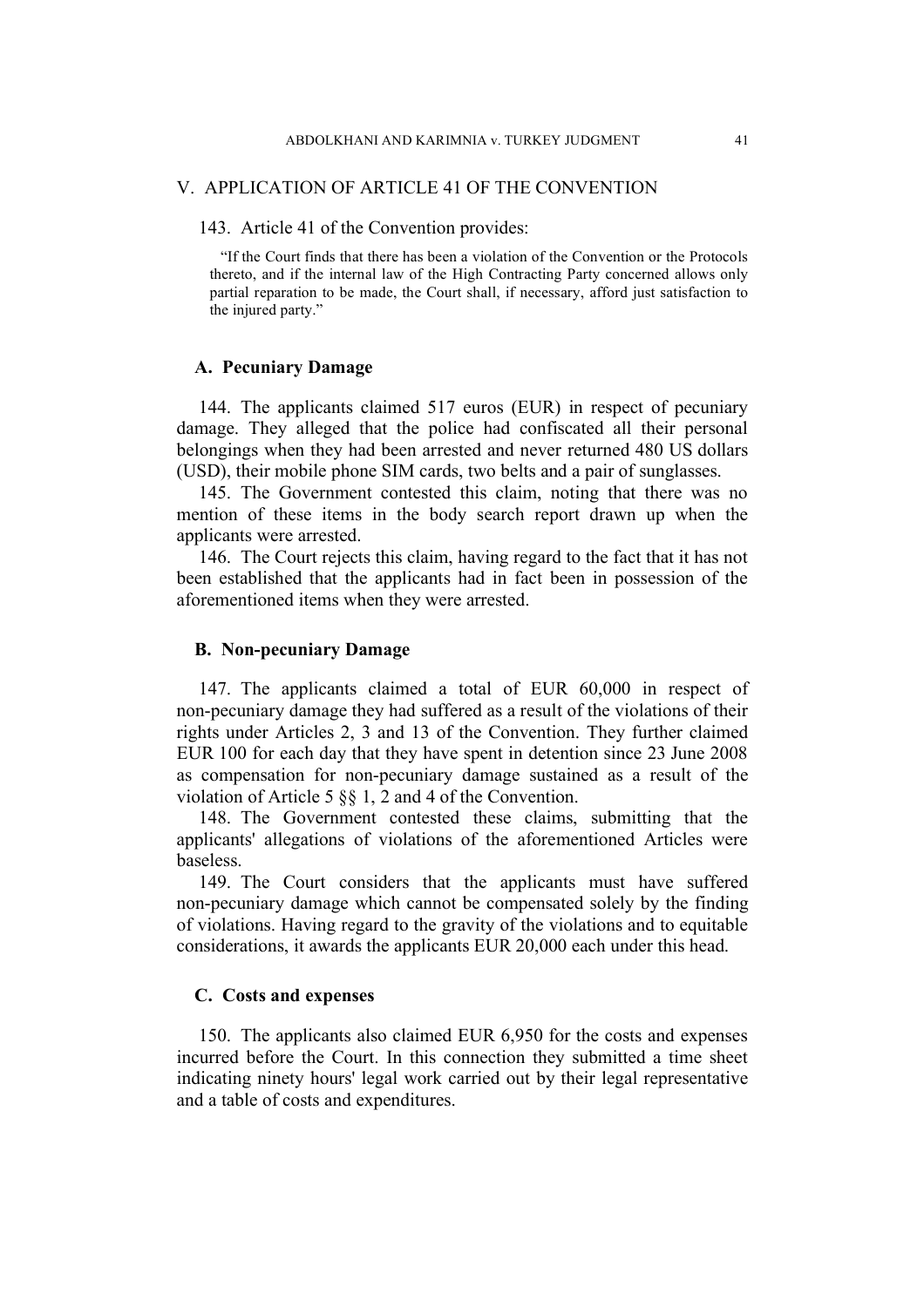## V. APPLICATION OF ARTICLE 41 OF THE CONVENTION

143. Article 41 of the Convention provides:

> "If the Court finds that there has been a violation of the Convention or the Protocols thereto, and if the internal law of the High Contracting Party concerned allows only partial reparation to be made, the Court shall, if necessary, afford just satisfaction to the injured party."

### A. Pecuniary Damage

144. The applicants claimed 517 euros (EUR) in respect of pecuniary damage. They alleged that the police had confiscated all their personal belongings when they had been arrested and never returned 480 US dollars (USD), their mobile phone SIM cards, two belts and a pair of sunglasses.

145. The Government contested this claim, noting that there was no mention of these items in the body search report drawn up when the applicants were arrested.

146. The Court rejects this claim, having regard to the fact that it has not been established that the applicants had in fact been in possession of the aforementioned items when they were arrested.

### B. Non-pecuniary Damage

147. The applicants claimed a total of EUR 60,000 in respect of non-pecuniary damage they had suffered as a result of the violations of their rights under Articles 2, 3 and 13 of the Convention. They further claimed EUR 100 for each day that they have spent in detention since 23 June 2008 as compensation for non-pecuniary damage sustained as a result of the violation of Article 5 §§ 1, 2 and 4 of the Convention.

148. The Government contested these claims, submitting that the applicants' allegations of violations of the aforementioned Articles were baseless.

149. The Court considers that the applicants must have suffered non-pecuniary damage which cannot be compensated solely by the finding of violations. Having regard to the gravity of the violations and to equitable considerations, it awards the applicants EUR 20,000 each under this head.

### C. Costs and expenses

150. The applicants also claimed EUR 6,950 for the costs and expenses incurred before the Court. In this connection they submitted a time sheet indicating ninety hours' legal work carried out by their legal representative and a table of costs and expenditures.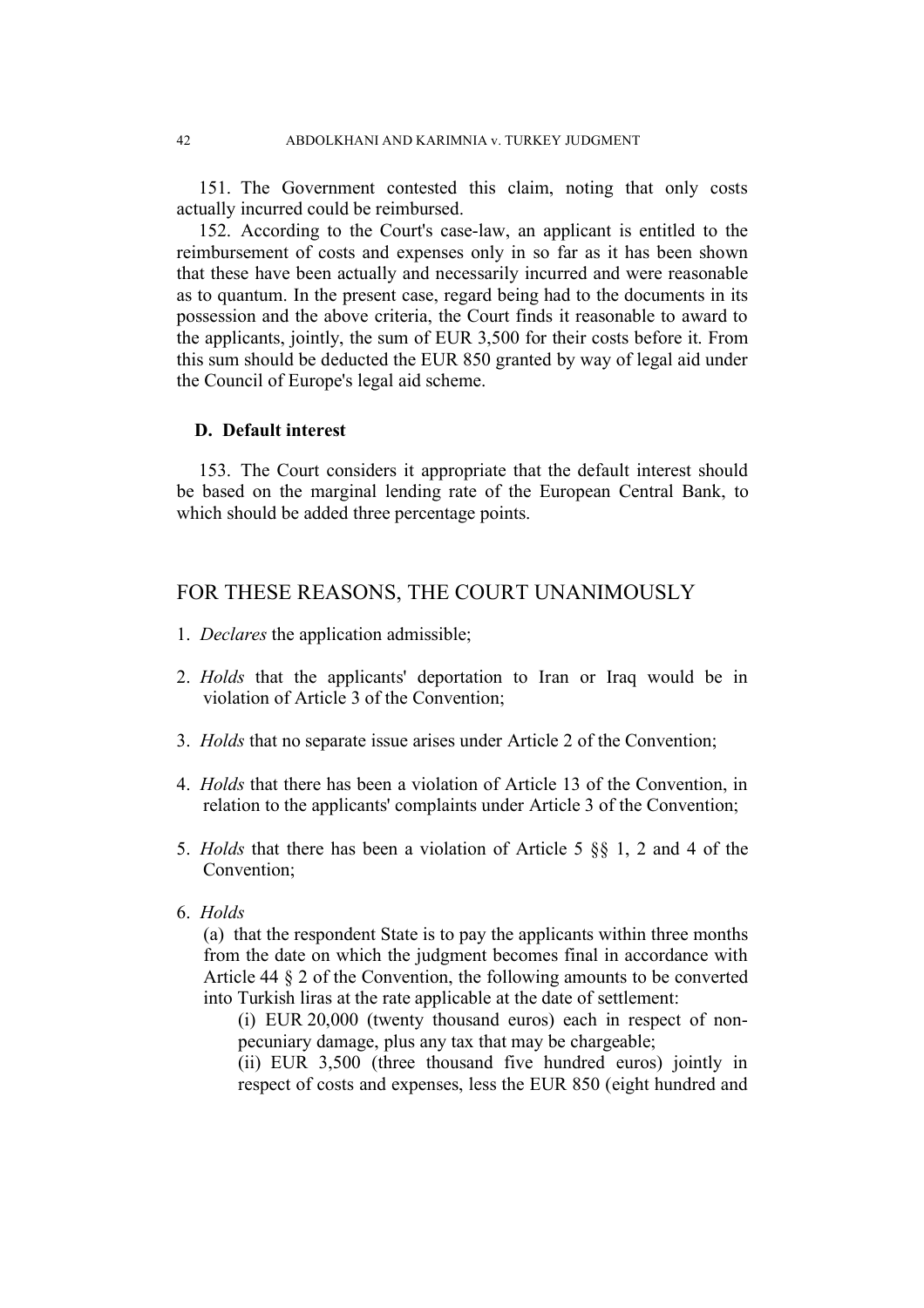151. The Government contested this claim, noting that only costs actually incurred could be reimbursed.

152. According to the Court's case-law, an applicant is entitled to the reimbursement of costs and expenses only in so far as it has been shown that these have been actually and necessarily incurred and were reasonable as to quantum. In the present case, regard being had to the documents in its possession and the above criteria, the Court finds it reasonable to award to the applicants, jointly, the sum of EUR 3,500 for their costs before it. From this sum should be deducted the EUR 850 granted by way of legal aid under the Council of Europe's legal aid scheme.

### D. Default interest

153. The Court considers it appropriate that the default interest should be based on the marginal lending rate of the European Central Bank, to which should be added three percentage points.

## FOR THESE REASONS, THE COURT UNANIMOUSLY

1. *Declares* the application admissible;

2. *Holds* that the applicants' deportation to Iran or Iraq would be in violation of Article 3 of the Convention;

3. *Holds* that no separate issue arises under Article 2 of the Convention;

4. *Holds* that there has been a violation of Article 13 of the Convention, in relation to the applicants' complaints under Article 3 of the Convention;

5. *Holds* that there has been a violation of Article 5 §§ 1, 2 and 4 of the Convention;

6. *Holds*

   (a) that the respondent State is to pay the applicants within three months from the date on which the judgment becomes final in accordance with Article 44 § 2 of the Convention, the following amounts to be converted into Turkish liras at the rate applicable at the date of settlement:

   (i) EUR 20,000 (twenty thousand euros) each in respect of non-pecuniary damage, plus any tax that may be chargeable;

   (ii) EUR 3,500 (three thousand five hundred euros) jointly in respect of costs and expenses, less the EUR 850 (eight hundred and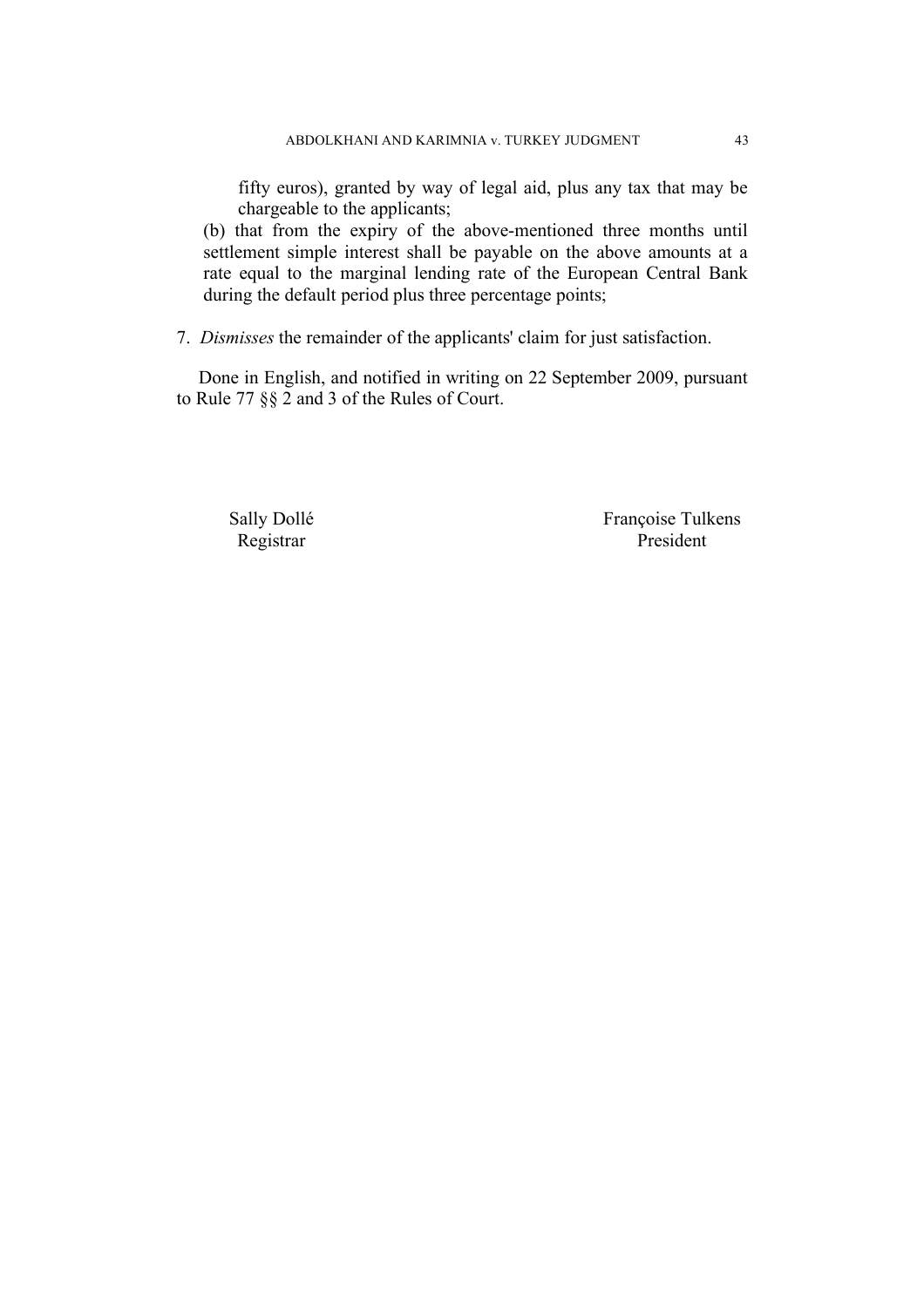fifty euros), granted by way of legal aid, plus any tax that may be chargeable to the applicants;

(b) that from the expiry of the above-mentioned three months until settlement simple interest shall be payable on the above amounts at a rate equal to the marginal lending rate of the European Central Bank during the default period plus three percentage points;

7. *Dismisses* the remainder of the applicants' claim for just satisfaction.

Done in English, and notified in writing on 22 September 2009, pursuant to Rule 77 §§ 2 and 3 of the Rules of Court.

Sally Dollé
Registrar

Françoise Tulkens
President